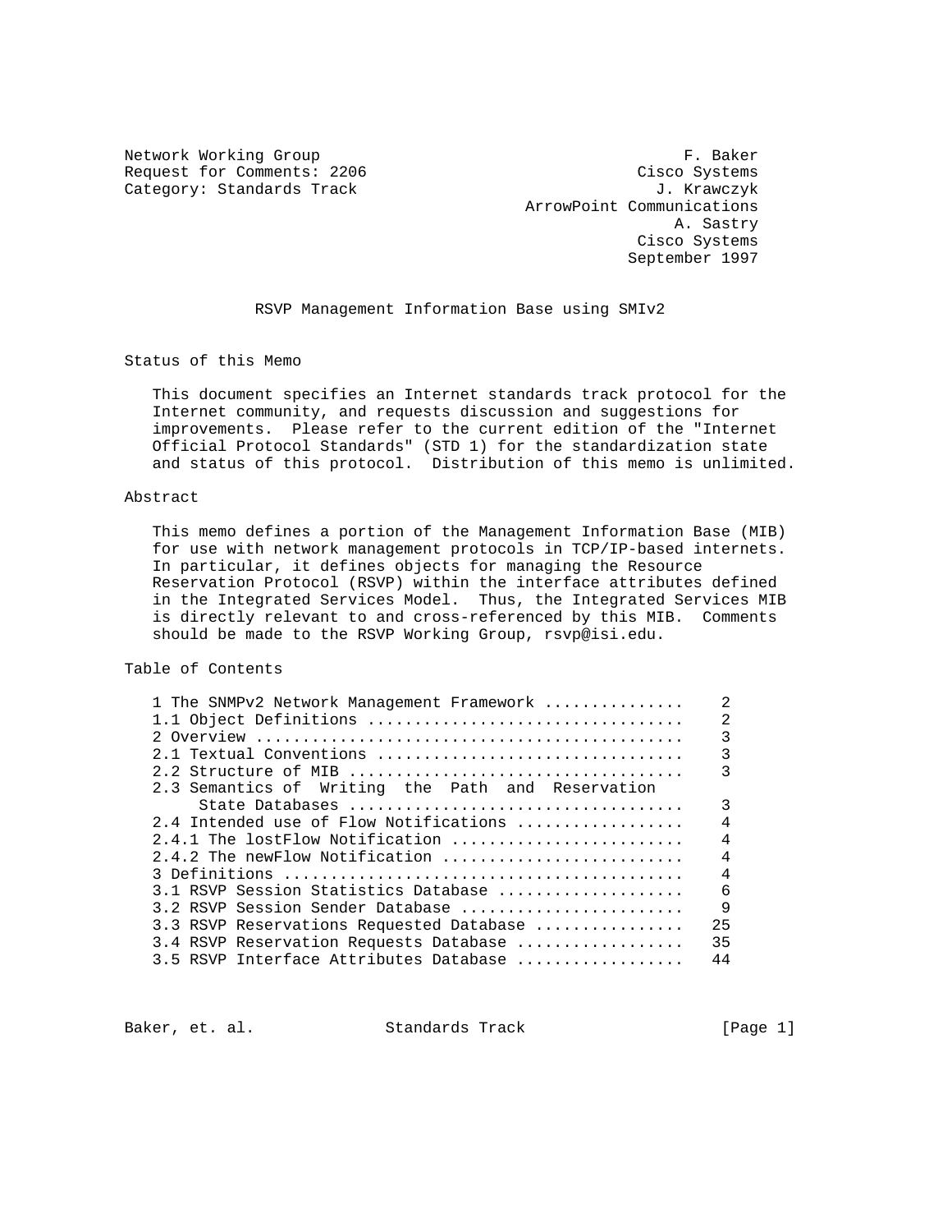Network Working Group F. Baker
Request for Comments: 2206 Cisco Systems
Category: Standards Track J. Krawczyk
ArrowPoint Communications
A. Sastry
Cisco Systems
September 1997

# RSVP Management Information Base using SMIv2

## Status of this Memo

This document specifies an Internet standards track protocol for the Internet community, and requests discussion and suggestions for improvements. Please refer to the current edition of the "Internet Official Protocol Standards" (STD 1) for the standardization state and status of this protocol. Distribution of this memo is unlimited.

## Abstract

This memo defines a portion of the Management Information Base (MIB) for use with network management protocols in TCP/IP-based internets. In particular, it defines objects for managing the Resource Reservation Protocol (RSVP) within the interface attributes defined in the Integrated Services Model. Thus, the Integrated Services MIB is directly relevant to and cross-referenced by this MIB. Comments should be made to the RSVP Working Group, rsvp@isi.edu.

## Table of Contents

```
1 The SNMPv2 Network Management Framework ...............    2
1.1 Object Definitions .................................    2
2 Overview .............................................    3
2.1 Textual Conventions ................................    3
2.2 Structure of MIB ...................................    3
2.3 Semantics of  Writing  the  Path  and  Reservation
     State Databases ...................................    3
2.4 Intended use of Flow Notifications .................    4
2.4.1 The lostFlow Notification ........................    4
2.4.2 The newFlow Notification .........................    4
3 Definitions ..........................................    4
3.1 RSVP Session Statistics Database ...................    6
3.2 RSVP Session Sender Database .......................    9
3.3 RSVP Reservations Requested Database ...............   25
3.4 RSVP Reservation Requests Database .................   35
3.5 RSVP Interface Attributes Database .................   44
```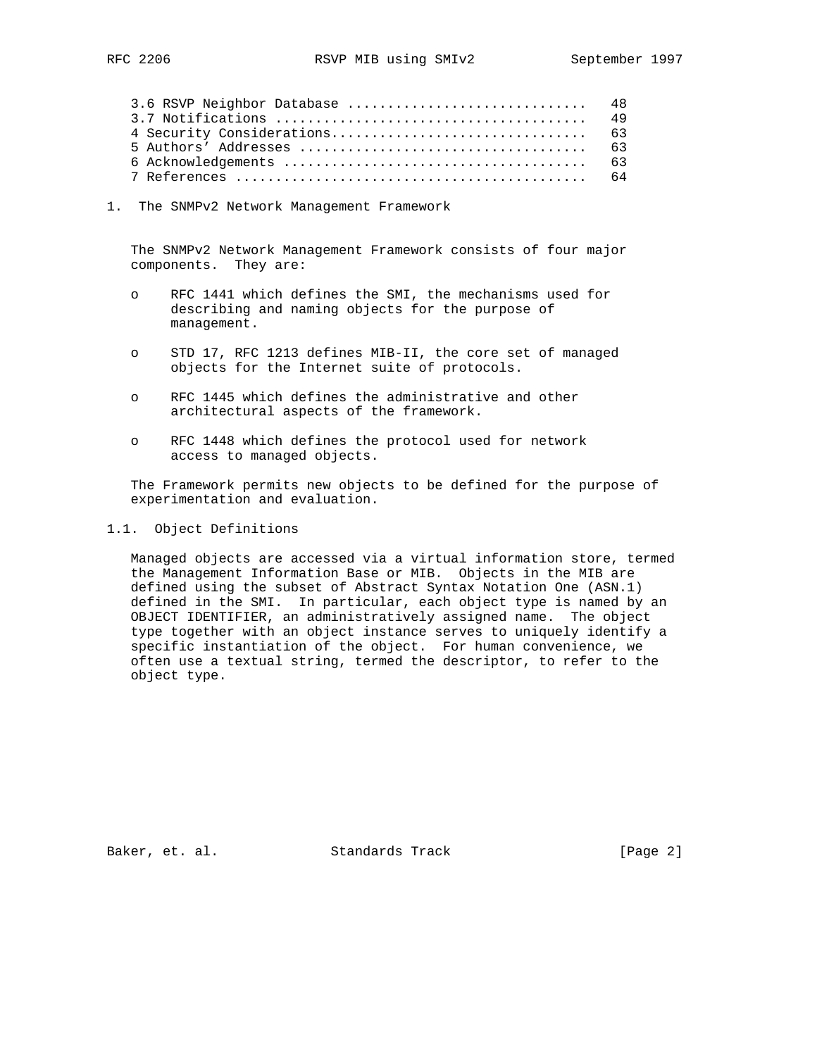3.6 RSVP Neighbor Database ............................. 48
3.7 Notifications ...................................... 49
4 Security Considerations............................... 63
5 Authors' Addresses ................................... 63
6 Acknowledgements ..................................... 63
7 References ........................................... 64

# 1. The SNMPv2 Network Management Framework

The SNMPv2 Network Management Framework consists of four major components. They are:

- RFC 1441 which defines the SMI, the mechanisms used for describing and naming objects for the purpose of management.

- STD 17, RFC 1213 defines MIB-II, the core set of managed objects for the Internet suite of protocols.

- RFC 1445 which defines the administrative and other architectural aspects of the framework.

- RFC 1448 which defines the protocol used for network access to managed objects.

The Framework permits new objects to be defined for the purpose of experimentation and evaluation.

## 1.1. Object Definitions

Managed objects are accessed via a virtual information store, termed the Management Information Base or MIB. Objects in the MIB are defined using the subset of Abstract Syntax Notation One (ASN.1) defined in the SMI. In particular, each object type is named by an OBJECT IDENTIFIER, an administratively assigned name. The object type together with an object instance serves to uniquely identify a specific instantiation of the object. For human convenience, we often use a textual string, termed the descriptor, to refer to the object type.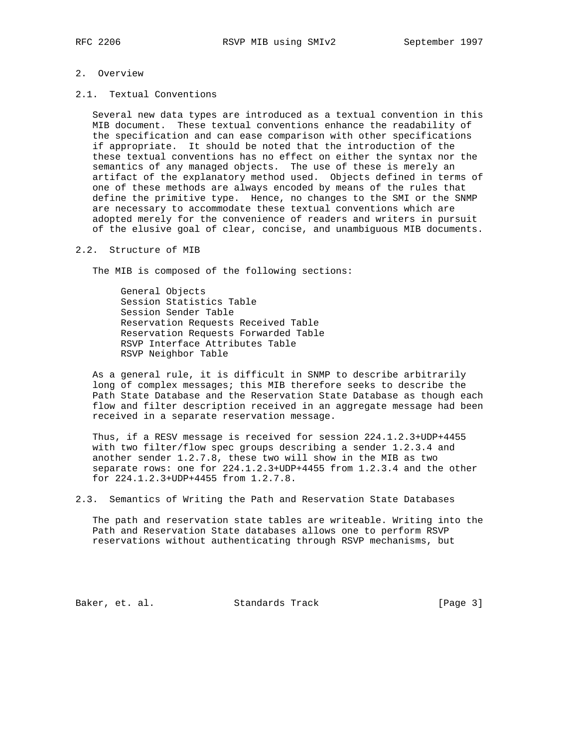## 2. Overview

### 2.1. Textual Conventions

Several new data types are introduced as a textual convention in this MIB document. These textual conventions enhance the readability of the specification and can ease comparison with other specifications if appropriate. It should be noted that the introduction of the these textual conventions has no effect on either the syntax nor the semantics of any managed objects. The use of these is merely an artifact of the explanatory method used. Objects defined in terms of one of these methods are always encoded by means of the rules that define the primitive type. Hence, no changes to the SMI or the SNMP are necessary to accommodate these textual conventions which are adopted merely for the convenience of readers and writers in pursuit of the elusive goal of clear, concise, and unambiguous MIB documents.

### 2.2. Structure of MIB

The MIB is composed of the following sections:

- General Objects
- Session Statistics Table
- Session Sender Table
- Reservation Requests Received Table
- Reservation Requests Forwarded Table
- RSVP Interface Attributes Table
- RSVP Neighbor Table

As a general rule, it is difficult in SNMP to describe arbitrarily long of complex messages; this MIB therefore seeks to describe the Path State Database and the Reservation State Database as though each flow and filter description received in an aggregate message had been received in a separate reservation message.

Thus, if a RESV message is received for session 224.1.2.3+UDP+4455 with two filter/flow spec groups describing a sender 1.2.3.4 and another sender 1.2.7.8, these two will show in the MIB as two separate rows: one for 224.1.2.3+UDP+4455 from 1.2.3.4 and the other for 224.1.2.3+UDP+4455 from 1.2.7.8.

### 2.3. Semantics of Writing the Path and Reservation State Databases

The path and reservation state tables are writeable. Writing into the Path and Reservation State databases allows one to perform RSVP reservations without authenticating through RSVP mechanisms, but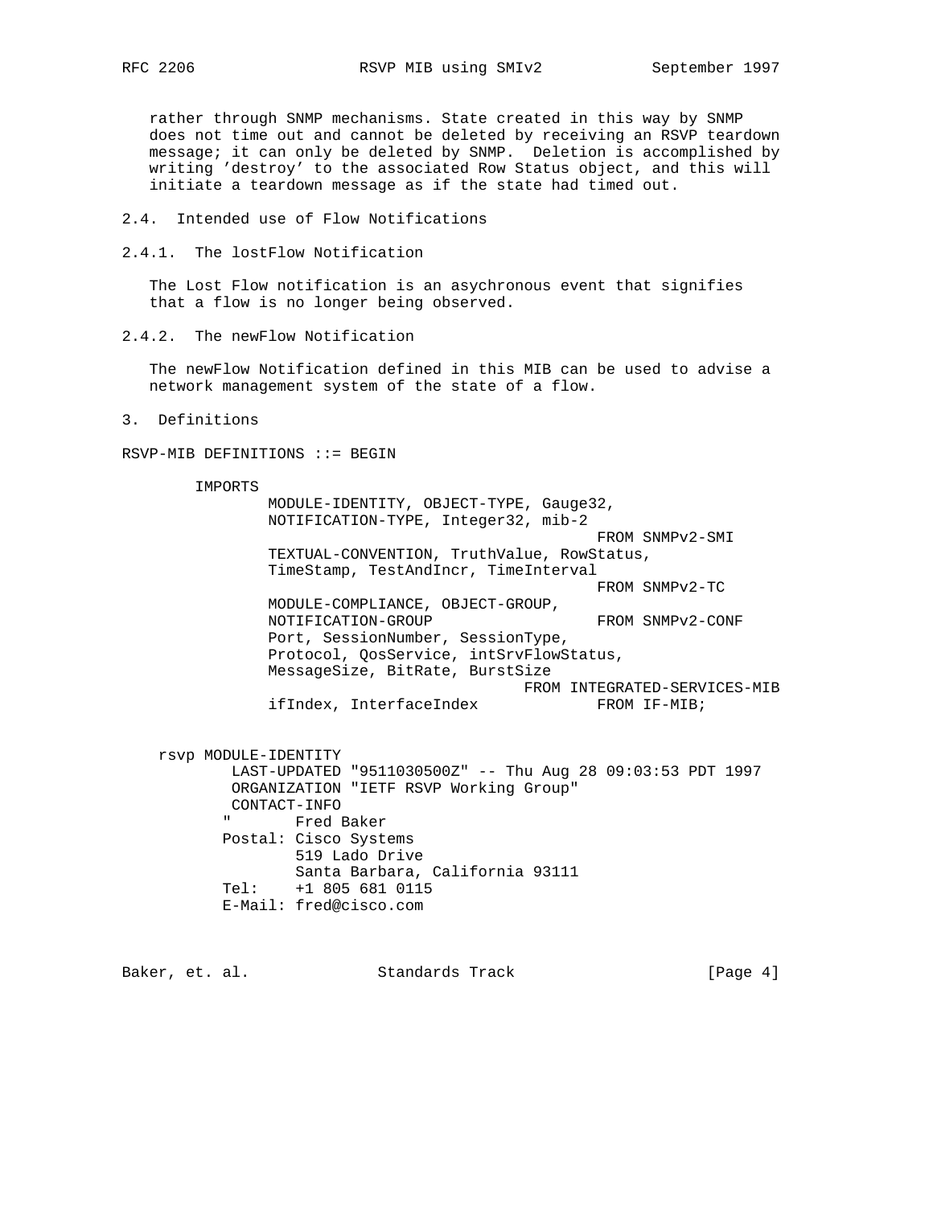rather through SNMP mechanisms. State created in this way by SNMP does not time out and cannot be deleted by receiving an RSVP teardown message; it can only be deleted by SNMP. Deletion is accomplished by writing 'destroy' to the associated Row Status object, and this will initiate a teardown message as if the state had timed out.

### 2.4. Intended use of Flow Notifications

#### 2.4.1. The lostFlow Notification

The Lost Flow notification is an asychronous event that signifies that a flow is no longer being observed.

#### 2.4.2. The newFlow Notification

The newFlow Notification defined in this MIB can be used to advise a network management system of the state of a flow.

## 3. Definitions

```
RSVP-MIB DEFINITIONS ::= BEGIN

        IMPORTS
                MODULE-IDENTITY, OBJECT-TYPE, Gauge32,
                NOTIFICATION-TYPE, Integer32, mib-2
                                                  FROM SNMPv2-SMI
                TEXTUAL-CONVENTION, TruthValue, RowStatus,
                TimeStamp, TestAndIncr, TimeInterval
                                                  FROM SNMPv2-TC
                MODULE-COMPLIANCE, OBJECT-GROUP,
                NOTIFICATION-GROUP                FROM SNMPv2-CONF
                Port, SessionNumber, SessionType,
                Protocol, QosService, intSrvFlowStatus,
                MessageSize, BitRate, BurstSize
                                          FROM INTEGRATED-SERVICES-MIB
                ifIndex, InterfaceIndex           FROM IF-MIB;


    rsvp MODULE-IDENTITY
            LAST-UPDATED "9511030500Z" -- Thu Aug 28 09:03:53 PDT 1997
            ORGANIZATION "IETF RSVP Working Group"
            CONTACT-INFO
           "       Fred Baker
           Postal: Cisco Systems
                   519 Lado Drive
                   Santa Barbara, California 93111
           Tel:    +1 805 681 0115
           E-Mail: fred@cisco.com
```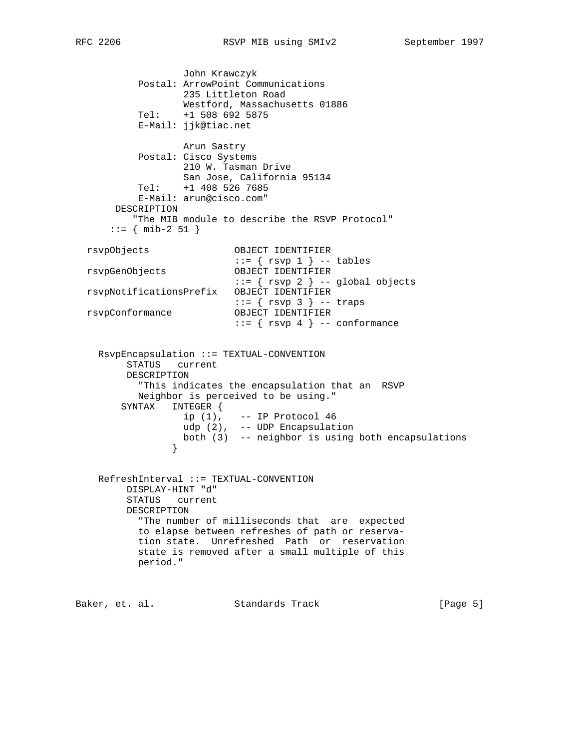```
                 John Krawczyk
         Postal: ArrowPoint Communications
                 235 Littleton Road
                 Westford, Massachusetts 01886
         Tel:    +1 508 692 5875
         E-Mail: jjk@tiac.net

                 Arun Sastry
         Postal: Cisco Systems
                 210 W. Tasman Drive
                 San Jose, California 95134
         Tel:    +1 408 526 7685
         E-Mail: arun@cisco.com"
     DESCRIPTION
        "The MIB module to describe the RSVP Protocol"
    ::= { mib-2 51 }

rsvpObjects               OBJECT IDENTIFIER
                          ::= { rsvp 1 } -- tables
rsvpGenObjects            OBJECT IDENTIFIER
                          ::= { rsvp 2 } -- global objects
rsvpNotificationsPrefix   OBJECT IDENTIFIER
                          ::= { rsvp 3 } -- traps
rsvpConformance           OBJECT IDENTIFIER
                          ::= { rsvp 4 } -- conformance


  RsvpEncapsulation ::= TEXTUAL-CONVENTION
       STATUS   current
       DESCRIPTION
         "This indicates the encapsulation that an  RSVP
         Neighbor is perceived to be using."
      SYNTAX   INTEGER {
                 ip (1),   -- IP Protocol 46
                 udp (2),  -- UDP Encapsulation
                 both (3)  -- neighbor is using both encapsulations
               }


  RefreshInterval ::= TEXTUAL-CONVENTION
       DISPLAY-HINT "d"
       STATUS   current
       DESCRIPTION
         "The number of milliseconds that  are  expected
         to elapse between refreshes of path or reserva-
         tion state.  Unrefreshed  Path  or  reservation
         state is removed after a small multiple of this
         period."
```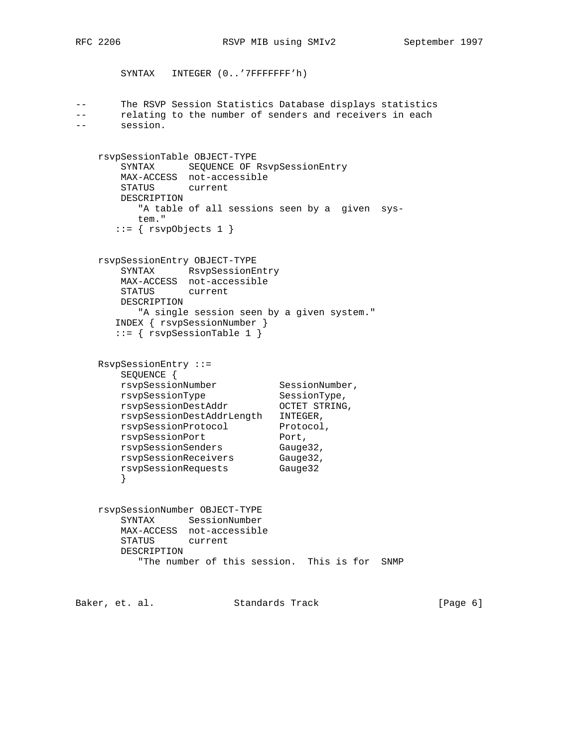```
        SYNTAX   INTEGER (0..'7FFFFFFF'h)

--      The RSVP Session Statistics Database displays statistics
--      relating to the number of senders and receivers in each
--      session.


    rsvpSessionTable OBJECT-TYPE
        SYNTAX      SEQUENCE OF RsvpSessionEntry
        MAX-ACCESS  not-accessible
        STATUS      current
        DESCRIPTION
           "A table of all sessions seen by a  given  sys-
           tem."
       ::= { rsvpObjects 1 }


    rsvpSessionEntry OBJECT-TYPE
        SYNTAX      RsvpSessionEntry
        MAX-ACCESS  not-accessible
        STATUS      current
        DESCRIPTION
           "A single session seen by a given system."
       INDEX { rsvpSessionNumber }
       ::= { rsvpSessionTable 1 }


    RsvpSessionEntry ::=
        SEQUENCE {
        rsvpSessionNumber           SessionNumber,
        rsvpSessionType             SessionType,
        rsvpSessionDestAddr         OCTET STRING,
        rsvpSessionDestAddrLength   INTEGER,
        rsvpSessionProtocol         Protocol,
        rsvpSessionPort             Port,
        rsvpSessionSenders          Gauge32,
        rsvpSessionReceivers        Gauge32,
        rsvpSessionRequests         Gauge32
        }


    rsvpSessionNumber OBJECT-TYPE
        SYNTAX      SessionNumber
        MAX-ACCESS  not-accessible
        STATUS      current
        DESCRIPTION
           "The number of this session.  This is for  SNMP
```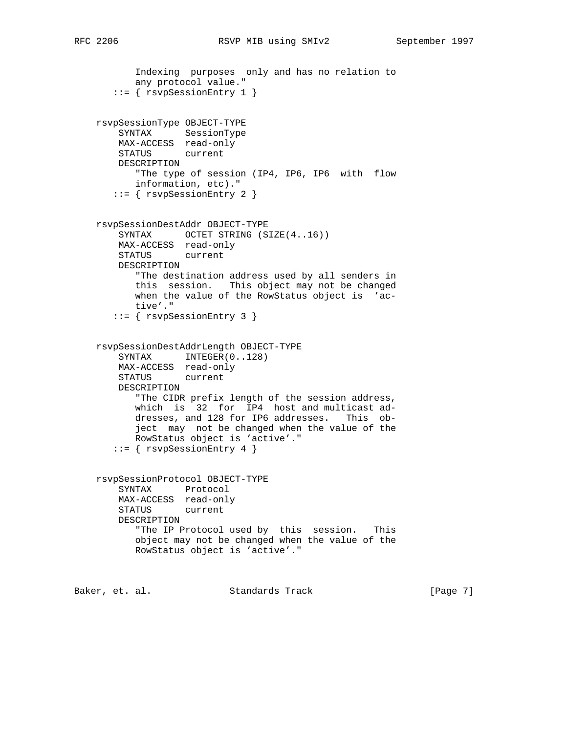```
          Indexing  purposes  only and has no relation to
          any protocol value."
       ::= { rsvpSessionEntry 1 }


   rsvpSessionType OBJECT-TYPE
       SYNTAX      SessionType
       MAX-ACCESS  read-only
       STATUS      current
       DESCRIPTION
          "The type of session (IP4, IP6, IP6  with  flow
          information, etc)."
       ::= { rsvpSessionEntry 2 }


   rsvpSessionDestAddr OBJECT-TYPE
       SYNTAX      OCTET STRING (SIZE(4..16))
       MAX-ACCESS  read-only
       STATUS      current
       DESCRIPTION
          "The destination address used by all senders in
          this  session.   This object may not be changed
          when the value of the RowStatus object is  'ac-
          tive'."
       ::= { rsvpSessionEntry 3 }


   rsvpSessionDestAddrLength OBJECT-TYPE
       SYNTAX      INTEGER(0..128)
       MAX-ACCESS  read-only
       STATUS      current
       DESCRIPTION
          "The CIDR prefix length of the session address,
          which  is  32  for  IP4  host and multicast ad-
          dresses, and 128 for IP6 addresses.   This  ob-
          ject  may  not be changed when the value of the
          RowStatus object is 'active'."
       ::= { rsvpSessionEntry 4 }


   rsvpSessionProtocol OBJECT-TYPE
       SYNTAX      Protocol
       MAX-ACCESS  read-only
       STATUS      current
       DESCRIPTION
          "The IP Protocol used by  this  session.   This
          object may not be changed when the value of the
          RowStatus object is 'active'."
```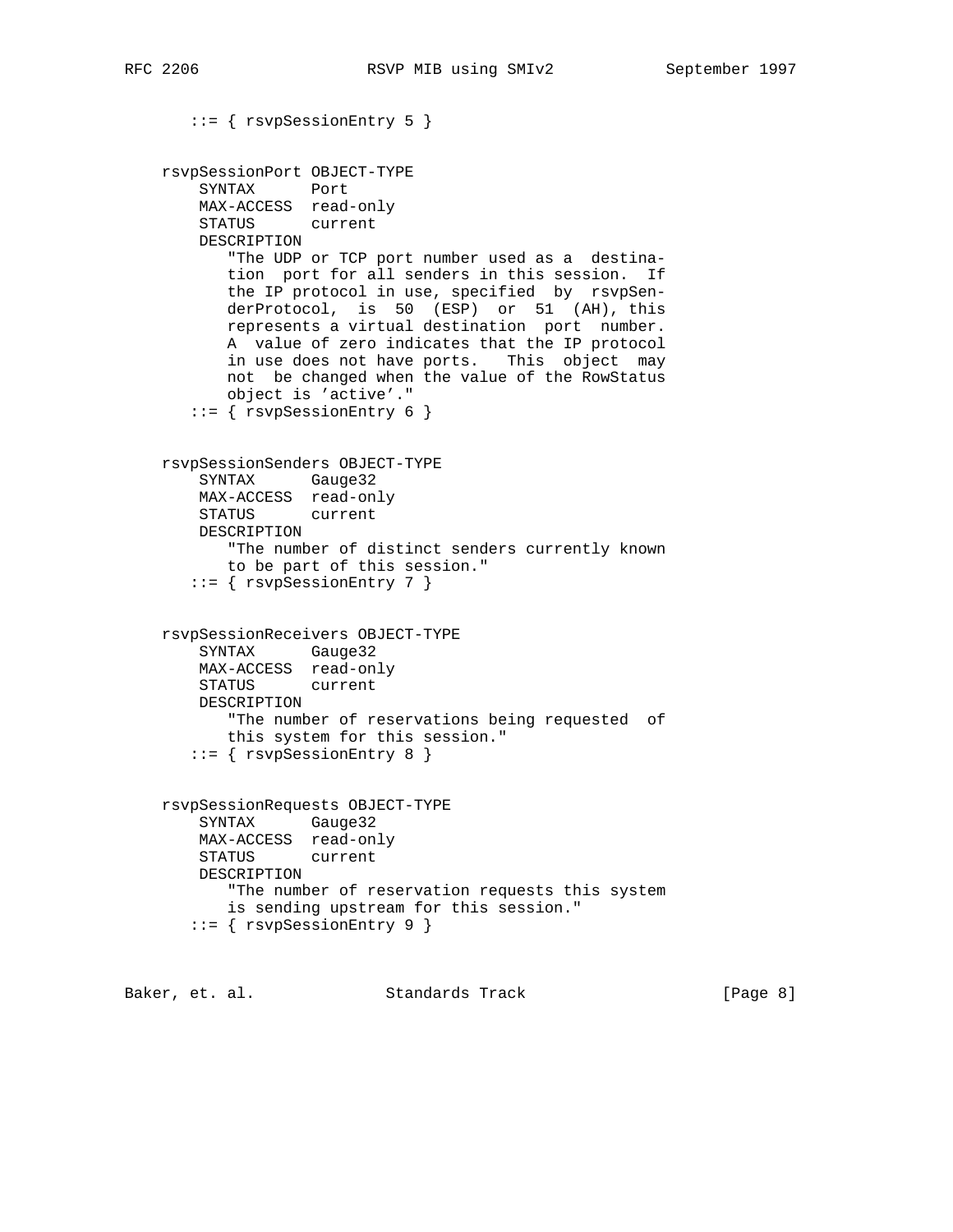```
       ::= { rsvpSessionEntry 5 }


    rsvpSessionPort OBJECT-TYPE
        SYNTAX      Port
        MAX-ACCESS  read-only
        STATUS      current
        DESCRIPTION
           "The UDP or TCP port number used as a  destina-
           tion  port for all senders in this session.  If
           the IP protocol in use, specified  by  rsvpSen-
           derProtocol,  is  50  (ESP)  or  51  (AH), this
           represents a virtual destination  port  number.
           A  value of zero indicates that the IP protocol
           in use does not have ports.   This  object  may
           not  be changed when the value of the RowStatus
           object is 'active'."
       ::= { rsvpSessionEntry 6 }


    rsvpSessionSenders OBJECT-TYPE
        SYNTAX      Gauge32
        MAX-ACCESS  read-only
        STATUS      current
        DESCRIPTION
           "The number of distinct senders currently known
           to be part of this session."
       ::= { rsvpSessionEntry 7 }


    rsvpSessionReceivers OBJECT-TYPE
        SYNTAX      Gauge32
        MAX-ACCESS  read-only
        STATUS      current
        DESCRIPTION
           "The number of reservations being requested  of
           this system for this session."
       ::= { rsvpSessionEntry 8 }


    rsvpSessionRequests OBJECT-TYPE
        SYNTAX      Gauge32
        MAX-ACCESS  read-only
        STATUS      current
        DESCRIPTION
           "The number of reservation requests this system
           is sending upstream for this session."
       ::= { rsvpSessionEntry 9 }
```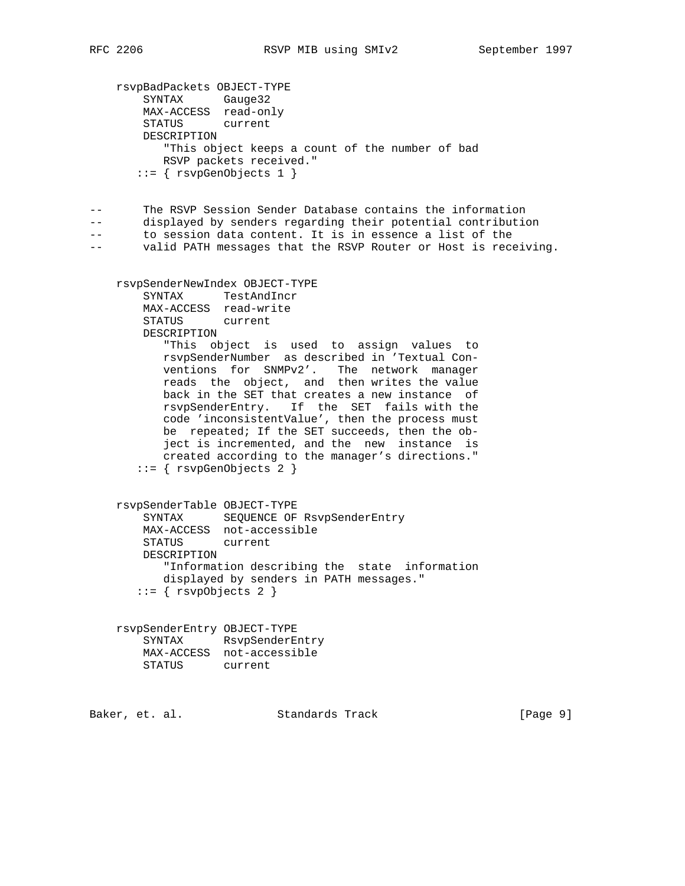```
    rsvpBadPackets OBJECT-TYPE
        SYNTAX      Gauge32
        MAX-ACCESS  read-only
        STATUS      current
        DESCRIPTION
           "This object keeps a count of the number of bad
           RSVP packets received."
       ::= { rsvpGenObjects 1 }


--      The RSVP Session Sender Database contains the information
--      displayed by senders regarding their potential contribution
--      to session data content. It is in essence a list of the
--      valid PATH messages that the RSVP Router or Host is receiving.


    rsvpSenderNewIndex OBJECT-TYPE
        SYNTAX      TestAndIncr
        MAX-ACCESS  read-write
        STATUS      current
        DESCRIPTION
           "This  object  is  used  to  assign  values  to
           rsvpSenderNumber  as described in 'Textual Con-
           ventions  for  SNMPv2'.   The  network  manager
           reads  the  object,  and  then writes the value
           back in the SET that creates a new instance  of
           rsvpSenderEntry.   If  the  SET  fails with the
           code 'inconsistentValue', then the process must
           be  repeated; If the SET succeeds, then the ob-
           ject is incremented, and the  new  instance  is
           created according to the manager's directions."
       ::= { rsvpGenObjects 2 }


    rsvpSenderTable OBJECT-TYPE
        SYNTAX      SEQUENCE OF RsvpSenderEntry
        MAX-ACCESS  not-accessible
        STATUS      current
        DESCRIPTION
           "Information describing the  state  information
           displayed by senders in PATH messages."
       ::= { rsvpObjects 2 }


    rsvpSenderEntry OBJECT-TYPE
        SYNTAX      RsvpSenderEntry
        MAX-ACCESS  not-accessible
        STATUS      current
```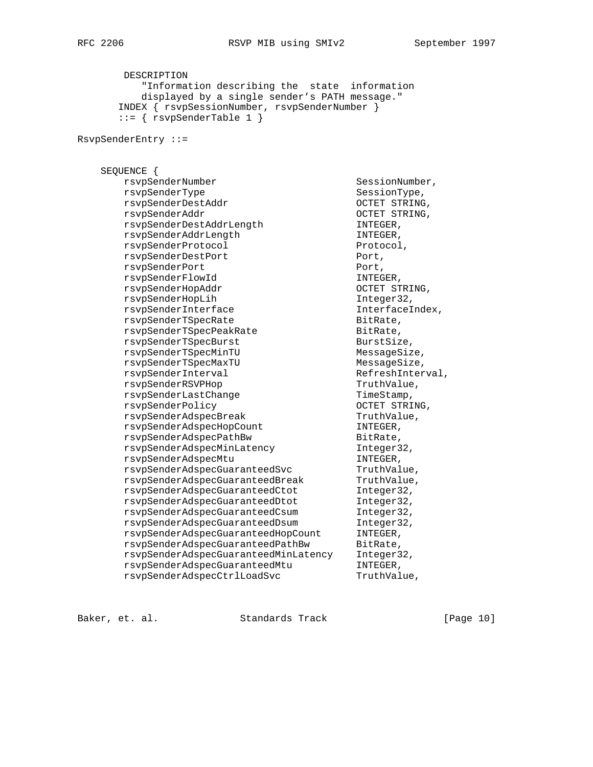```
        DESCRIPTION
           "Information describing the  state  information
           displayed by a single sender's PATH message."
       INDEX { rsvpSessionNumber, rsvpSenderNumber }
       ::= { rsvpSenderTable 1 }

RsvpSenderEntry ::=


    SEQUENCE {
        rsvpSenderNumber                        SessionNumber,
        rsvpSenderType                          SessionType,
        rsvpSenderDestAddr                      OCTET STRING,
        rsvpSenderAddr                          OCTET STRING,
        rsvpSenderDestAddrLength                INTEGER,
        rsvpSenderAddrLength                    INTEGER,
        rsvpSenderProtocol                      Protocol,
        rsvpSenderDestPort                      Port,
        rsvpSenderPort                          Port,
        rsvpSenderFlowId                        INTEGER,
        rsvpSenderHopAddr                       OCTET STRING,
        rsvpSenderHopLih                        Integer32,
        rsvpSenderInterface                     InterfaceIndex,
        rsvpSenderTSpecRate                     BitRate,
        rsvpSenderTSpecPeakRate                 BitRate,
        rsvpSenderTSpecBurst                    BurstSize,
        rsvpSenderTSpecMinTU                    MessageSize,
        rsvpSenderTSpecMaxTU                    MessageSize,
        rsvpSenderInterval                      RefreshInterval,
        rsvpSenderRSVPHop                       TruthValue,
        rsvpSenderLastChange                    TimeStamp,
        rsvpSenderPolicy                        OCTET STRING,
        rsvpSenderAdspecBreak                   TruthValue,
        rsvpSenderAdspecHopCount                INTEGER,
        rsvpSenderAdspecPathBw                  BitRate,
        rsvpSenderAdspecMinLatency              Integer32,
        rsvpSenderAdspecMtu                     INTEGER,
        rsvpSenderAdspecGuaranteedSvc           TruthValue,
        rsvpSenderAdspecGuaranteedBreak         TruthValue,
        rsvpSenderAdspecGuaranteedCtot          Integer32,
        rsvpSenderAdspecGuaranteedDtot          Integer32,
        rsvpSenderAdspecGuaranteedCsum          Integer32,
        rsvpSenderAdspecGuaranteedDsum          Integer32,
        rsvpSenderAdspecGuaranteedHopCount      INTEGER,
        rsvpSenderAdspecGuaranteedPathBw        BitRate,
        rsvpSenderAdspecGuaranteedMinLatency    Integer32,
        rsvpSenderAdspecGuaranteedMtu           INTEGER,
        rsvpSenderAdspecCtrlLoadSvc             TruthValue,
```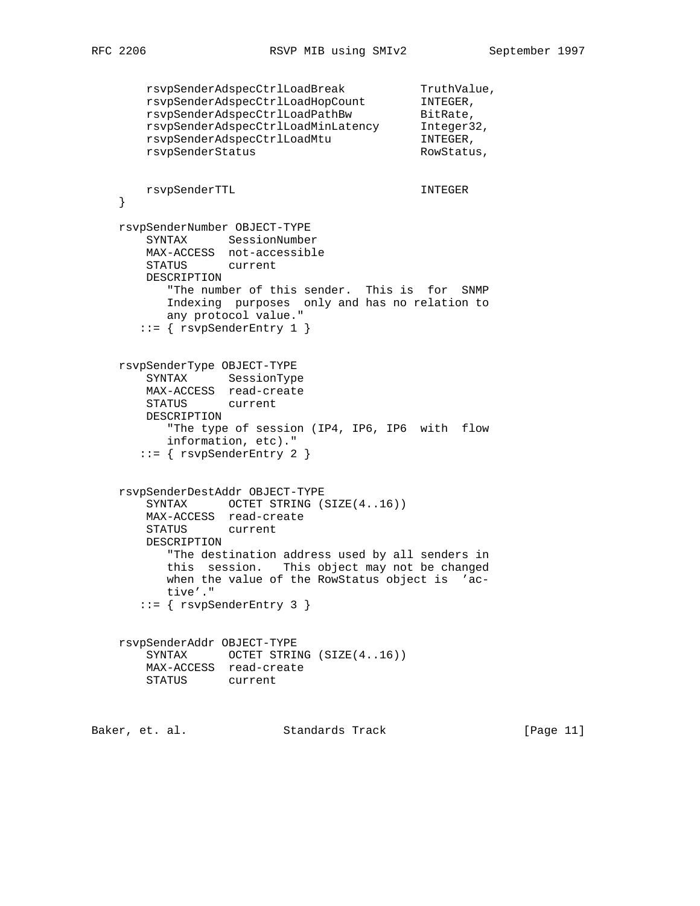```
        rsvpSenderAdspecCtrlLoadBreak           TruthValue,
        rsvpSenderAdspecCtrlLoadHopCount        INTEGER,
        rsvpSenderAdspecCtrlLoadPathBw          BitRate,
        rsvpSenderAdspecCtrlLoadMinLatency      Integer32,
        rsvpSenderAdspecCtrlLoadMtu             INTEGER,
        rsvpSenderStatus                        RowStatus,


        rsvpSenderTTL                           INTEGER
    }

    rsvpSenderNumber OBJECT-TYPE
        SYNTAX      SessionNumber
        MAX-ACCESS  not-accessible
        STATUS      current
        DESCRIPTION
           "The number of this sender.  This is  for  SNMP
           Indexing  purposes  only and has no relation to
           any protocol value."
       ::= { rsvpSenderEntry 1 }


    rsvpSenderType OBJECT-TYPE
        SYNTAX      SessionType
        MAX-ACCESS  read-create
        STATUS      current
        DESCRIPTION
           "The type of session (IP4, IP6, IP6  with  flow
           information, etc)."
       ::= { rsvpSenderEntry 2 }


    rsvpSenderDestAddr OBJECT-TYPE
        SYNTAX      OCTET STRING (SIZE(4..16))
        MAX-ACCESS  read-create
        STATUS      current
        DESCRIPTION
           "The destination address used by all senders in
           this  session.   This object may not be changed
           when the value of the RowStatus object is  'ac-
           tive'."
       ::= { rsvpSenderEntry 3 }


    rsvpSenderAddr OBJECT-TYPE
        SYNTAX      OCTET STRING (SIZE(4..16))
        MAX-ACCESS  read-create
        STATUS      current
```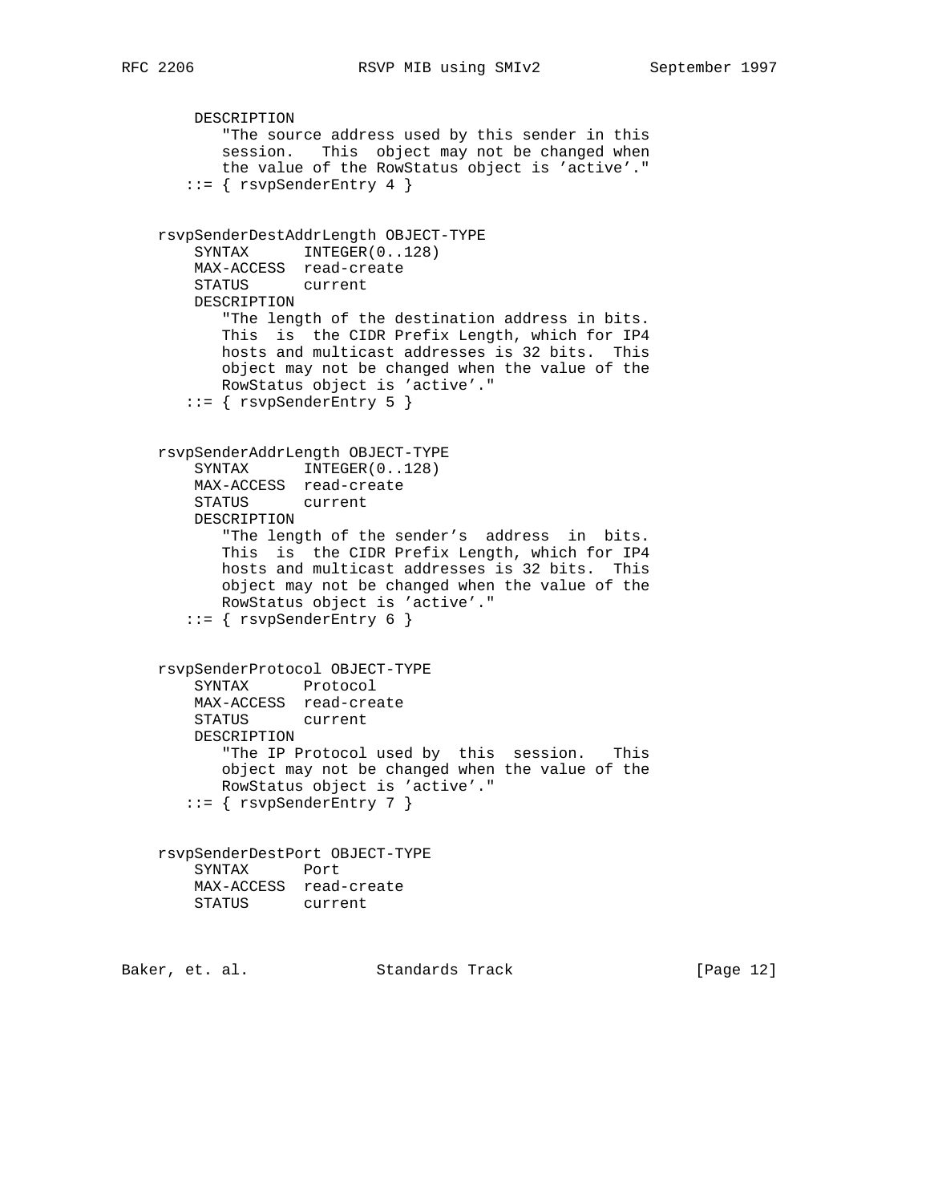```
        DESCRIPTION
           "The source address used by this sender in this
           session.   This  object may not be changed when
           the value of the RowStatus object is 'active'."
       ::= { rsvpSenderEntry 4 }


    rsvpSenderDestAddrLength OBJECT-TYPE
        SYNTAX      INTEGER(0..128)
        MAX-ACCESS  read-create
        STATUS      current
        DESCRIPTION
           "The length of the destination address in bits.
           This  is  the CIDR Prefix Length, which for IP4
           hosts and multicast addresses is 32 bits.  This
           object may not be changed when the value of the
           RowStatus object is 'active'."
       ::= { rsvpSenderEntry 5 }


    rsvpSenderAddrLength OBJECT-TYPE
        SYNTAX      INTEGER(0..128)
        MAX-ACCESS  read-create
        STATUS      current
        DESCRIPTION
           "The length of the sender's  address  in  bits.
           This  is  the CIDR Prefix Length, which for IP4
           hosts and multicast addresses is 32 bits.  This
           object may not be changed when the value of the
           RowStatus object is 'active'."
       ::= { rsvpSenderEntry 6 }


    rsvpSenderProtocol OBJECT-TYPE
        SYNTAX      Protocol
        MAX-ACCESS  read-create
        STATUS      current
        DESCRIPTION
           "The IP Protocol used by  this  session.   This
           object may not be changed when the value of the
           RowStatus object is 'active'."
       ::= { rsvpSenderEntry 7 }


    rsvpSenderDestPort OBJECT-TYPE
        SYNTAX      Port
        MAX-ACCESS  read-create
        STATUS      current
```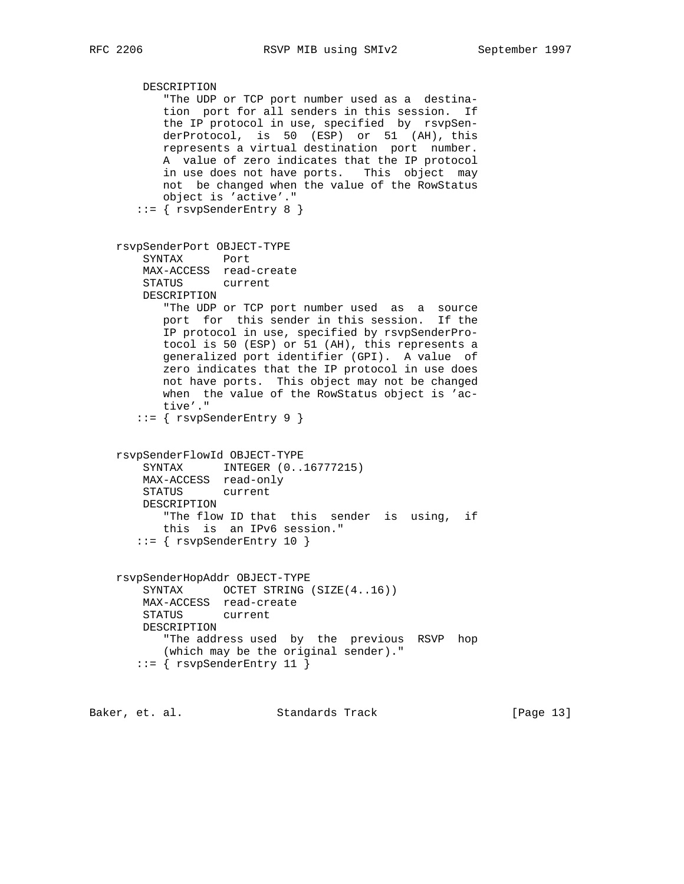```
       DESCRIPTION
          "The UDP or TCP port number used as a  destina-
          tion  port for all senders in this session.  If
          the IP protocol in use, specified  by  rsvpSen-
          derProtocol,  is  50  (ESP)  or  51  (AH), this
          represents a virtual destination  port  number.
          A  value of zero indicates that the IP protocol
          in use does not have ports.   This  object  may
          not  be changed when the value of the RowStatus
          object is 'active'."
      ::= { rsvpSenderEntry 8 }


   rsvpSenderPort OBJECT-TYPE
       SYNTAX      Port
       MAX-ACCESS  read-create
       STATUS      current
       DESCRIPTION
          "The UDP or TCP port number used  as  a  source
          port  for  this sender in this session.  If the
          IP protocol in use, specified by rsvpSenderPro-
          tocol is 50 (ESP) or 51 (AH), this represents a
          generalized port identifier (GPI).  A value  of
          zero indicates that the IP protocol in use does
          not have ports.  This object may not be changed
          when  the value of the RowStatus object is 'ac-
          tive'."
      ::= { rsvpSenderEntry 9 }


   rsvpSenderFlowId OBJECT-TYPE
       SYNTAX      INTEGER (0..16777215)
       MAX-ACCESS  read-only
       STATUS      current
       DESCRIPTION
          "The flow ID that  this  sender  is  using,  if
          this  is  an IPv6 session."
      ::= { rsvpSenderEntry 10 }


   rsvpSenderHopAddr OBJECT-TYPE
       SYNTAX      OCTET STRING (SIZE(4..16))
       MAX-ACCESS  read-create
       STATUS      current
       DESCRIPTION
          "The address used  by  the  previous  RSVP  hop
          (which may be the original sender)."
      ::= { rsvpSenderEntry 11 }
```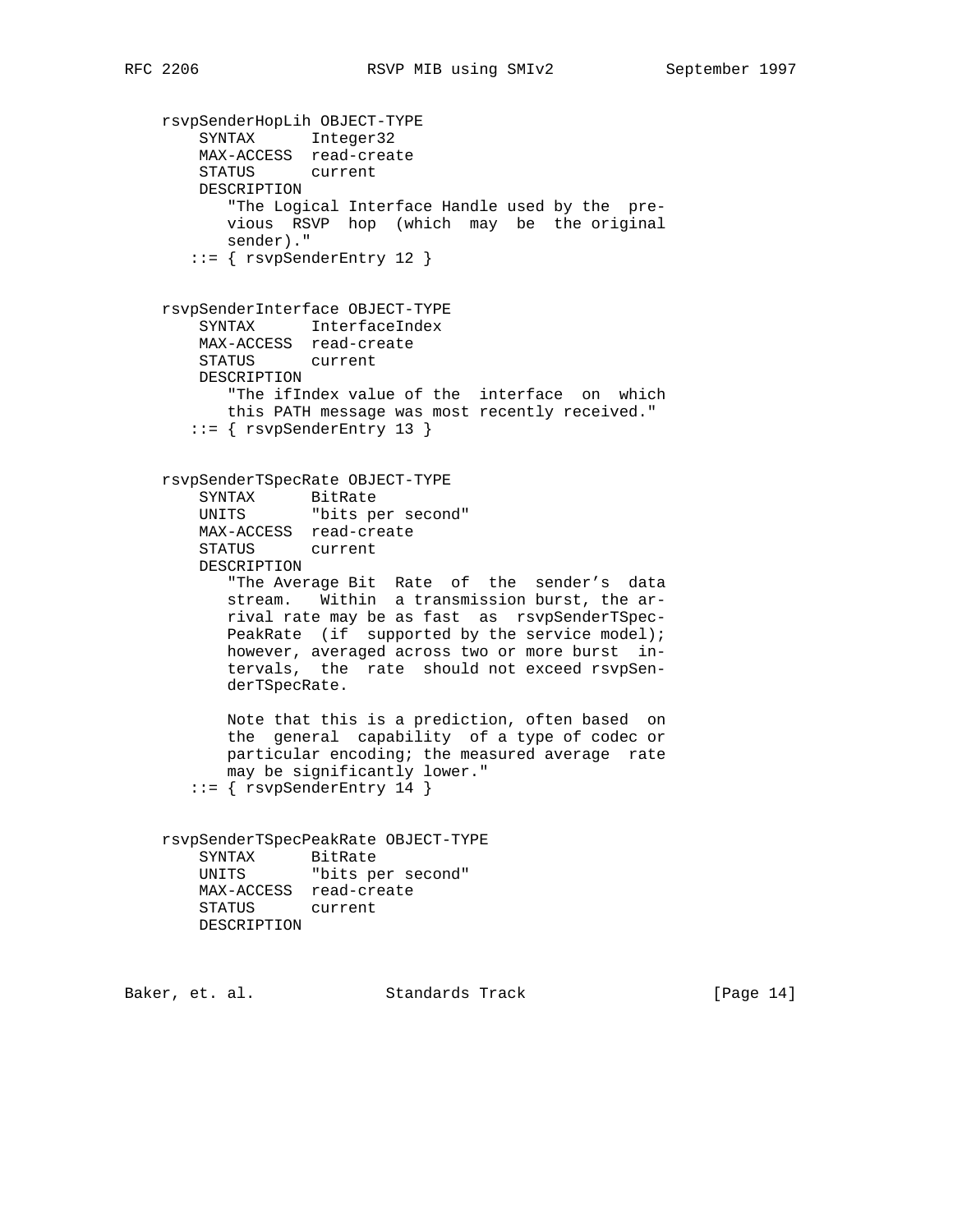```
    rsvpSenderHopLih OBJECT-TYPE
        SYNTAX      Integer32
        MAX-ACCESS  read-create
        STATUS      current
        DESCRIPTION
           "The Logical Interface Handle used by the  pre-
           vious  RSVP  hop  (which  may  be  the original
           sender)."
       ::= { rsvpSenderEntry 12 }


    rsvpSenderInterface OBJECT-TYPE
        SYNTAX      InterfaceIndex
        MAX-ACCESS  read-create
        STATUS      current
        DESCRIPTION
           "The ifIndex value of the  interface  on  which
           this PATH message was most recently received."
       ::= { rsvpSenderEntry 13 }


    rsvpSenderTSpecRate OBJECT-TYPE
        SYNTAX      BitRate
        UNITS       "bits per second"
        MAX-ACCESS  read-create
        STATUS      current
        DESCRIPTION
           "The Average Bit  Rate  of  the  sender's  data
           stream.   Within  a transmission burst, the ar-
           rival rate may be as fast  as  rsvpSenderTSpec-
           PeakRate  (if  supported by the service model);
           however, averaged across two or more burst  in-
           tervals,  the  rate  should not exceed rsvpSen-
           derTSpecRate.

           Note that this is a prediction, often based  on
           the  general  capability  of a type of codec or
           particular encoding; the measured average  rate
           may be significantly lower."
       ::= { rsvpSenderEntry 14 }


    rsvpSenderTSpecPeakRate OBJECT-TYPE
        SYNTAX      BitRate
        UNITS       "bits per second"
        MAX-ACCESS  read-create
        STATUS      current
        DESCRIPTION
```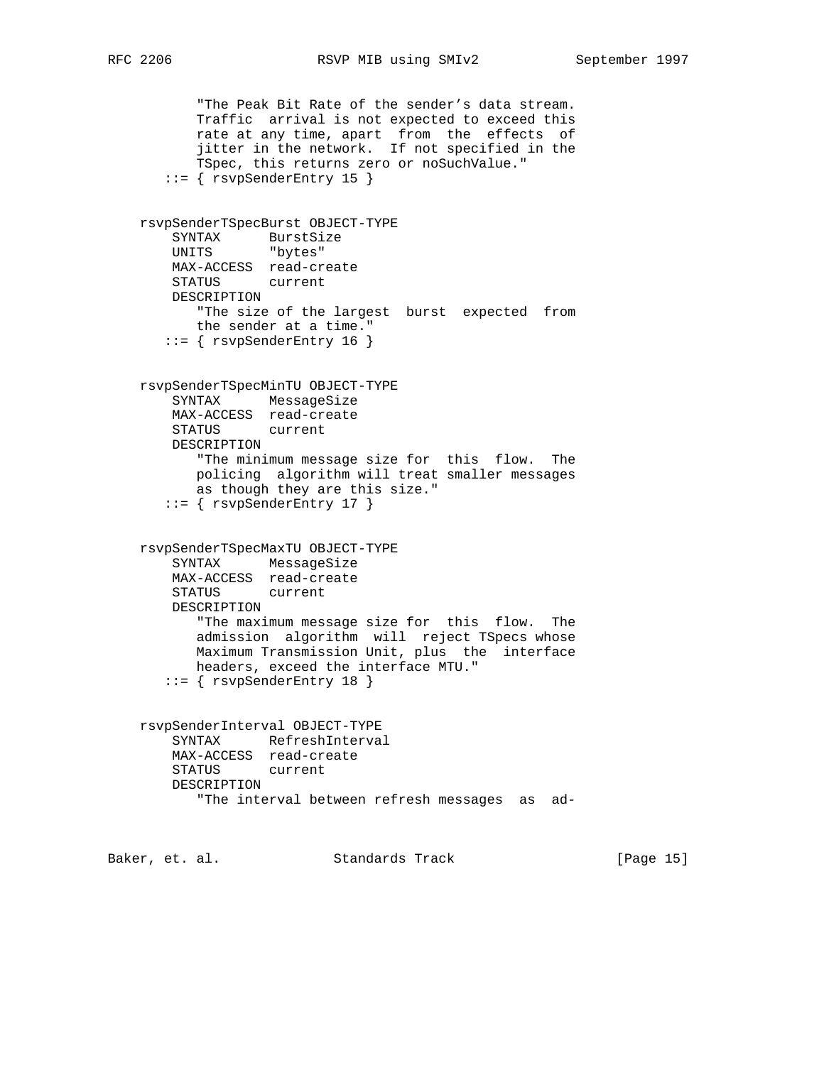```
          "The Peak Bit Rate of the sender's data stream.
          Traffic  arrival is not expected to exceed this
          rate at any time, apart  from  the  effects  of
          jitter in the network.  If not specified in the
          TSpec, this returns zero or noSuchValue."
       ::= { rsvpSenderEntry 15 }


   rsvpSenderTSpecBurst OBJECT-TYPE
       SYNTAX      BurstSize
       UNITS       "bytes"
       MAX-ACCESS  read-create
       STATUS      current
       DESCRIPTION
          "The size of the largest  burst  expected  from
          the sender at a time."
       ::= { rsvpSenderEntry 16 }


   rsvpSenderTSpecMinTU OBJECT-TYPE
       SYNTAX      MessageSize
       MAX-ACCESS  read-create
       STATUS      current
       DESCRIPTION
          "The minimum message size for  this  flow.  The
          policing  algorithm will treat smaller messages
          as though they are this size."
       ::= { rsvpSenderEntry 17 }


   rsvpSenderTSpecMaxTU OBJECT-TYPE
       SYNTAX      MessageSize
       MAX-ACCESS  read-create
       STATUS      current
       DESCRIPTION
          "The maximum message size for  this  flow.  The
          admission  algorithm  will  reject TSpecs whose
          Maximum Transmission Unit, plus  the  interface
          headers, exceed the interface MTU."
       ::= { rsvpSenderEntry 18 }


   rsvpSenderInterval OBJECT-TYPE
       SYNTAX      RefreshInterval
       MAX-ACCESS  read-create
       STATUS      current
       DESCRIPTION
          "The interval between refresh messages  as  ad-
```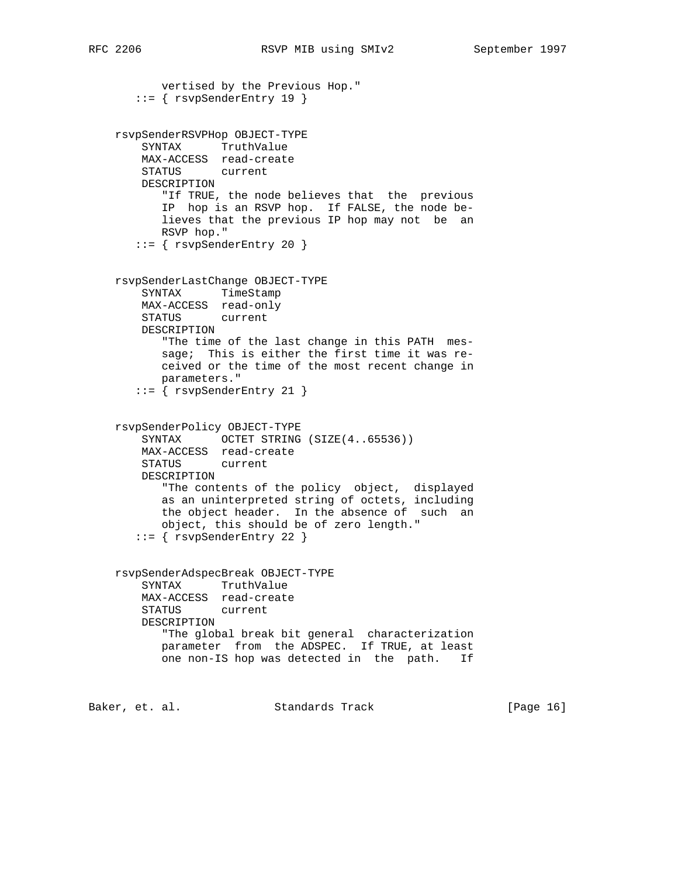```
          vertised by the Previous Hop."
       ::= { rsvpSenderEntry 19 }


   rsvpSenderRSVPHop OBJECT-TYPE
       SYNTAX      TruthValue
       MAX-ACCESS  read-create
       STATUS      current
       DESCRIPTION
          "If TRUE, the node believes that  the  previous
          IP  hop is an RSVP hop.  If FALSE, the node be-
          lieves that the previous IP hop may not  be  an
          RSVP hop."
       ::= { rsvpSenderEntry 20 }


   rsvpSenderLastChange OBJECT-TYPE
       SYNTAX      TimeStamp
       MAX-ACCESS  read-only
       STATUS      current
       DESCRIPTION
          "The time of the last change in this PATH  mes-
          sage;  This is either the first time it was re-
          ceived or the time of the most recent change in
          parameters."
       ::= { rsvpSenderEntry 21 }


   rsvpSenderPolicy OBJECT-TYPE
       SYNTAX      OCTET STRING (SIZE(4..65536))
       MAX-ACCESS  read-create
       STATUS      current
       DESCRIPTION
          "The contents of the policy  object,  displayed
          as an uninterpreted string of octets, including
          the object header.  In the absence of  such  an
          object, this should be of zero length."
       ::= { rsvpSenderEntry 22 }


   rsvpSenderAdspecBreak OBJECT-TYPE
       SYNTAX      TruthValue
       MAX-ACCESS  read-create
       STATUS      current
       DESCRIPTION
          "The global break bit general  characterization
          parameter  from  the ADSPEC.  If TRUE, at least
          one non-IS hop was detected in  the  path.   If
```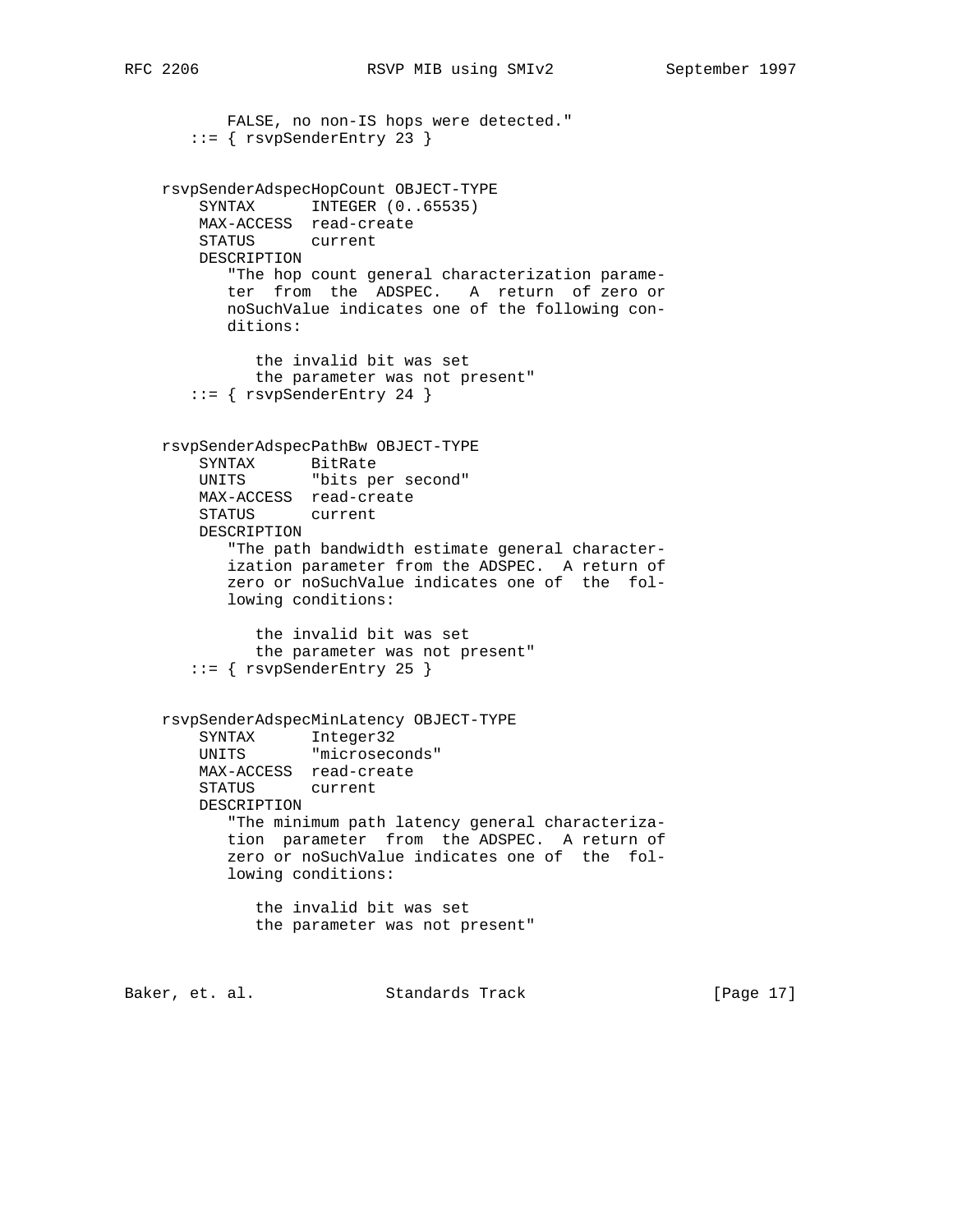```
          FALSE, no non-IS hops were detected."
       ::= { rsvpSenderEntry 23 }


   rsvpSenderAdspecHopCount OBJECT-TYPE
       SYNTAX      INTEGER (0..65535)
       MAX-ACCESS  read-create
       STATUS      current
       DESCRIPTION
          "The hop count general characterization parame-
          ter  from  the  ADSPEC.   A  return  of zero or
          noSuchValue indicates one of the following con-
          ditions:

             the invalid bit was set
             the parameter was not present"
       ::= { rsvpSenderEntry 24 }


   rsvpSenderAdspecPathBw OBJECT-TYPE
       SYNTAX      BitRate
       UNITS       "bits per second"
       MAX-ACCESS  read-create
       STATUS      current
       DESCRIPTION
          "The path bandwidth estimate general character-
          ization parameter from the ADSPEC.  A return of
          zero or noSuchValue indicates one of  the  fol-
          lowing conditions:

             the invalid bit was set
             the parameter was not present"
       ::= { rsvpSenderEntry 25 }


   rsvpSenderAdspecMinLatency OBJECT-TYPE
       SYNTAX      Integer32
       UNITS       "microseconds"
       MAX-ACCESS  read-create
       STATUS      current
       DESCRIPTION
          "The minimum path latency general characteriza-
          tion  parameter  from  the ADSPEC.  A return of
          zero or noSuchValue indicates one of  the  fol-
          lowing conditions:

             the invalid bit was set
             the parameter was not present"
```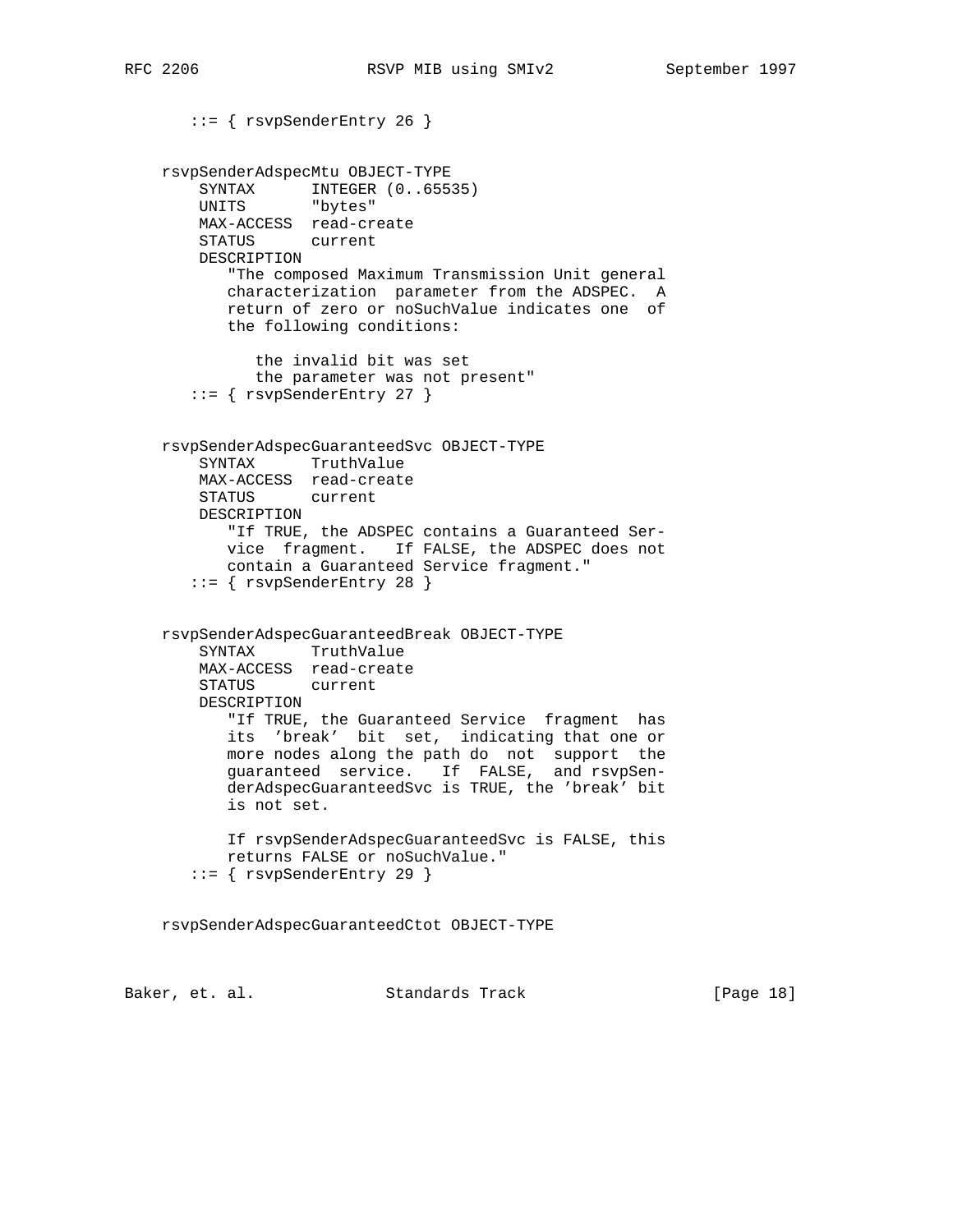```
       ::= { rsvpSenderEntry 26 }


    rsvpSenderAdspecMtu OBJECT-TYPE
        SYNTAX      INTEGER (0..65535)
        UNITS       "bytes"
        MAX-ACCESS  read-create
        STATUS      current
        DESCRIPTION
           "The composed Maximum Transmission Unit general
           characterization  parameter from the ADSPEC.  A
           return of zero or noSuchValue indicates one  of
           the following conditions:

              the invalid bit was set
              the parameter was not present"
       ::= { rsvpSenderEntry 27 }


    rsvpSenderAdspecGuaranteedSvc OBJECT-TYPE
        SYNTAX      TruthValue
        MAX-ACCESS  read-create
        STATUS      current
        DESCRIPTION
           "If TRUE, the ADSPEC contains a Guaranteed Ser-
           vice  fragment.   If FALSE, the ADSPEC does not
           contain a Guaranteed Service fragment."
       ::= { rsvpSenderEntry 28 }


    rsvpSenderAdspecGuaranteedBreak OBJECT-TYPE
        SYNTAX      TruthValue
        MAX-ACCESS  read-create
        STATUS      current
        DESCRIPTION
           "If TRUE, the Guaranteed Service  fragment  has
           its  'break'  bit  set,  indicating that one or
           more nodes along the path do  not  support  the
           guaranteed  service.   If  FALSE,  and rsvpSen-
           derAdspecGuaranteedSvc is TRUE, the 'break' bit
           is not set.

           If rsvpSenderAdspecGuaranteedSvc is FALSE, this
           returns FALSE or noSuchValue."
       ::= { rsvpSenderEntry 29 }


    rsvpSenderAdspecGuaranteedCtot OBJECT-TYPE
```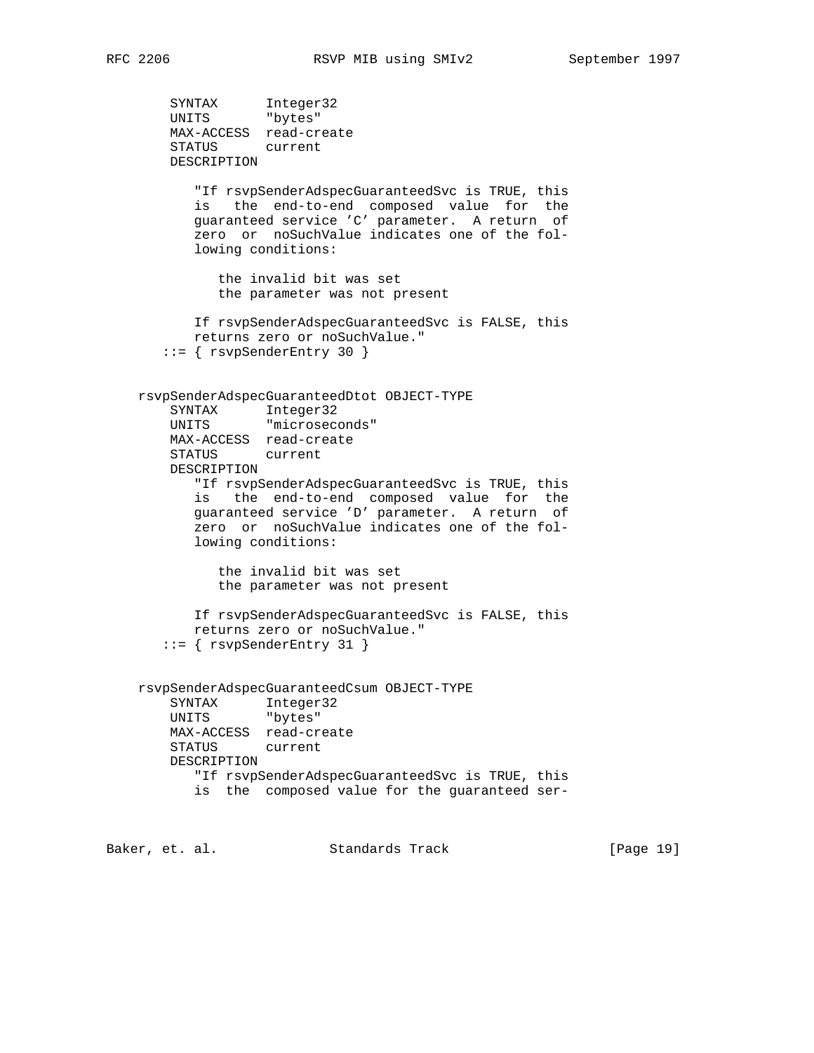```
        SYNTAX      Integer32
        UNITS       "bytes"
        MAX-ACCESS  read-create
        STATUS      current
        DESCRIPTION

           "If rsvpSenderAdspecGuaranteedSvc is TRUE, this
           is   the  end-to-end  composed  value  for  the
           guaranteed service 'C' parameter.  A return  of
           zero  or  noSuchValue indicates one of the fol-
           lowing conditions:

              the invalid bit was set
              the parameter was not present

           If rsvpSenderAdspecGuaranteedSvc is FALSE, this
           returns zero or noSuchValue."
       ::= { rsvpSenderEntry 30 }


    rsvpSenderAdspecGuaranteedDtot OBJECT-TYPE
        SYNTAX      Integer32
        UNITS       "microseconds"
        MAX-ACCESS  read-create
        STATUS      current
        DESCRIPTION
           "If rsvpSenderAdspecGuaranteedSvc is TRUE, this
           is   the  end-to-end  composed  value  for  the
           guaranteed service 'D' parameter.  A return  of
           zero  or  noSuchValue indicates one of the fol-
           lowing conditions:

              the invalid bit was set
              the parameter was not present

           If rsvpSenderAdspecGuaranteedSvc is FALSE, this
           returns zero or noSuchValue."
       ::= { rsvpSenderEntry 31 }


    rsvpSenderAdspecGuaranteedCsum OBJECT-TYPE
        SYNTAX      Integer32
        UNITS       "bytes"
        MAX-ACCESS  read-create
        STATUS      current
        DESCRIPTION
           "If rsvpSenderAdspecGuaranteedSvc is TRUE, this
           is  the  composed value for the guaranteed ser-
```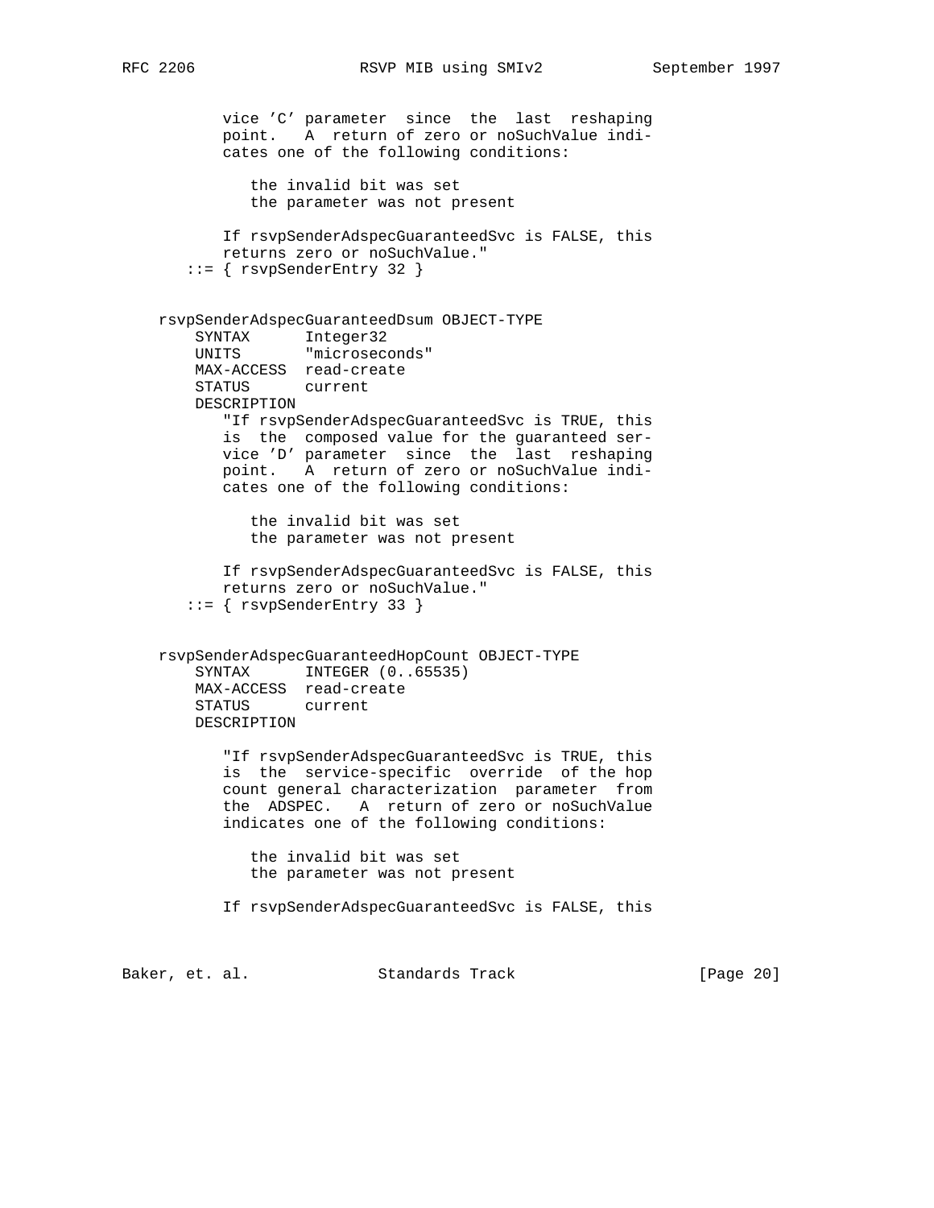```
          vice 'C' parameter  since  the  last  reshaping
          point.   A  return of zero or noSuchValue indi-
          cates one of the following conditions:

             the invalid bit was set
             the parameter was not present

          If rsvpSenderAdspecGuaranteedSvc is FALSE, this
          returns zero or noSuchValue."
       ::= { rsvpSenderEntry 32 }


   rsvpSenderAdspecGuaranteedDsum OBJECT-TYPE
       SYNTAX      Integer32
       UNITS       "microseconds"
       MAX-ACCESS  read-create
       STATUS      current
       DESCRIPTION
          "If rsvpSenderAdspecGuaranteedSvc is TRUE, this
          is  the  composed value for the guaranteed ser-
          vice 'D' parameter  since  the  last  reshaping
          point.   A  return of zero or noSuchValue indi-
          cates one of the following conditions:

             the invalid bit was set
             the parameter was not present

          If rsvpSenderAdspecGuaranteedSvc is FALSE, this
          returns zero or noSuchValue."
       ::= { rsvpSenderEntry 33 }


   rsvpSenderAdspecGuaranteedHopCount OBJECT-TYPE
       SYNTAX      INTEGER (0..65535)
       MAX-ACCESS  read-create
       STATUS      current
       DESCRIPTION

          "If rsvpSenderAdspecGuaranteedSvc is TRUE, this
          is  the  service-specific  override  of the hop
          count general characterization  parameter  from
          the  ADSPEC.   A  return of zero or noSuchValue
          indicates one of the following conditions:

             the invalid bit was set
             the parameter was not present

          If rsvpSenderAdspecGuaranteedSvc is FALSE, this
```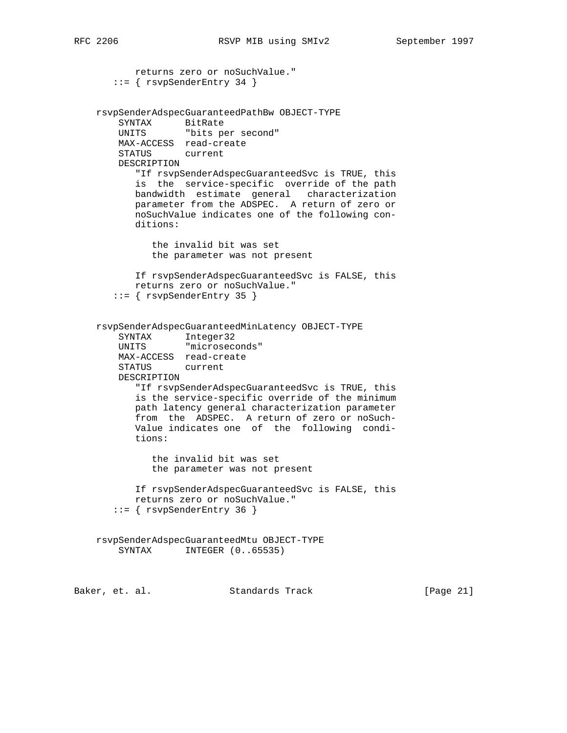```
          returns zero or noSuchValue."
       ::= { rsvpSenderEntry 34 }


   rsvpSenderAdspecGuaranteedPathBw OBJECT-TYPE
       SYNTAX      BitRate
       UNITS       "bits per second"
       MAX-ACCESS  read-create
       STATUS      current
       DESCRIPTION
          "If rsvpSenderAdspecGuaranteedSvc is TRUE, this
          is  the  service-specific  override of the path
          bandwidth  estimate  general   characterization
          parameter from the ADSPEC.  A return of zero or
          noSuchValue indicates one of the following con-
          ditions:

             the invalid bit was set
             the parameter was not present

          If rsvpSenderAdspecGuaranteedSvc is FALSE, this
          returns zero or noSuchValue."
       ::= { rsvpSenderEntry 35 }


   rsvpSenderAdspecGuaranteedMinLatency OBJECT-TYPE
       SYNTAX      Integer32
       UNITS       "microseconds"
       MAX-ACCESS  read-create
       STATUS      current
       DESCRIPTION
          "If rsvpSenderAdspecGuaranteedSvc is TRUE, this
          is the service-specific override of the minimum
          path latency general characterization parameter
          from  the  ADSPEC.  A return of zero or noSuch-
          Value indicates one  of  the  following  condi-
          tions:

             the invalid bit was set
             the parameter was not present

          If rsvpSenderAdspecGuaranteedSvc is FALSE, this
          returns zero or noSuchValue."
       ::= { rsvpSenderEntry 36 }


   rsvpSenderAdspecGuaranteedMtu OBJECT-TYPE
       SYNTAX      INTEGER (0..65535)
```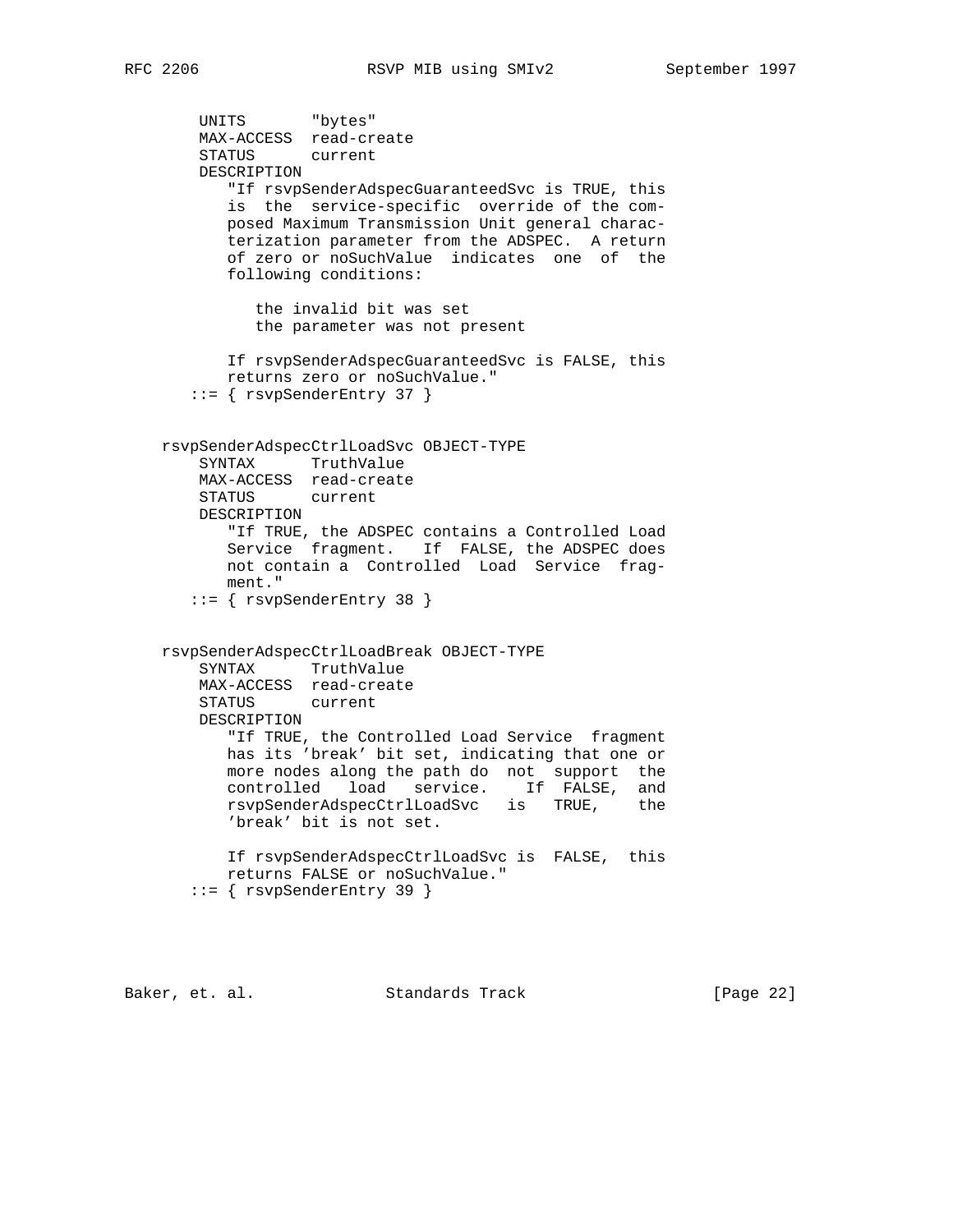```
       UNITS       "bytes"
       MAX-ACCESS  read-create
       STATUS      current
       DESCRIPTION
          "If rsvpSenderAdspecGuaranteedSvc is TRUE, this
          is  the  service-specific  override of the com-
          posed Maximum Transmission Unit general charac-
          terization parameter from the ADSPEC.  A return
          of zero or noSuchValue  indicates  one  of  the
          following conditions:

             the invalid bit was set
             the parameter was not present

          If rsvpSenderAdspecGuaranteedSvc is FALSE, this
          returns zero or noSuchValue."
      ::= { rsvpSenderEntry 37 }


   rsvpSenderAdspecCtrlLoadSvc OBJECT-TYPE
       SYNTAX      TruthValue
       MAX-ACCESS  read-create
       STATUS      current
       DESCRIPTION
          "If TRUE, the ADSPEC contains a Controlled Load
          Service  fragment.   If  FALSE, the ADSPEC does
          not contain a  Controlled  Load  Service  frag-
          ment."
      ::= { rsvpSenderEntry 38 }


   rsvpSenderAdspecCtrlLoadBreak OBJECT-TYPE
       SYNTAX      TruthValue
       MAX-ACCESS  read-create
       STATUS      current
       DESCRIPTION
          "If TRUE, the Controlled Load Service  fragment
          has its 'break' bit set, indicating that one or
          more nodes along the path do  not  support  the
          controlled   load   service.    If  FALSE,  and
          rsvpSenderAdspecCtrlLoadSvc   is   TRUE,    the
          'break' bit is not set.

          If rsvpSenderAdspecCtrlLoadSvc is  FALSE,  this
          returns FALSE or noSuchValue."
      ::= { rsvpSenderEntry 39 }
```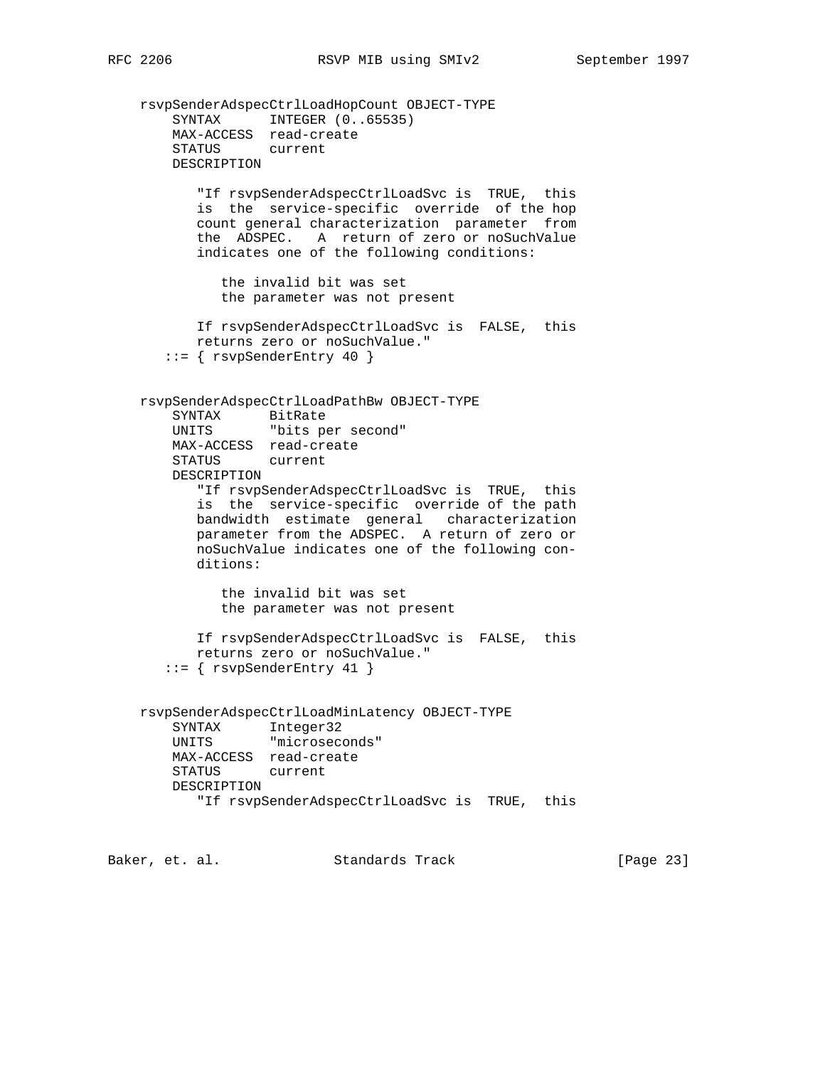```
    rsvpSenderAdspecCtrlLoadHopCount OBJECT-TYPE
        SYNTAX      INTEGER (0..65535)
        MAX-ACCESS  read-create
        STATUS      current
        DESCRIPTION

           "If rsvpSenderAdspecCtrlLoadSvc is  TRUE,  this
           is  the  service-specific  override  of the hop
           count general characterization  parameter  from
           the  ADSPEC.   A  return of zero or noSuchValue
           indicates one of the following conditions:

              the invalid bit was set
              the parameter was not present

           If rsvpSenderAdspecCtrlLoadSvc is  FALSE,  this
           returns zero or noSuchValue."
       ::= { rsvpSenderEntry 40 }


    rsvpSenderAdspecCtrlLoadPathBw OBJECT-TYPE
        SYNTAX      BitRate
        UNITS       "bits per second"
        MAX-ACCESS  read-create
        STATUS      current
        DESCRIPTION
           "If rsvpSenderAdspecCtrlLoadSvc is  TRUE,  this
           is  the  service-specific  override of the path
           bandwidth  estimate  general   characterization
           parameter from the ADSPEC.  A return of zero or
           noSuchValue indicates one of the following con-
           ditions:

              the invalid bit was set
              the parameter was not present

           If rsvpSenderAdspecCtrlLoadSvc is  FALSE,  this
           returns zero or noSuchValue."
       ::= { rsvpSenderEntry 41 }


    rsvpSenderAdspecCtrlLoadMinLatency OBJECT-TYPE
        SYNTAX      Integer32
        UNITS       "microseconds"
        MAX-ACCESS  read-create
        STATUS      current
        DESCRIPTION
           "If rsvpSenderAdspecCtrlLoadSvc is  TRUE,  this
```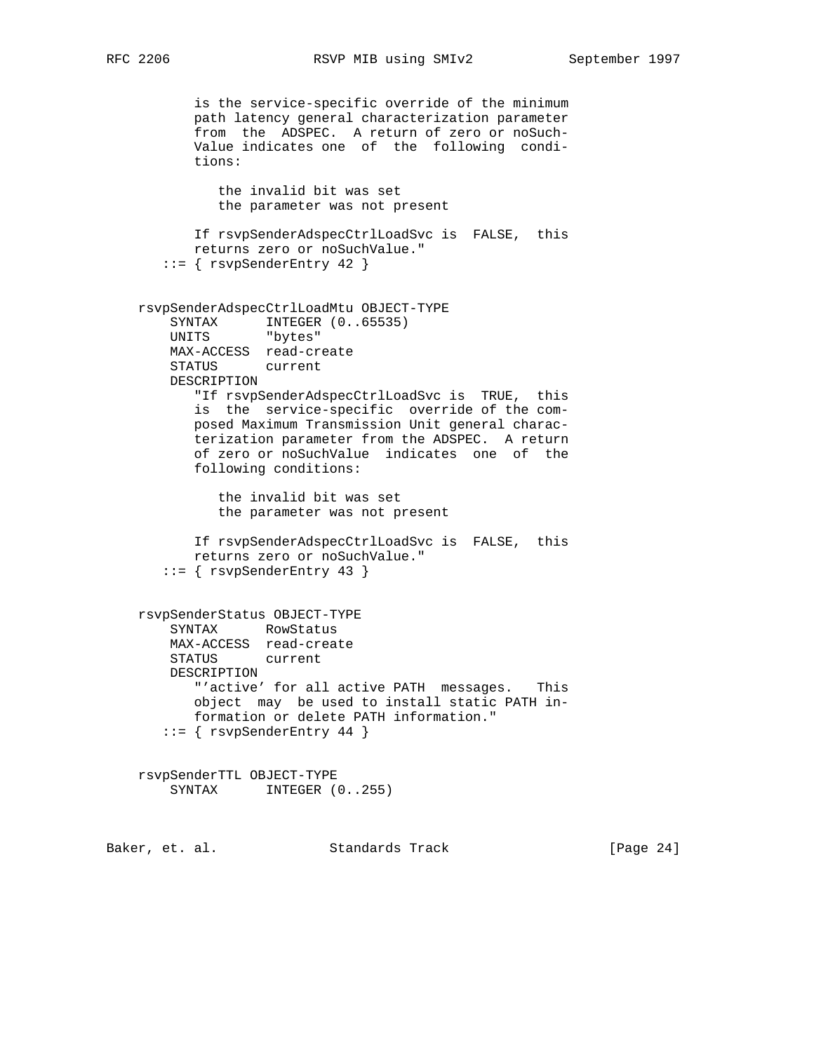```
           is the service-specific override of the minimum
           path latency general characterization parameter
           from  the  ADSPEC.  A return of zero or noSuch-
           Value indicates one  of  the  following  condi-
           tions:

              the invalid bit was set
              the parameter was not present

           If rsvpSenderAdspecCtrlLoadSvc is  FALSE,  this
           returns zero or noSuchValue."
       ::= { rsvpSenderEntry 42 }


    rsvpSenderAdspecCtrlLoadMtu OBJECT-TYPE
        SYNTAX      INTEGER (0..65535)
        UNITS       "bytes"
        MAX-ACCESS  read-create
        STATUS      current
        DESCRIPTION
           "If rsvpSenderAdspecCtrlLoadSvc is  TRUE,  this
           is  the  service-specific  override of the com-
           posed Maximum Transmission Unit general charac-
           terization parameter from the ADSPEC.  A return
           of zero or noSuchValue  indicates  one  of  the
           following conditions:

              the invalid bit was set
              the parameter was not present

           If rsvpSenderAdspecCtrlLoadSvc is  FALSE,  this
           returns zero or noSuchValue."
       ::= { rsvpSenderEntry 43 }


    rsvpSenderStatus OBJECT-TYPE
        SYNTAX      RowStatus
        MAX-ACCESS  read-create
        STATUS      current
        DESCRIPTION
           "'active' for all active PATH  messages.   This
           object  may  be used to install static PATH in-
           formation or delete PATH information."
       ::= { rsvpSenderEntry 44 }


    rsvpSenderTTL OBJECT-TYPE
        SYNTAX      INTEGER (0..255)
```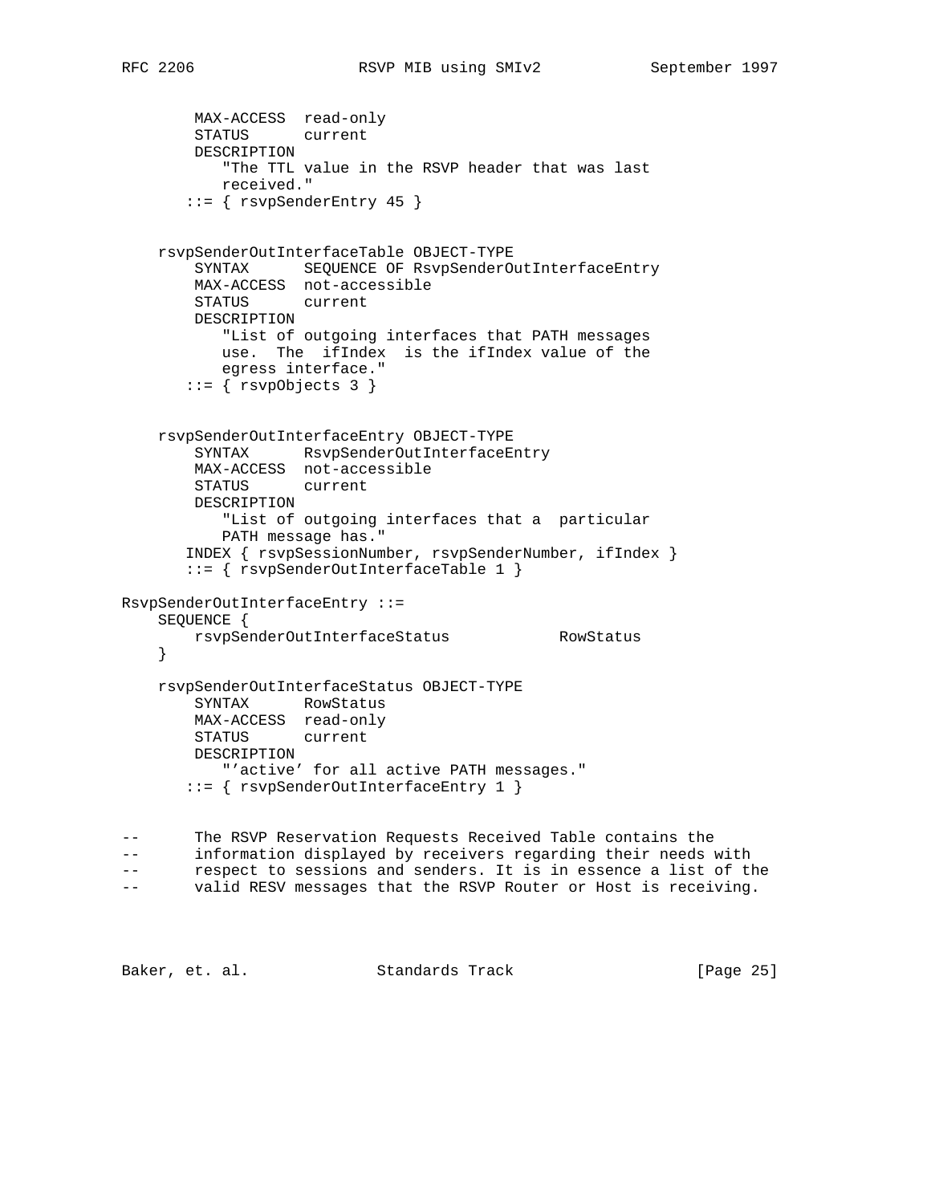```
         MAX-ACCESS  read-only
         STATUS      current
         DESCRIPTION
            "The TTL value in the RSVP header that was last
            received."
        ::= { rsvpSenderEntry 45 }


    rsvpSenderOutInterfaceTable OBJECT-TYPE
         SYNTAX      SEQUENCE OF RsvpSenderOutInterfaceEntry
         MAX-ACCESS  not-accessible
         STATUS      current
         DESCRIPTION
            "List of outgoing interfaces that PATH messages
            use.  The  ifIndex  is the ifIndex value of the
            egress interface."
        ::= { rsvpObjects 3 }


    rsvpSenderOutInterfaceEntry OBJECT-TYPE
         SYNTAX      RsvpSenderOutInterfaceEntry
         MAX-ACCESS  not-accessible
         STATUS      current
         DESCRIPTION
            "List of outgoing interfaces that a  particular
            PATH message has."
        INDEX { rsvpSessionNumber, rsvpSenderNumber, ifIndex }
        ::= { rsvpSenderOutInterfaceTable 1 }

RsvpSenderOutInterfaceEntry ::=
    SEQUENCE {
        rsvpSenderOutInterfaceStatus            RowStatus
    }

    rsvpSenderOutInterfaceStatus OBJECT-TYPE
         SYNTAX      RowStatus
         MAX-ACCESS  read-only
         STATUS      current
         DESCRIPTION
            "'active' for all active PATH messages."
        ::= { rsvpSenderOutInterfaceEntry 1 }


--       The RSVP Reservation Requests Received Table contains the
--       information displayed by receivers regarding their needs with
--       respect to sessions and senders. It is in essence a list of the
--       valid RESV messages that the RSVP Router or Host is receiving.
```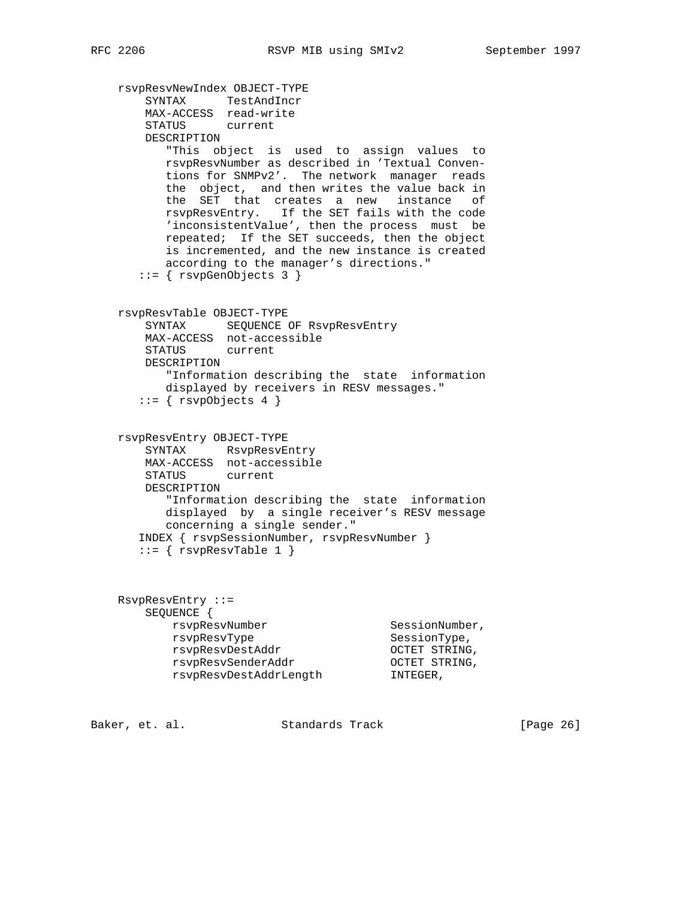```
   rsvpResvNewIndex OBJECT-TYPE
       SYNTAX      TestAndIncr
       MAX-ACCESS  read-write
       STATUS      current
       DESCRIPTION
          "This  object  is  used  to  assign  values  to
          rsvpResvNumber as described in 'Textual Conven-
          tions for SNMPv2'.  The network  manager  reads
          the  object,  and then writes the value back in
          the  SET  that  creates  a  new   instance   of
          rsvpResvEntry.   If the SET fails with the code
          'inconsistentValue', then the process  must  be
          repeated;  If the SET succeeds, then the object
          is incremented, and the new instance is created
          according to the manager's directions."
      ::= { rsvpGenObjects 3 }


   rsvpResvTable OBJECT-TYPE
       SYNTAX      SEQUENCE OF RsvpResvEntry
       MAX-ACCESS  not-accessible
       STATUS      current
       DESCRIPTION
          "Information describing the  state  information
          displayed by receivers in RESV messages."
      ::= { rsvpObjects 4 }


   rsvpResvEntry OBJECT-TYPE
       SYNTAX      RsvpResvEntry
       MAX-ACCESS  not-accessible
       STATUS      current
       DESCRIPTION
          "Information describing the  state  information
          displayed  by  a single receiver's RESV message
          concerning a single sender."
      INDEX { rsvpSessionNumber, rsvpResvNumber }
      ::= { rsvpResvTable 1 }



   RsvpResvEntry ::=
       SEQUENCE {
           rsvpResvNumber                SessionNumber,
           rsvpResvType                  SessionType,
           rsvpResvDestAddr              OCTET STRING,
           rsvpResvSenderAddr            OCTET STRING,
           rsvpResvDestAddrLength        INTEGER,
```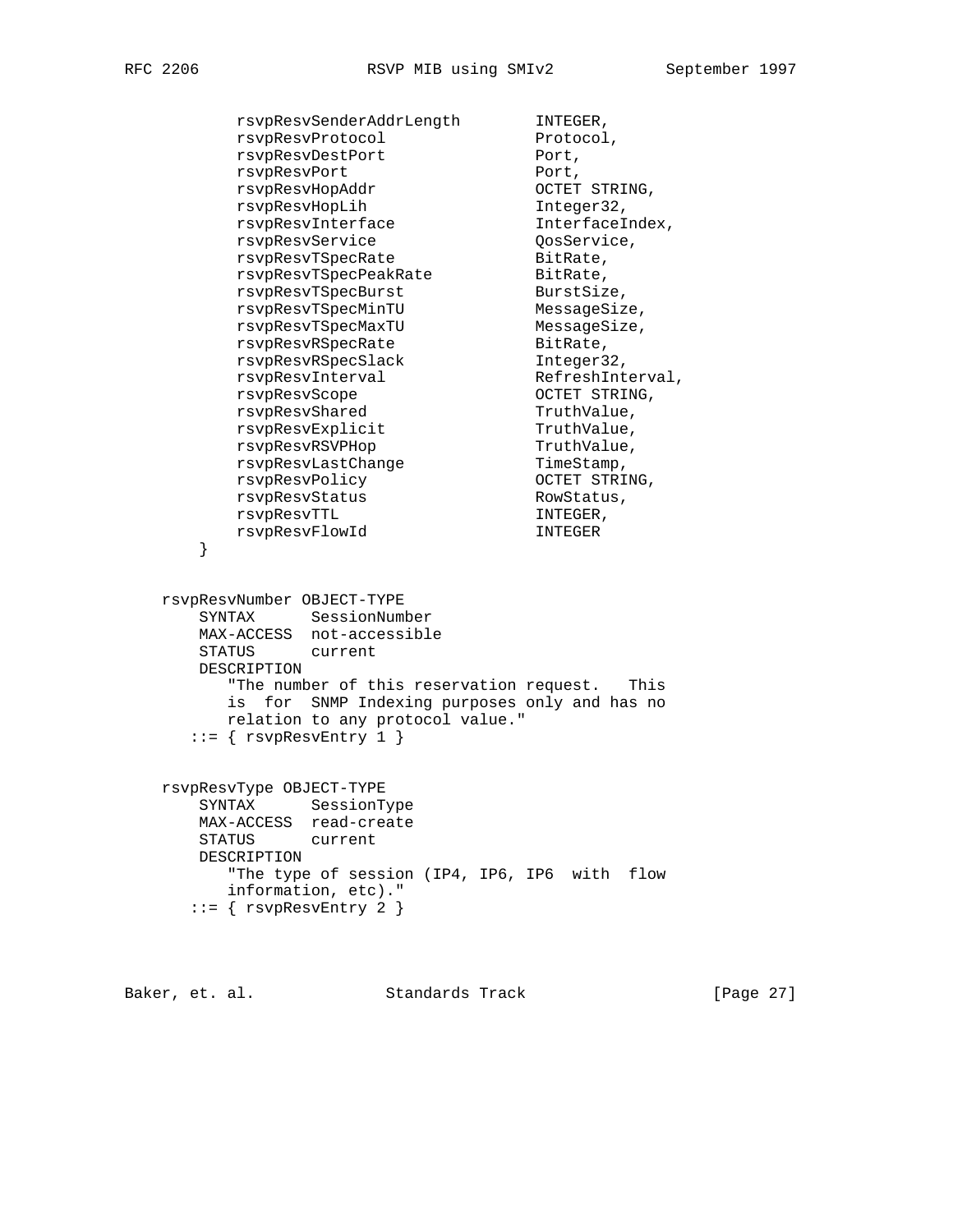```
          rsvpResvSenderAddrLength        INTEGER,
          rsvpResvProtocol                Protocol,
          rsvpResvDestPort                Port,
          rsvpResvPort                    Port,
          rsvpResvHopAddr                 OCTET STRING,
          rsvpResvHopLih                  Integer32,
          rsvpResvInterface               InterfaceIndex,
          rsvpResvService                 QosService,
          rsvpResvTSpecRate               BitRate,
          rsvpResvTSpecPeakRate           BitRate,
          rsvpResvTSpecBurst              BurstSize,
          rsvpResvTSpecMinTU              MessageSize,
          rsvpResvTSpecMaxTU              MessageSize,
          rsvpResvRSpecRate               BitRate,
          rsvpResvRSpecSlack              Integer32,
          rsvpResvInterval                RefreshInterval,
          rsvpResvScope                   OCTET STRING,
          rsvpResvShared                  TruthValue,
          rsvpResvExplicit                TruthValue,
          rsvpResvRSVPHop                 TruthValue,
          rsvpResvLastChange              TimeStamp,
          rsvpResvPolicy                  OCTET STRING,
          rsvpResvStatus                  RowStatus,
          rsvpResvTTL                     INTEGER,
          rsvpResvFlowId                  INTEGER
      }


  rsvpResvNumber OBJECT-TYPE
      SYNTAX      SessionNumber
      MAX-ACCESS  not-accessible
      STATUS      current
      DESCRIPTION
         "The number of this reservation request.   This
         is  for  SNMP Indexing purposes only and has no
         relation to any protocol value."
     ::= { rsvpResvEntry 1 }


  rsvpResvType OBJECT-TYPE
      SYNTAX      SessionType
      MAX-ACCESS  read-create
      STATUS      current
      DESCRIPTION
         "The type of session (IP4, IP6, IP6  with  flow
         information, etc)."
     ::= { rsvpResvEntry 2 }
```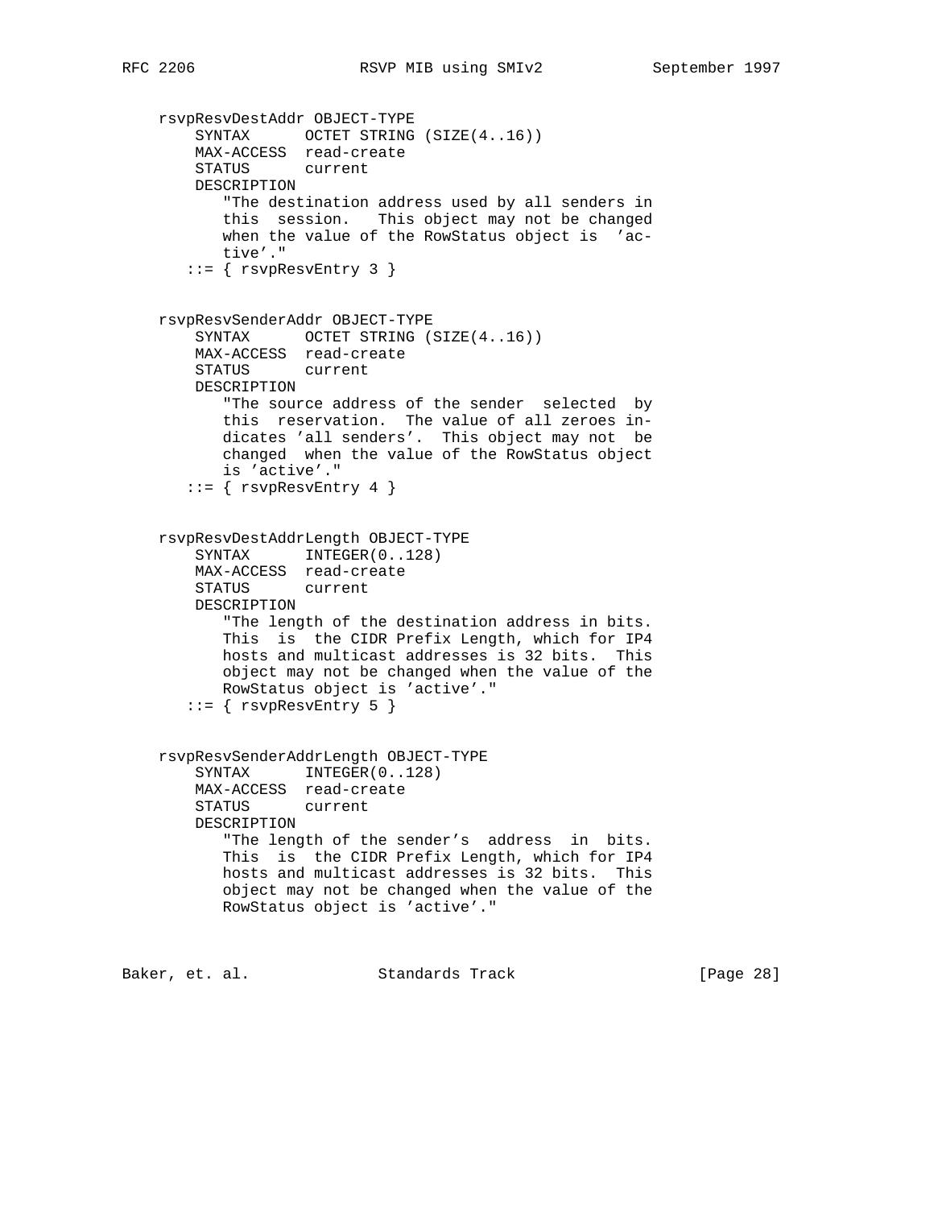```
    rsvpResvDestAddr OBJECT-TYPE
        SYNTAX      OCTET STRING (SIZE(4..16))
        MAX-ACCESS  read-create
        STATUS      current
        DESCRIPTION
           "The destination address used by all senders in
           this  session.   This object may not be changed
           when the value of the RowStatus object is  'ac-
           tive'."
       ::= { rsvpResvEntry 3 }


    rsvpResvSenderAddr OBJECT-TYPE
        SYNTAX      OCTET STRING (SIZE(4..16))
        MAX-ACCESS  read-create
        STATUS      current
        DESCRIPTION
           "The source address of the sender  selected  by
           this  reservation.  The value of all zeroes in-
           dicates 'all senders'.  This object may not  be
           changed  when the value of the RowStatus object
           is 'active'."
       ::= { rsvpResvEntry 4 }


    rsvpResvDestAddrLength OBJECT-TYPE
        SYNTAX      INTEGER(0..128)
        MAX-ACCESS  read-create
        STATUS      current
        DESCRIPTION
           "The length of the destination address in bits.
           This  is  the CIDR Prefix Length, which for IP4
           hosts and multicast addresses is 32 bits.  This
           object may not be changed when the value of the
           RowStatus object is 'active'."
       ::= { rsvpResvEntry 5 }


    rsvpResvSenderAddrLength OBJECT-TYPE
        SYNTAX      INTEGER(0..128)
        MAX-ACCESS  read-create
        STATUS      current
        DESCRIPTION
           "The length of the sender's  address  in  bits.
           This  is  the CIDR Prefix Length, which for IP4
           hosts and multicast addresses is 32 bits.  This
           object may not be changed when the value of the
           RowStatus object is 'active'."
```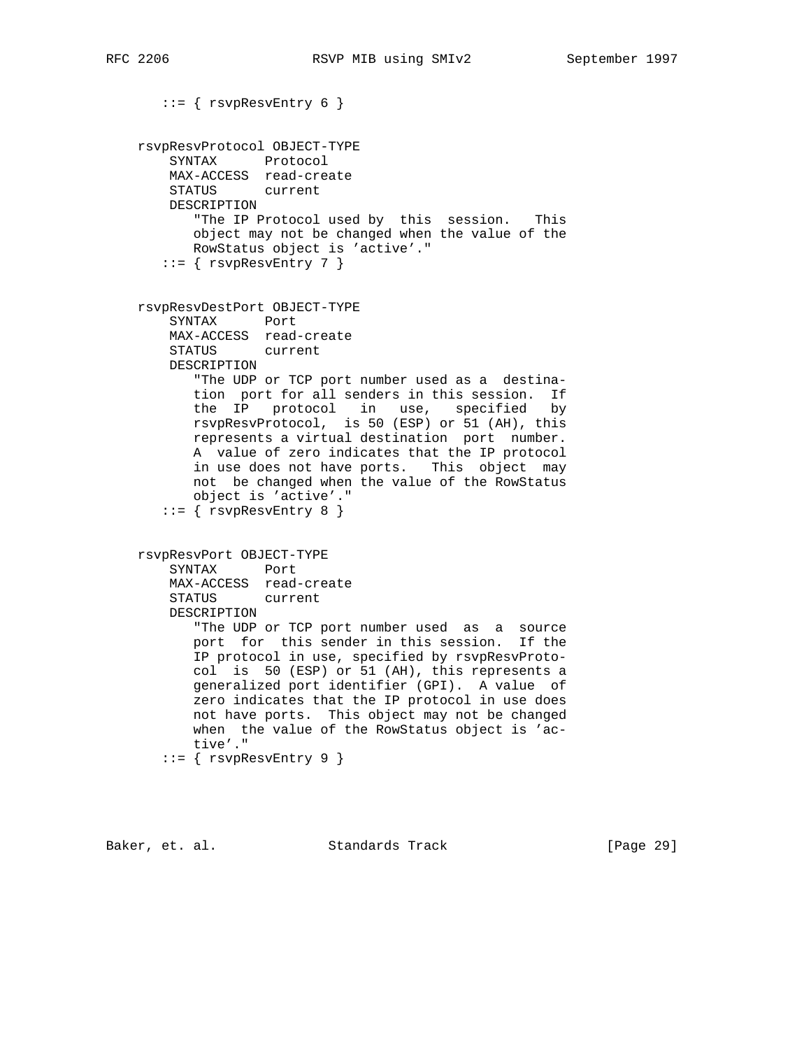```
       ::= { rsvpResvEntry 6 }


    rsvpResvProtocol OBJECT-TYPE
        SYNTAX      Protocol
        MAX-ACCESS  read-create
        STATUS      current
        DESCRIPTION
           "The IP Protocol used by  this  session.   This
           object may not be changed when the value of the
           RowStatus object is 'active'."
       ::= { rsvpResvEntry 7 }


    rsvpResvDestPort OBJECT-TYPE
        SYNTAX      Port
        MAX-ACCESS  read-create
        STATUS      current
        DESCRIPTION
           "The UDP or TCP port number used as a  destina-
           tion  port for all senders in this session.  If
           the  IP   protocol   in   use,   specified   by
           rsvpResvProtocol,  is 50 (ESP) or 51 (AH), this
           represents a virtual destination  port  number.
           A  value of zero indicates that the IP protocol
           in use does not have ports.   This  object  may
           not  be changed when the value of the RowStatus
           object is 'active'."
       ::= { rsvpResvEntry 8 }


    rsvpResvPort OBJECT-TYPE
        SYNTAX      Port
        MAX-ACCESS  read-create
        STATUS      current
        DESCRIPTION
           "The UDP or TCP port number used  as  a  source
           port  for  this sender in this session.  If the
           IP protocol in use, specified by rsvpResvProto-
           col  is  50 (ESP) or 51 (AH), this represents a
           generalized port identifier (GPI).  A value  of
           zero indicates that the IP protocol in use does
           not have ports.  This object may not be changed
           when  the value of the RowStatus object is 'ac-
           tive'."
       ::= { rsvpResvEntry 9 }
```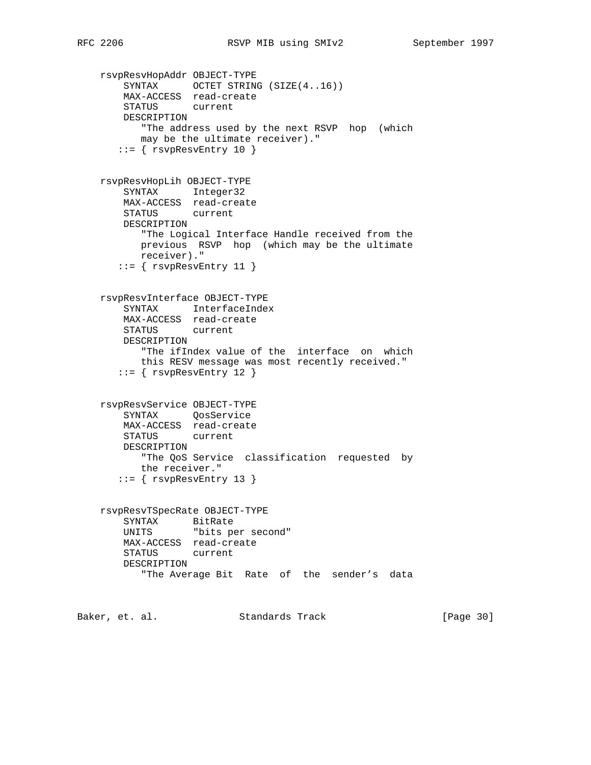```
    rsvpResvHopAddr OBJECT-TYPE
        SYNTAX      OCTET STRING (SIZE(4..16))
        MAX-ACCESS  read-create
        STATUS      current
        DESCRIPTION
           "The address used by the next RSVP  hop  (which
           may be the ultimate receiver)."
       ::= { rsvpResvEntry 10 }


    rsvpResvHopLih OBJECT-TYPE
        SYNTAX      Integer32
        MAX-ACCESS  read-create
        STATUS      current
        DESCRIPTION
           "The Logical Interface Handle received from the
           previous  RSVP  hop  (which may be the ultimate
           receiver)."
       ::= { rsvpResvEntry 11 }


    rsvpResvInterface OBJECT-TYPE
        SYNTAX      InterfaceIndex
        MAX-ACCESS  read-create
        STATUS      current
        DESCRIPTION
           "The ifIndex value of the  interface  on  which
           this RESV message was most recently received."
       ::= { rsvpResvEntry 12 }


    rsvpResvService OBJECT-TYPE
        SYNTAX      QosService
        MAX-ACCESS  read-create
        STATUS      current
        DESCRIPTION
           "The QoS Service  classification  requested  by
           the receiver."
       ::= { rsvpResvEntry 13 }


    rsvpResvTSpecRate OBJECT-TYPE
        SYNTAX      BitRate
        UNITS       "bits per second"
        MAX-ACCESS  read-create
        STATUS      current
        DESCRIPTION
           "The Average Bit  Rate  of  the  sender's  data
```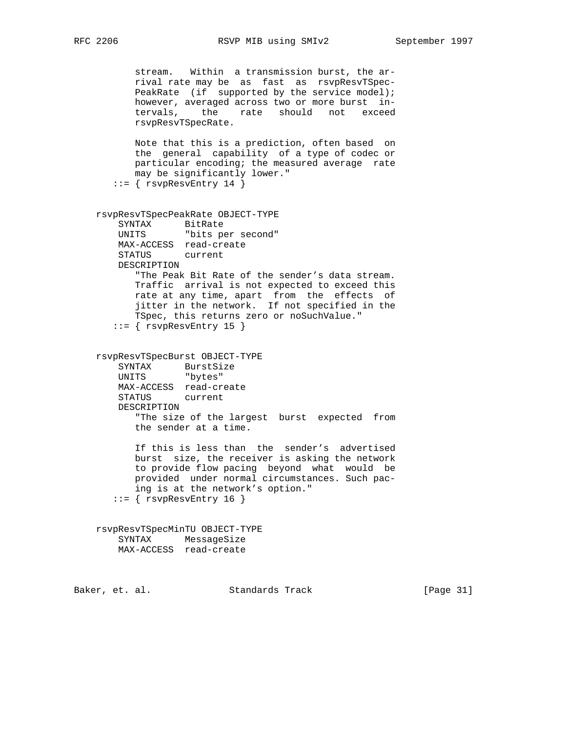```
             stream.   Within  a transmission burst, the ar-
             rival rate may be  as  fast  as  rsvpResvTSpec-
             PeakRate  (if  supported by the service model);
             however, averaged across two or more burst  in-
             tervals,    the    rate    should    not    exceed
             rsvpResvTSpecRate.

             Note that this is a prediction, often based  on
             the  general  capability  of a type of codec or
             particular encoding; the measured average  rate
             may be significantly lower."
         ::= { rsvpResvEntry 14 }


     rsvpResvTSpecPeakRate OBJECT-TYPE
         SYNTAX      BitRate
         UNITS       "bits per second"
         MAX-ACCESS  read-create
         STATUS      current
         DESCRIPTION
            "The Peak Bit Rate of the sender's data stream.
             Traffic  arrival is not expected to exceed this
             rate at any time, apart  from  the  effects  of
             jitter in the network.  If not specified in the
             TSpec, this returns zero or noSuchValue."
         ::= { rsvpResvEntry 15 }


     rsvpResvTSpecBurst OBJECT-TYPE
         SYNTAX      BurstSize
         UNITS       "bytes"
         MAX-ACCESS  read-create
         STATUS      current
         DESCRIPTION
            "The size of the largest  burst  expected  from
             the sender at a time.

             If this is less than  the  sender's  advertised
             burst  size, the receiver is asking the network
             to provide flow pacing  beyond  what  would  be
             provided  under normal circumstances. Such pac-
             ing is at the network's option."
         ::= { rsvpResvEntry 16 }


     rsvpResvTSpecMinTU OBJECT-TYPE
         SYNTAX      MessageSize
         MAX-ACCESS  read-create
```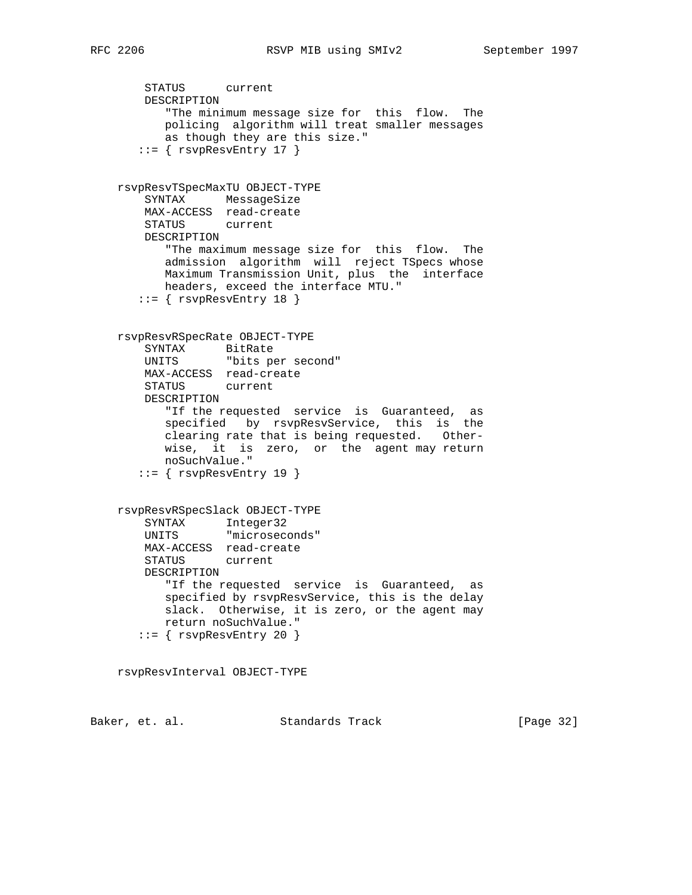```
        STATUS      current
        DESCRIPTION
           "The minimum message size for  this  flow.  The
           policing  algorithm will treat smaller messages
           as though they are this size."
       ::= { rsvpResvEntry 17 }


    rsvpResvTSpecMaxTU OBJECT-TYPE
        SYNTAX      MessageSize
        MAX-ACCESS  read-create
        STATUS      current
        DESCRIPTION
           "The maximum message size for  this  flow.  The
           admission  algorithm  will  reject TSpecs whose
           Maximum Transmission Unit, plus  the  interface
           headers, exceed the interface MTU."
       ::= { rsvpResvEntry 18 }


    rsvpResvRSpecRate OBJECT-TYPE
        SYNTAX      BitRate
        UNITS       "bits per second"
        MAX-ACCESS  read-create
        STATUS      current
        DESCRIPTION
           "If the requested  service  is  Guaranteed,  as
           specified   by  rsvpResvService,  this  is  the
           clearing rate that is being requested.   Other-
           wise,  it  is  zero,  or  the  agent may return
           noSuchValue."
       ::= { rsvpResvEntry 19 }


    rsvpResvRSpecSlack OBJECT-TYPE
        SYNTAX      Integer32
        UNITS       "microseconds"
        MAX-ACCESS  read-create
        STATUS      current
        DESCRIPTION
           "If the requested  service  is  Guaranteed,  as
           specified by rsvpResvService, this is the delay
           slack.  Otherwise, it is zero, or the agent may
           return noSuchValue."
       ::= { rsvpResvEntry 20 }


    rsvpResvInterval OBJECT-TYPE
```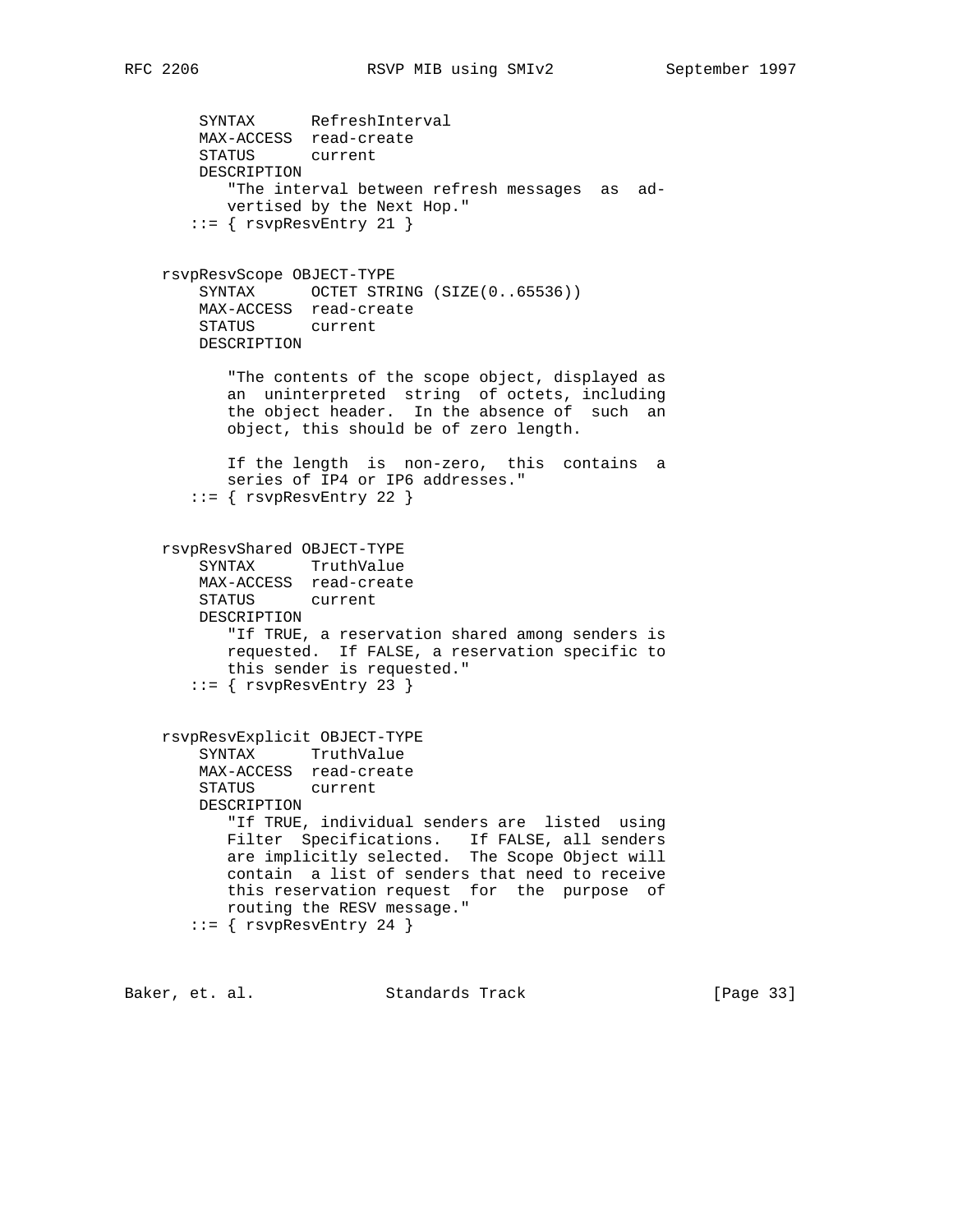```
        SYNTAX      RefreshInterval
        MAX-ACCESS  read-create
        STATUS      current
        DESCRIPTION
           "The interval between refresh messages  as  ad-
           vertised by the Next Hop."
       ::= { rsvpResvEntry 21 }


    rsvpResvScope OBJECT-TYPE
        SYNTAX      OCTET STRING (SIZE(0..65536))
        MAX-ACCESS  read-create
        STATUS      current
        DESCRIPTION

           "The contents of the scope object, displayed as
           an  uninterpreted  string  of octets, including
           the object header.  In the absence of  such  an
           object, this should be of zero length.

           If the length  is  non-zero,  this  contains  a
           series of IP4 or IP6 addresses."
       ::= { rsvpResvEntry 22 }


    rsvpResvShared OBJECT-TYPE
        SYNTAX      TruthValue
        MAX-ACCESS  read-create
        STATUS      current
        DESCRIPTION
           "If TRUE, a reservation shared among senders is
           requested.  If FALSE, a reservation specific to
           this sender is requested."
       ::= { rsvpResvEntry 23 }


    rsvpResvExplicit OBJECT-TYPE
        SYNTAX      TruthValue
        MAX-ACCESS  read-create
        STATUS      current
        DESCRIPTION
           "If TRUE, individual senders are  listed  using
           Filter  Specifications.   If FALSE, all senders
           are implicitly selected.  The Scope Object will
           contain  a list of senders that need to receive
           this reservation request  for  the  purpose  of
           routing the RESV message."
       ::= { rsvpResvEntry 24 }
```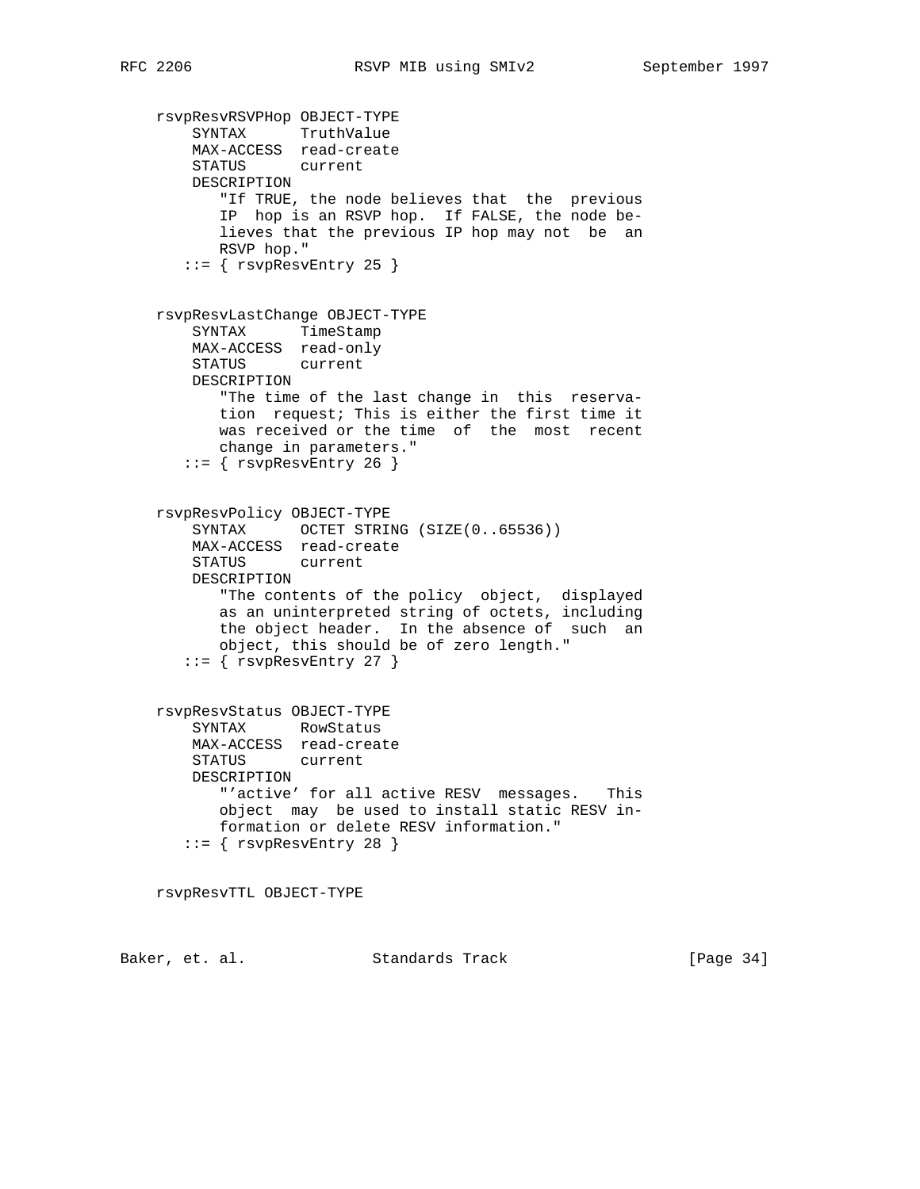```
    rsvpResvRSVPHop OBJECT-TYPE
        SYNTAX      TruthValue
        MAX-ACCESS  read-create
        STATUS      current
        DESCRIPTION
           "If TRUE, the node believes that  the  previous
           IP  hop is an RSVP hop.  If FALSE, the node be-
           lieves that the previous IP hop may not  be  an
           RSVP hop."
       ::= { rsvpResvEntry 25 }


    rsvpResvLastChange OBJECT-TYPE
        SYNTAX      TimeStamp
        MAX-ACCESS  read-only
        STATUS      current
        DESCRIPTION
           "The time of the last change in  this  reserva-
           tion  request; This is either the first time it
           was received or the time  of  the  most  recent
           change in parameters."
       ::= { rsvpResvEntry 26 }


    rsvpResvPolicy OBJECT-TYPE
        SYNTAX      OCTET STRING (SIZE(0..65536))
        MAX-ACCESS  read-create
        STATUS      current
        DESCRIPTION
           "The contents of the policy  object,  displayed
           as an uninterpreted string of octets, including
           the object header.  In the absence of  such  an
           object, this should be of zero length."
       ::= { rsvpResvEntry 27 }


    rsvpResvStatus OBJECT-TYPE
        SYNTAX      RowStatus
        MAX-ACCESS  read-create
        STATUS      current
        DESCRIPTION
           "'active' for all active RESV  messages.   This
           object  may  be used to install static RESV in-
           formation or delete RESV information."
       ::= { rsvpResvEntry 28 }


    rsvpResvTTL OBJECT-TYPE
```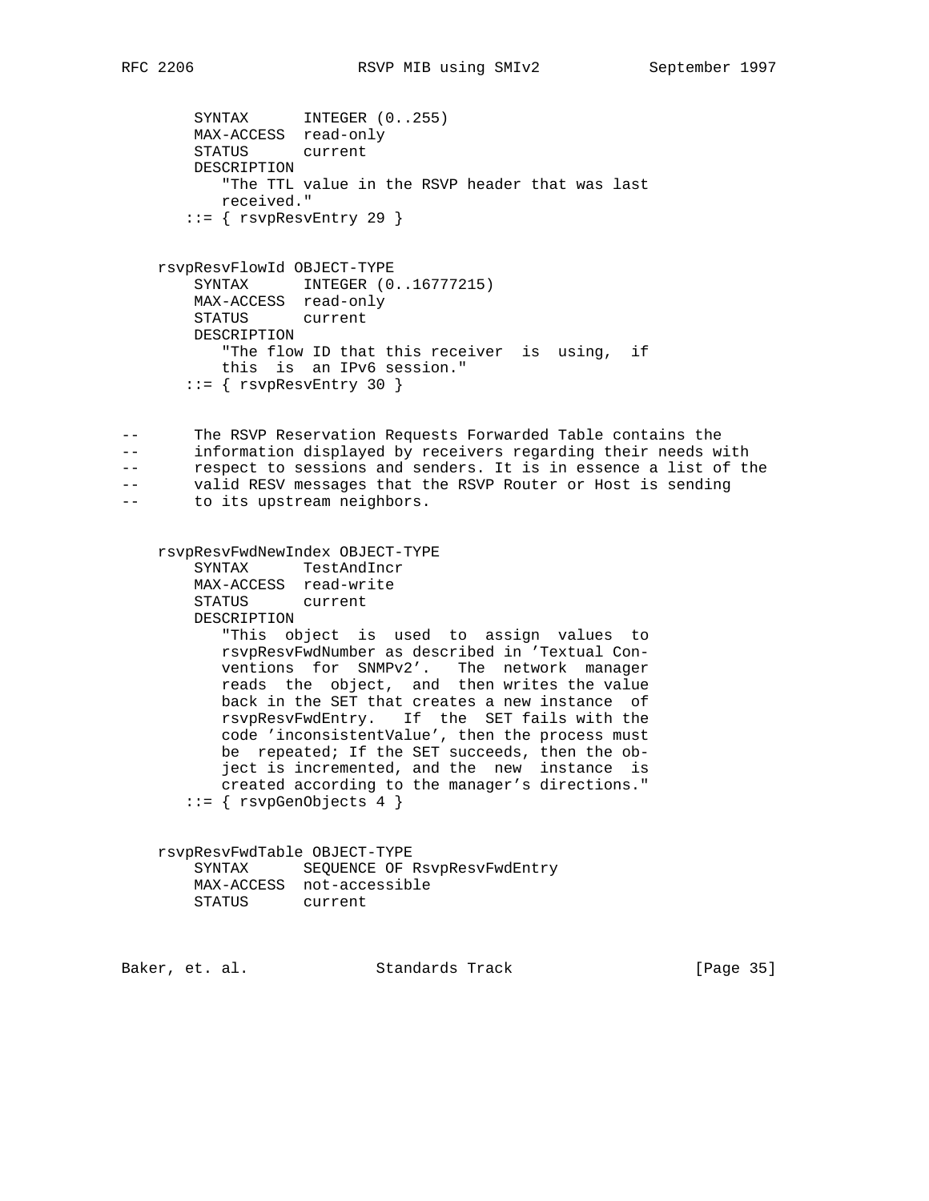```
        SYNTAX      INTEGER (0..255)
        MAX-ACCESS  read-only
        STATUS      current
        DESCRIPTION
           "The TTL value in the RSVP header that was last
           received."
       ::= { rsvpResvEntry 29 }


    rsvpResvFlowId OBJECT-TYPE
        SYNTAX      INTEGER (0..16777215)
        MAX-ACCESS  read-only
        STATUS      current
        DESCRIPTION
           "The flow ID that this receiver  is  using,  if
           this  is  an IPv6 session."
       ::= { rsvpResvEntry 30 }


--      The RSVP Reservation Requests Forwarded Table contains the
--      information displayed by receivers regarding their needs with
--      respect to sessions and senders. It is in essence a list of the
--      valid RESV messages that the RSVP Router or Host is sending
--      to its upstream neighbors.


    rsvpResvFwdNewIndex OBJECT-TYPE
        SYNTAX      TestAndIncr
        MAX-ACCESS  read-write
        STATUS      current
        DESCRIPTION
           "This  object  is  used  to  assign  values  to
           rsvpResvFwdNumber as described in 'Textual Con-
           ventions  for  SNMPv2'.   The  network  manager
           reads  the  object,  and  then writes the value
           back in the SET that creates a new instance  of
           rsvpResvFwdEntry.   If  the  SET fails with the
           code 'inconsistentValue', then the process must
           be  repeated; If the SET succeeds, then the ob-
           ject is incremented, and the  new  instance  is
           created according to the manager's directions."
       ::= { rsvpGenObjects 4 }


    rsvpResvFwdTable OBJECT-TYPE
        SYNTAX      SEQUENCE OF RsvpResvFwdEntry
        MAX-ACCESS  not-accessible
        STATUS      current
```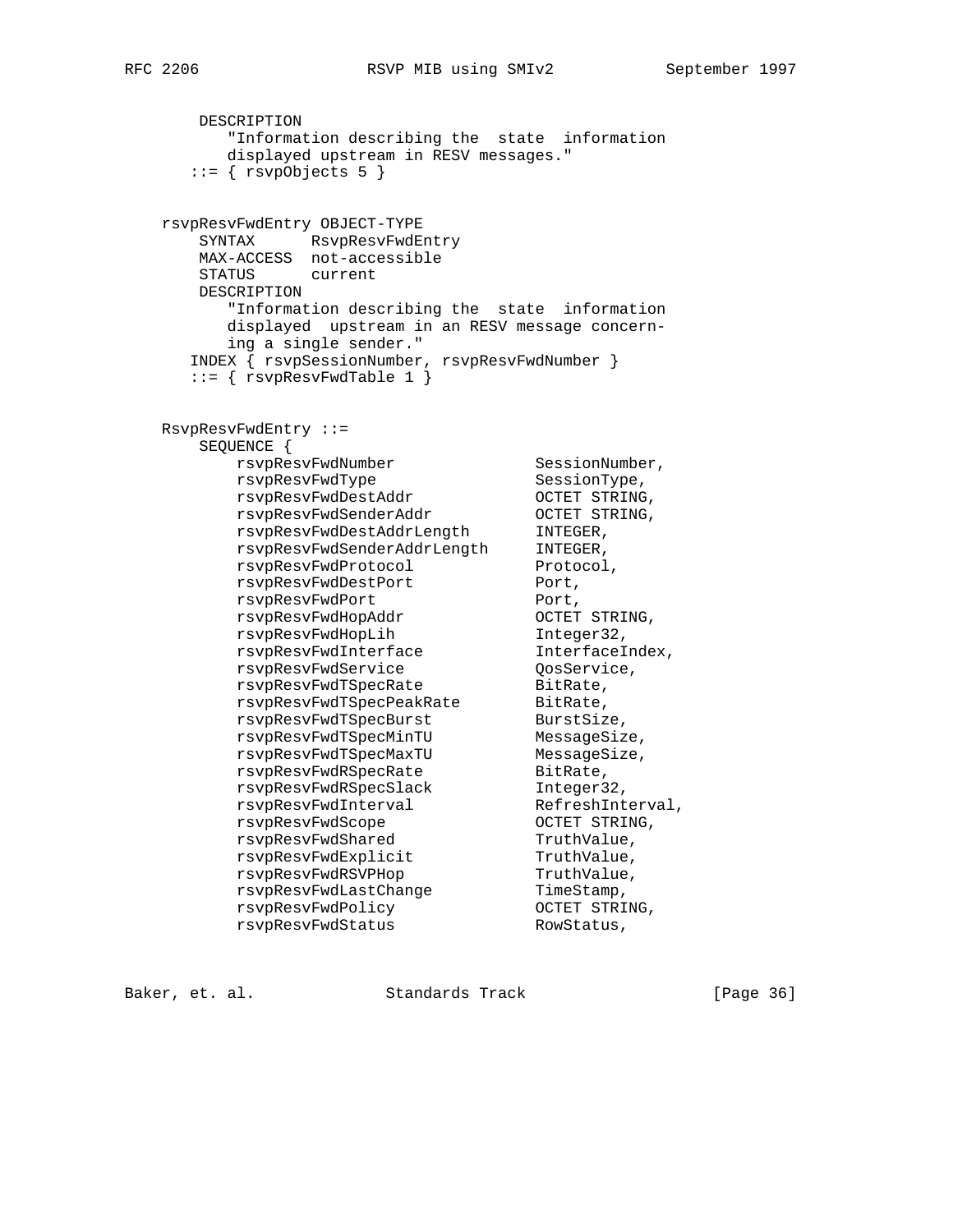```
       DESCRIPTION
          "Information describing the  state  information
          displayed upstream in RESV messages."
      ::= { rsvpObjects 5 }


   rsvpResvFwdEntry OBJECT-TYPE
       SYNTAX      RsvpResvFwdEntry
       MAX-ACCESS  not-accessible
       STATUS      current
       DESCRIPTION
          "Information describing the  state  information
          displayed  upstream in an RESV message concern-
          ing a single sender."
      INDEX { rsvpSessionNumber, rsvpResvFwdNumber }
      ::= { rsvpResvFwdTable 1 }


   RsvpResvFwdEntry ::=
       SEQUENCE {
           rsvpResvFwdNumber               SessionNumber,
           rsvpResvFwdType                 SessionType,
           rsvpResvFwdDestAddr             OCTET STRING,
           rsvpResvFwdSenderAddr           OCTET STRING,
           rsvpResvFwdDestAddrLength       INTEGER,
           rsvpResvFwdSenderAddrLength     INTEGER,
           rsvpResvFwdProtocol             Protocol,
           rsvpResvFwdDestPort             Port,
           rsvpResvFwdPort                 Port,
           rsvpResvFwdHopAddr              OCTET STRING,
           rsvpResvFwdHopLih               Integer32,
           rsvpResvFwdInterface            InterfaceIndex,
           rsvpResvFwdService              QosService,
           rsvpResvFwdTSpecRate            BitRate,
           rsvpResvFwdTSpecPeakRate        BitRate,
           rsvpResvFwdTSpecBurst           BurstSize,
           rsvpResvFwdTSpecMinTU           MessageSize,
           rsvpResvFwdTSpecMaxTU           MessageSize,
           rsvpResvFwdRSpecRate            BitRate,
           rsvpResvFwdRSpecSlack           Integer32,
           rsvpResvFwdInterval             RefreshInterval,
           rsvpResvFwdScope                OCTET STRING,
           rsvpResvFwdShared               TruthValue,
           rsvpResvFwdExplicit             TruthValue,
           rsvpResvFwdRSVPHop              TruthValue,
           rsvpResvFwdLastChange           TimeStamp,
           rsvpResvFwdPolicy               OCTET STRING,
           rsvpResvFwdStatus               RowStatus,
```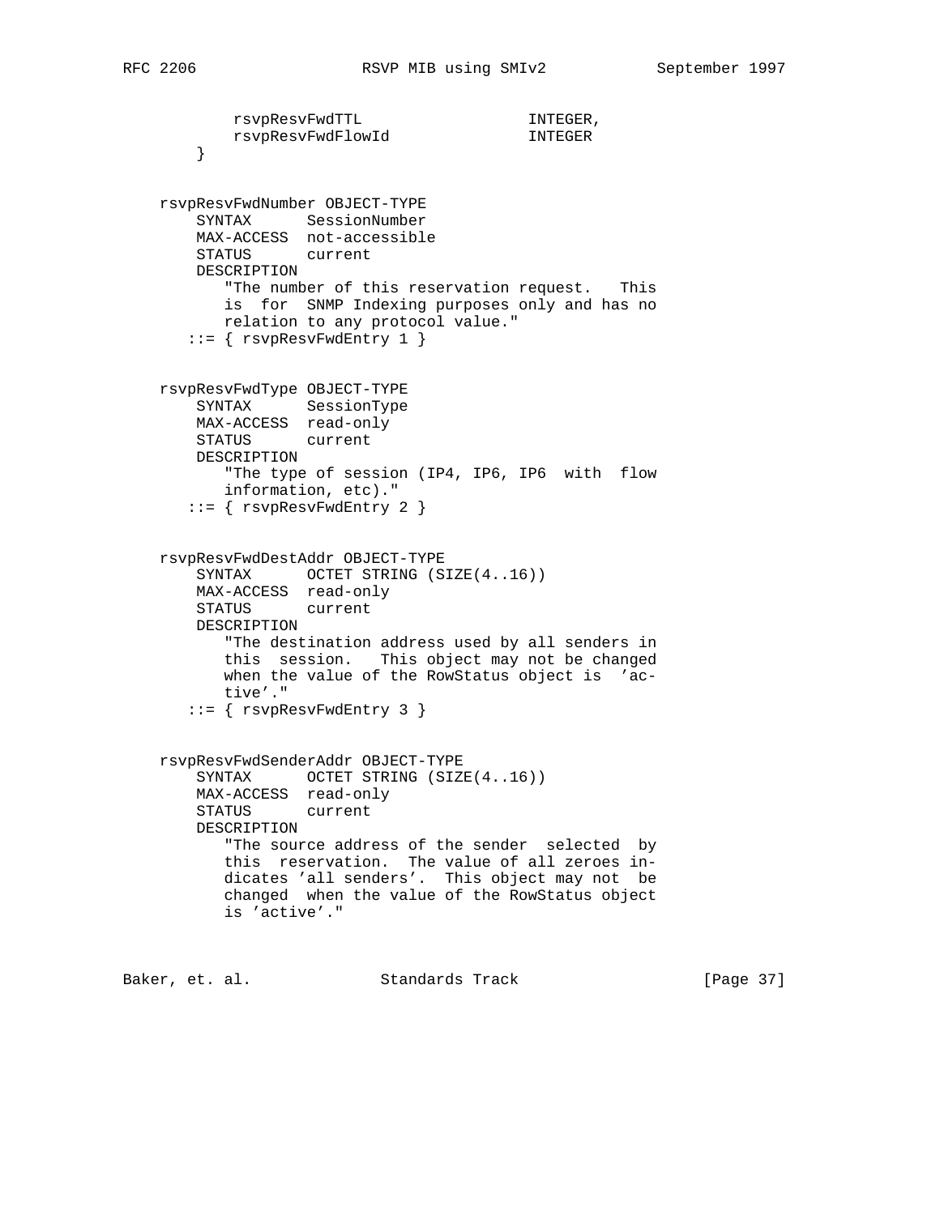```
           rsvpResvFwdTTL                  INTEGER,
           rsvpResvFwdFlowId               INTEGER
       }


   rsvpResvFwdNumber OBJECT-TYPE
       SYNTAX      SessionNumber
       MAX-ACCESS  not-accessible
       STATUS      current
       DESCRIPTION
          "The number of this reservation request.   This
          is  for  SNMP Indexing purposes only and has no
          relation to any protocol value."
      ::= { rsvpResvFwdEntry 1 }


   rsvpResvFwdType OBJECT-TYPE
       SYNTAX      SessionType
       MAX-ACCESS  read-only
       STATUS      current
       DESCRIPTION
          "The type of session (IP4, IP6, IP6  with  flow
          information, etc)."
      ::= { rsvpResvFwdEntry 2 }


   rsvpResvFwdDestAddr OBJECT-TYPE
       SYNTAX      OCTET STRING (SIZE(4..16))
       MAX-ACCESS  read-only
       STATUS      current
       DESCRIPTION
          "The destination address used by all senders in
          this  session.   This object may not be changed
          when the value of the RowStatus object is  'ac-
          tive'."
      ::= { rsvpResvFwdEntry 3 }


   rsvpResvFwdSenderAddr OBJECT-TYPE
       SYNTAX      OCTET STRING (SIZE(4..16))
       MAX-ACCESS  read-only
       STATUS      current
       DESCRIPTION
          "The source address of the sender  selected  by
          this  reservation.  The value of all zeroes in-
          dicates 'all senders'.  This object may not  be
          changed  when the value of the RowStatus object
          is 'active'."
```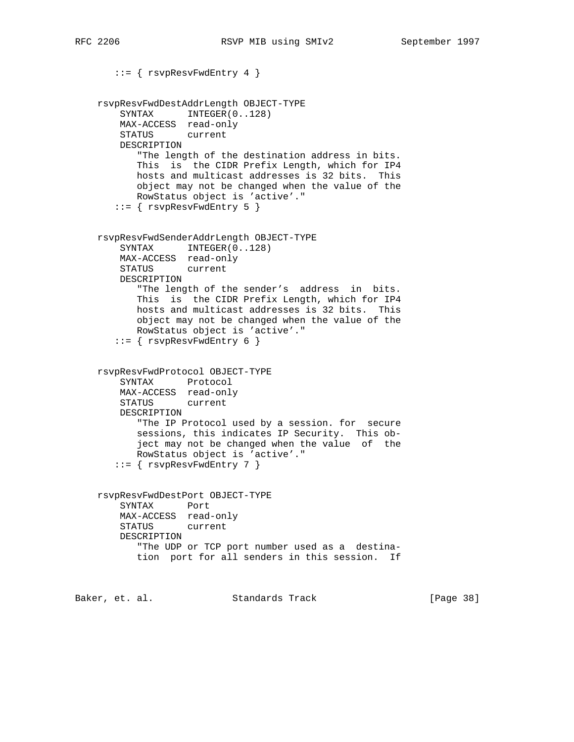```
       ::= { rsvpResvFwdEntry 4 }


    rsvpResvFwdDestAddrLength OBJECT-TYPE
        SYNTAX      INTEGER(0..128)
        MAX-ACCESS  read-only
        STATUS      current
        DESCRIPTION
           "The length of the destination address in bits.
           This  is  the CIDR Prefix Length, which for IP4
           hosts and multicast addresses is 32 bits.  This
           object may not be changed when the value of the
           RowStatus object is 'active'."
       ::= { rsvpResvFwdEntry 5 }


    rsvpResvFwdSenderAddrLength OBJECT-TYPE
        SYNTAX      INTEGER(0..128)
        MAX-ACCESS  read-only
        STATUS      current
        DESCRIPTION
           "The length of the sender's  address  in  bits.
           This  is  the CIDR Prefix Length, which for IP4
           hosts and multicast addresses is 32 bits.  This
           object may not be changed when the value of the
           RowStatus object is 'active'."
       ::= { rsvpResvFwdEntry 6 }


    rsvpResvFwdProtocol OBJECT-TYPE
        SYNTAX      Protocol
        MAX-ACCESS  read-only
        STATUS      current
        DESCRIPTION
           "The IP Protocol used by a session. for  secure
           sessions, this indicates IP Security.  This ob-
           ject may not be changed when the value  of  the
           RowStatus object is 'active'."
       ::= { rsvpResvFwdEntry 7 }


    rsvpResvFwdDestPort OBJECT-TYPE
        SYNTAX      Port
        MAX-ACCESS  read-only
        STATUS      current
        DESCRIPTION
           "The UDP or TCP port number used as a  destina-
           tion  port for all senders in this session.  If
```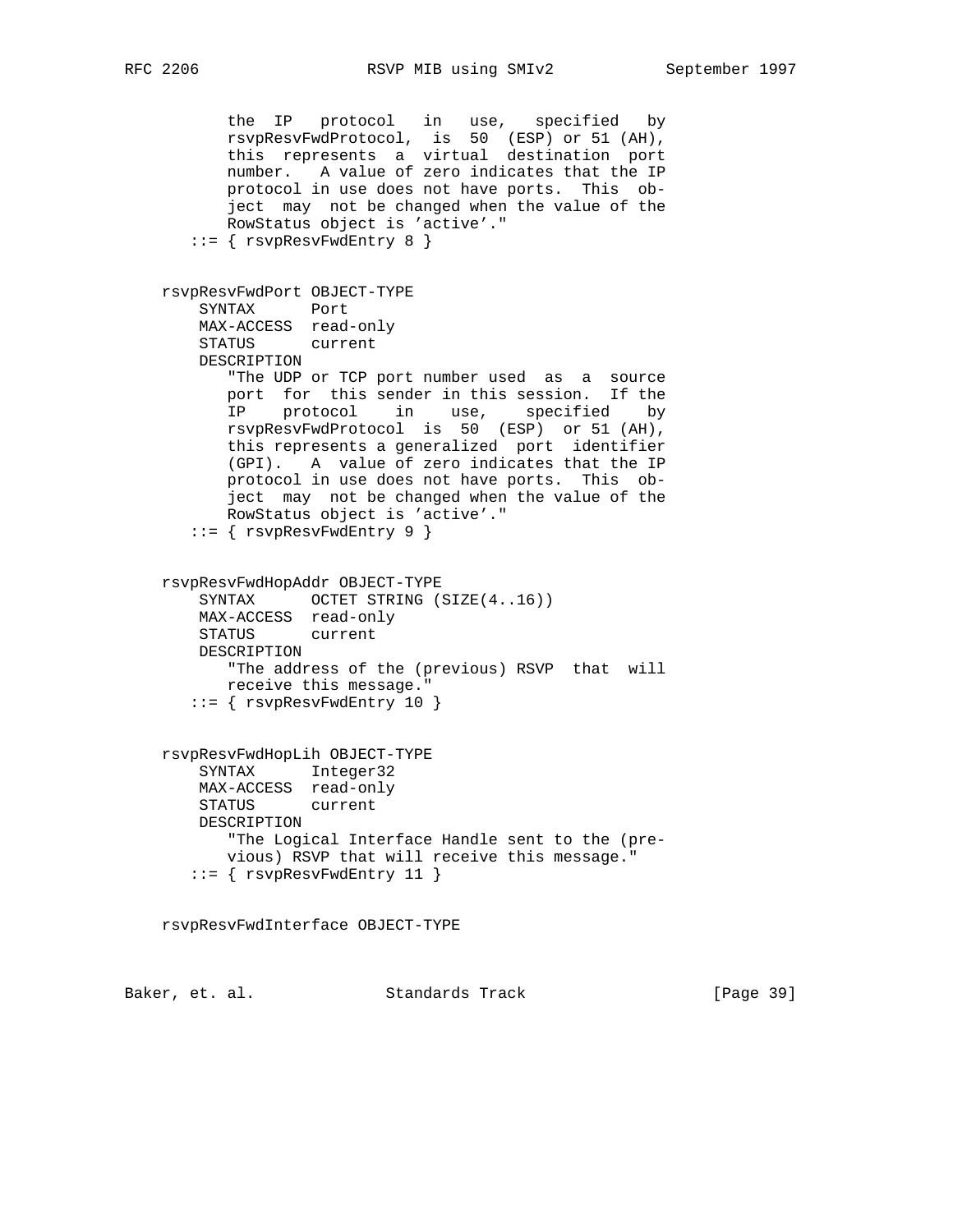```
          the  IP   protocol   in  use,   specified   by
          rsvpResvFwdProtocol,  is  50  (ESP) or 51 (AH),
          this  represents  a  virtual  destination  port
          number.   A value of zero indicates that the IP
          protocol in use does not have ports.  This  ob-
          ject  may  not be changed when the value of the
          RowStatus object is 'active'."
       ::= { rsvpResvFwdEntry 8 }


   rsvpResvFwdPort OBJECT-TYPE
       SYNTAX      Port
       MAX-ACCESS  read-only
       STATUS      current
       DESCRIPTION
          "The UDP or TCP port number used  as  a  source
          port  for  this sender in this session.  If the
          IP    protocol    in    use,    specified    by
          rsvpResvFwdProtocol  is  50  (ESP)  or 51 (AH),
          this represents a generalized  port  identifier
          (GPI).   A  value of zero indicates that the IP
          protocol in use does not have ports.  This  ob-
          ject  may  not be changed when the value of the
          RowStatus object is 'active'."
       ::= { rsvpResvFwdEntry 9 }


   rsvpResvFwdHopAddr OBJECT-TYPE
       SYNTAX      OCTET STRING (SIZE(4..16))
       MAX-ACCESS  read-only
       STATUS      current
       DESCRIPTION
          "The address of the (previous) RSVP  that  will
          receive this message."
       ::= { rsvpResvFwdEntry 10 }


   rsvpResvFwdHopLih OBJECT-TYPE
       SYNTAX      Integer32
       MAX-ACCESS  read-only
       STATUS      current
       DESCRIPTION
          "The Logical Interface Handle sent to the (pre-
          vious) RSVP that will receive this message."
       ::= { rsvpResvFwdEntry 11 }


   rsvpResvFwdInterface OBJECT-TYPE
```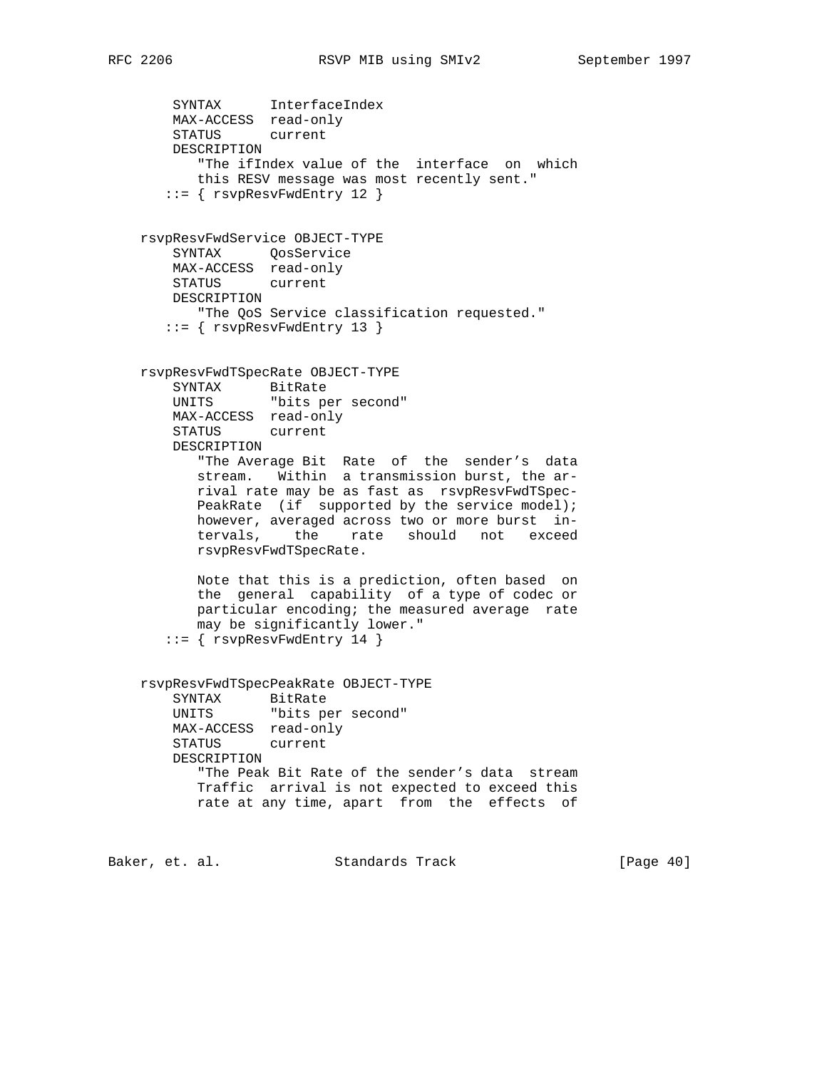```
        SYNTAX      InterfaceIndex
        MAX-ACCESS  read-only
        STATUS      current
        DESCRIPTION
           "The ifIndex value of the  interface  on  which
           this RESV message was most recently sent."
       ::= { rsvpResvFwdEntry 12 }


    rsvpResvFwdService OBJECT-TYPE
        SYNTAX      QosService
        MAX-ACCESS  read-only
        STATUS      current
        DESCRIPTION
           "The QoS Service classification requested."
       ::= { rsvpResvFwdEntry 13 }


    rsvpResvFwdTSpecRate OBJECT-TYPE
        SYNTAX      BitRate
        UNITS       "bits per second"
        MAX-ACCESS  read-only
        STATUS      current
        DESCRIPTION
           "The Average Bit  Rate  of  the  sender's  data
           stream.   Within  a transmission burst, the ar-
           rival rate may be as fast as  rsvpResvFwdTSpec-
           PeakRate  (if  supported by the service model);
           however, averaged across two or more burst  in-
           tervals,    the    rate    should    not    exceed
           rsvpResvFwdTSpecRate.

           Note that this is a prediction, often based  on
           the  general  capability  of a type of codec or
           particular encoding; the measured average  rate
           may be significantly lower."
       ::= { rsvpResvFwdEntry 14 }


    rsvpResvFwdTSpecPeakRate OBJECT-TYPE
        SYNTAX      BitRate
        UNITS       "bits per second"
        MAX-ACCESS  read-only
        STATUS      current
        DESCRIPTION
           "The Peak Bit Rate of the sender's data  stream
           Traffic  arrival is not expected to exceed this
           rate at any time, apart  from  the  effects  of
```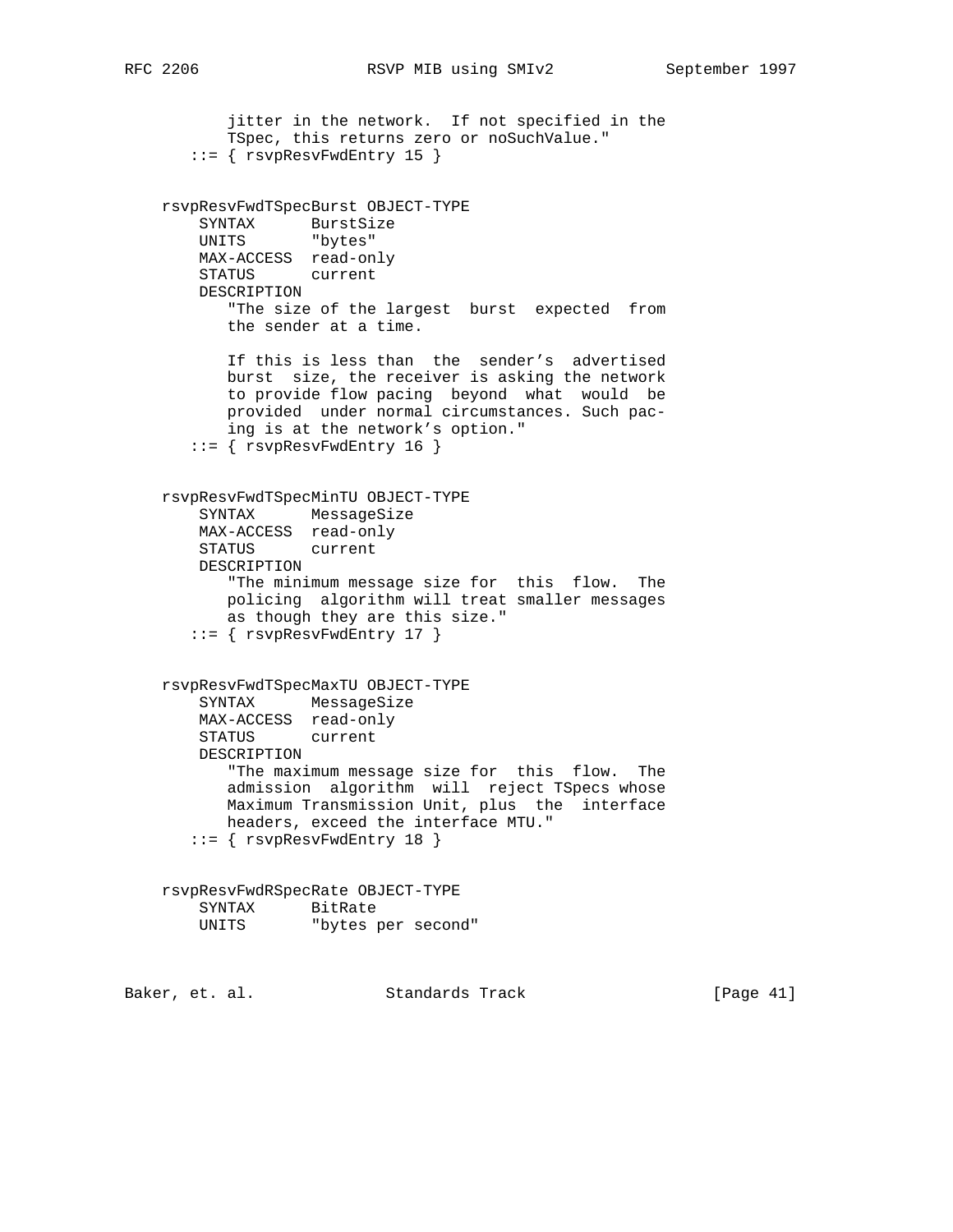```
           jitter in the network.  If not specified in the
           TSpec, this returns zero or noSuchValue."
       ::= { rsvpResvFwdEntry 15 }


    rsvpResvFwdTSpecBurst OBJECT-TYPE
        SYNTAX      BurstSize
        UNITS       "bytes"
        MAX-ACCESS  read-only
        STATUS      current
        DESCRIPTION
           "The size of the largest  burst  expected  from
           the sender at a time.

           If this is less than  the  sender's  advertised
           burst  size, the receiver is asking the network
           to provide flow pacing  beyond  what  would  be
           provided  under normal circumstances. Such pac-
           ing is at the network's option."
       ::= { rsvpResvFwdEntry 16 }


    rsvpResvFwdTSpecMinTU OBJECT-TYPE
        SYNTAX      MessageSize
        MAX-ACCESS  read-only
        STATUS      current
        DESCRIPTION
           "The minimum message size for  this  flow.  The
           policing  algorithm will treat smaller messages
           as though they are this size."
       ::= { rsvpResvFwdEntry 17 }


    rsvpResvFwdTSpecMaxTU OBJECT-TYPE
        SYNTAX      MessageSize
        MAX-ACCESS  read-only
        STATUS      current
        DESCRIPTION
           "The maximum message size for  this  flow.  The
           admission  algorithm  will  reject TSpecs whose
           Maximum Transmission Unit, plus  the  interface
           headers, exceed the interface MTU."
       ::= { rsvpResvFwdEntry 18 }


    rsvpResvFwdRSpecRate OBJECT-TYPE
        SYNTAX      BitRate
        UNITS       "bytes per second"
```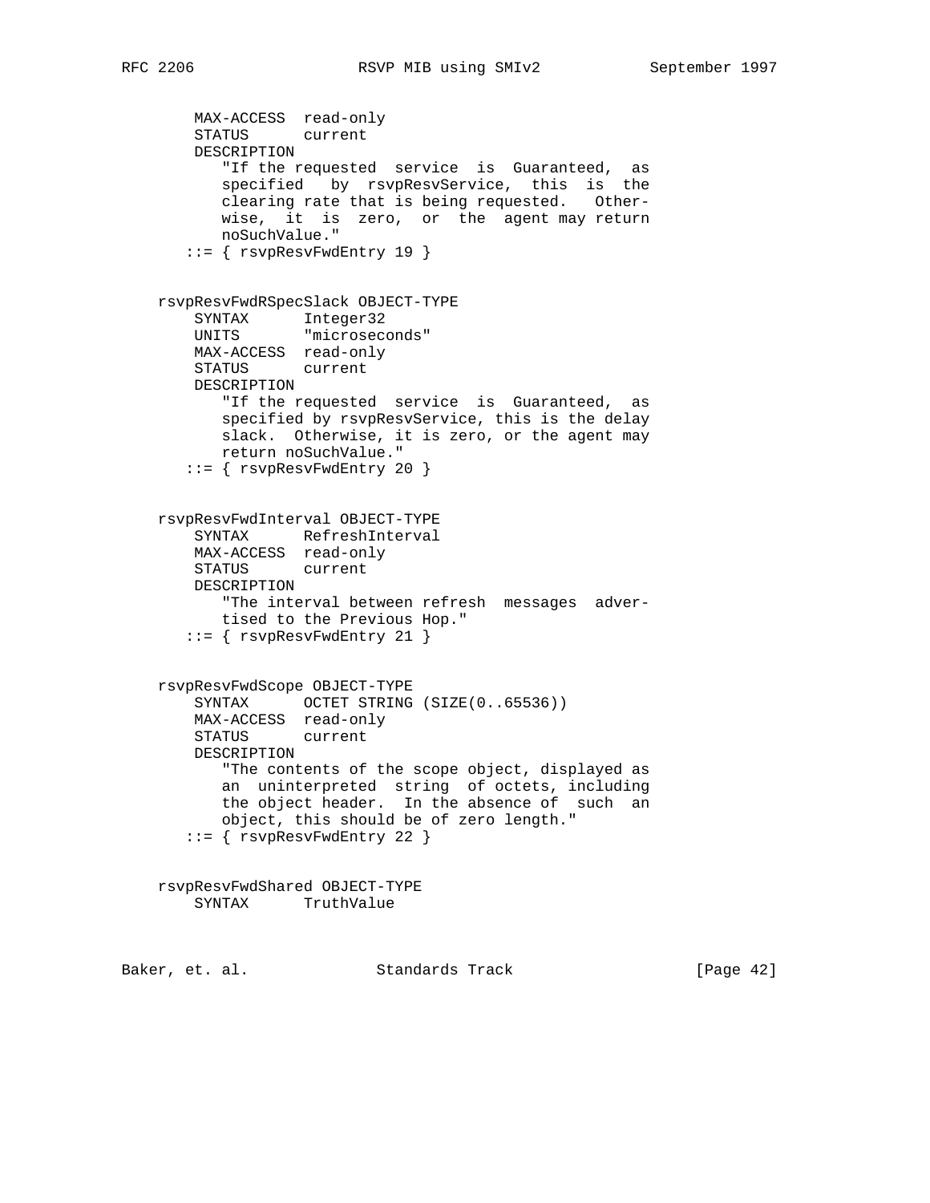```
        MAX-ACCESS  read-only
        STATUS      current
        DESCRIPTION
           "If the requested  service  is  Guaranteed,  as
           specified   by  rsvpResvService,  this  is  the
           clearing rate that is being requested.   Other-
           wise,  it  is  zero,  or  the  agent may return
           noSuchValue."
       ::= { rsvpResvFwdEntry 19 }


    rsvpResvFwdRSpecSlack OBJECT-TYPE
        SYNTAX      Integer32
        UNITS       "microseconds"
        MAX-ACCESS  read-only
        STATUS      current
        DESCRIPTION
           "If the requested  service  is  Guaranteed,  as
           specified by rsvpResvService, this is the delay
           slack.  Otherwise, it is zero, or the agent may
           return noSuchValue."
       ::= { rsvpResvFwdEntry 20 }


    rsvpResvFwdInterval OBJECT-TYPE
        SYNTAX      RefreshInterval
        MAX-ACCESS  read-only
        STATUS      current
        DESCRIPTION
           "The interval between refresh  messages  adver-
           tised to the Previous Hop."
       ::= { rsvpResvFwdEntry 21 }


    rsvpResvFwdScope OBJECT-TYPE
        SYNTAX      OCTET STRING (SIZE(0..65536))
        MAX-ACCESS  read-only
        STATUS      current
        DESCRIPTION
           "The contents of the scope object, displayed as
           an  uninterpreted  string  of octets, including
           the object header.  In the absence of  such  an
           object, this should be of zero length."
       ::= { rsvpResvFwdEntry 22 }


    rsvpResvFwdShared OBJECT-TYPE
        SYNTAX      TruthValue
```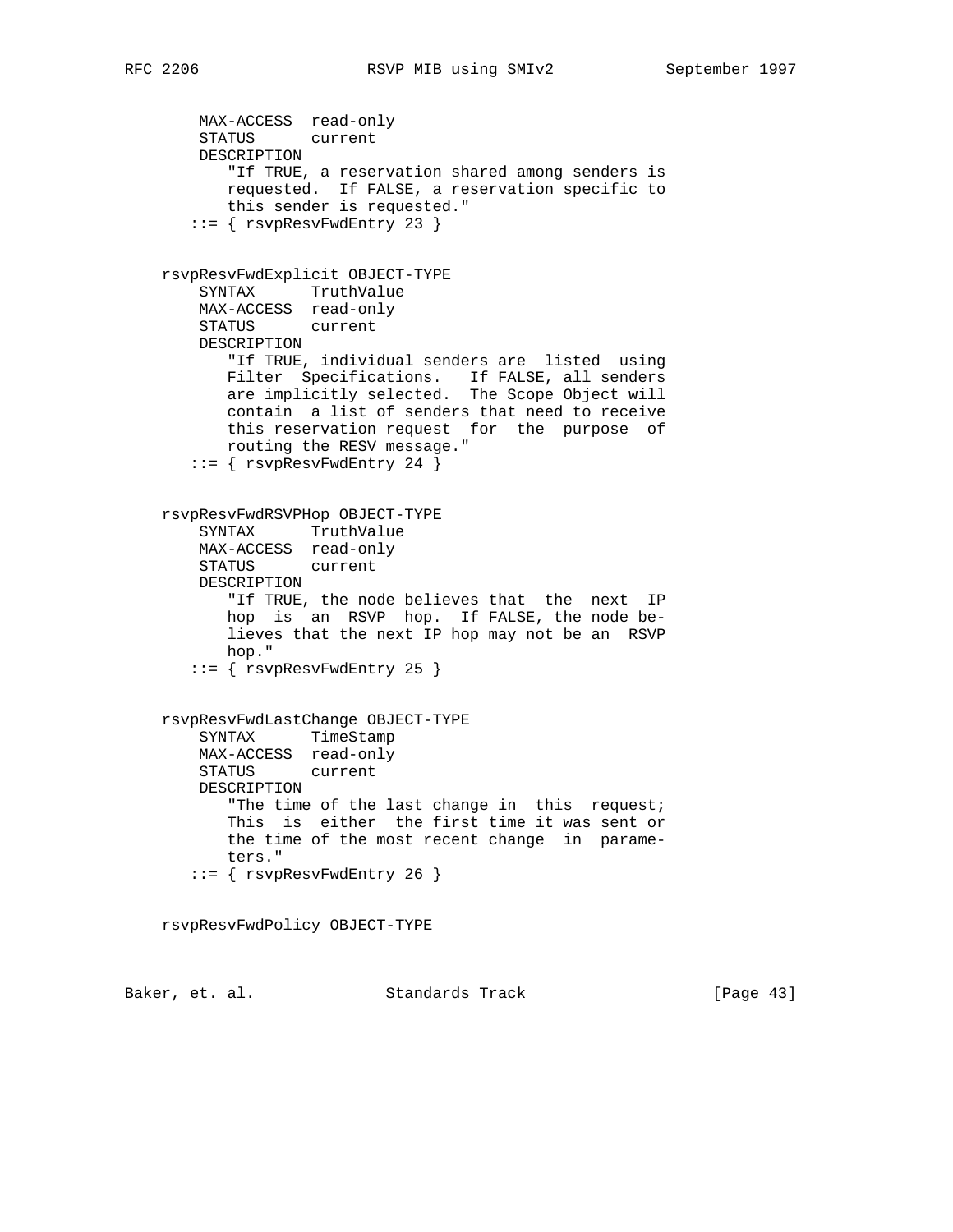```
        MAX-ACCESS  read-only
        STATUS      current
        DESCRIPTION
           "If TRUE, a reservation shared among senders is
           requested.  If FALSE, a reservation specific to
           this sender is requested."
       ::= { rsvpResvFwdEntry 23 }


    rsvpResvFwdExplicit OBJECT-TYPE
        SYNTAX      TruthValue
        MAX-ACCESS  read-only
        STATUS      current
        DESCRIPTION
           "If TRUE, individual senders are  listed  using
           Filter  Specifications.   If FALSE, all senders
           are implicitly selected.  The Scope Object will
           contain  a list of senders that need to receive
           this reservation request  for  the  purpose  of
           routing the RESV message."
       ::= { rsvpResvFwdEntry 24 }


    rsvpResvFwdRSVPHop OBJECT-TYPE
        SYNTAX      TruthValue
        MAX-ACCESS  read-only
        STATUS      current
        DESCRIPTION
           "If TRUE, the node believes that  the  next  IP
           hop  is  an  RSVP  hop.  If FALSE, the node be-
           lieves that the next IP hop may not be an  RSVP
           hop."
       ::= { rsvpResvFwdEntry 25 }


    rsvpResvFwdLastChange OBJECT-TYPE
        SYNTAX      TimeStamp
        MAX-ACCESS  read-only
        STATUS      current
        DESCRIPTION
           "The time of the last change in  this  request;
           This  is  either  the first time it was sent or
           the time of the most recent change  in  parame-
           ters."
       ::= { rsvpResvFwdEntry 26 }


    rsvpResvFwdPolicy OBJECT-TYPE
```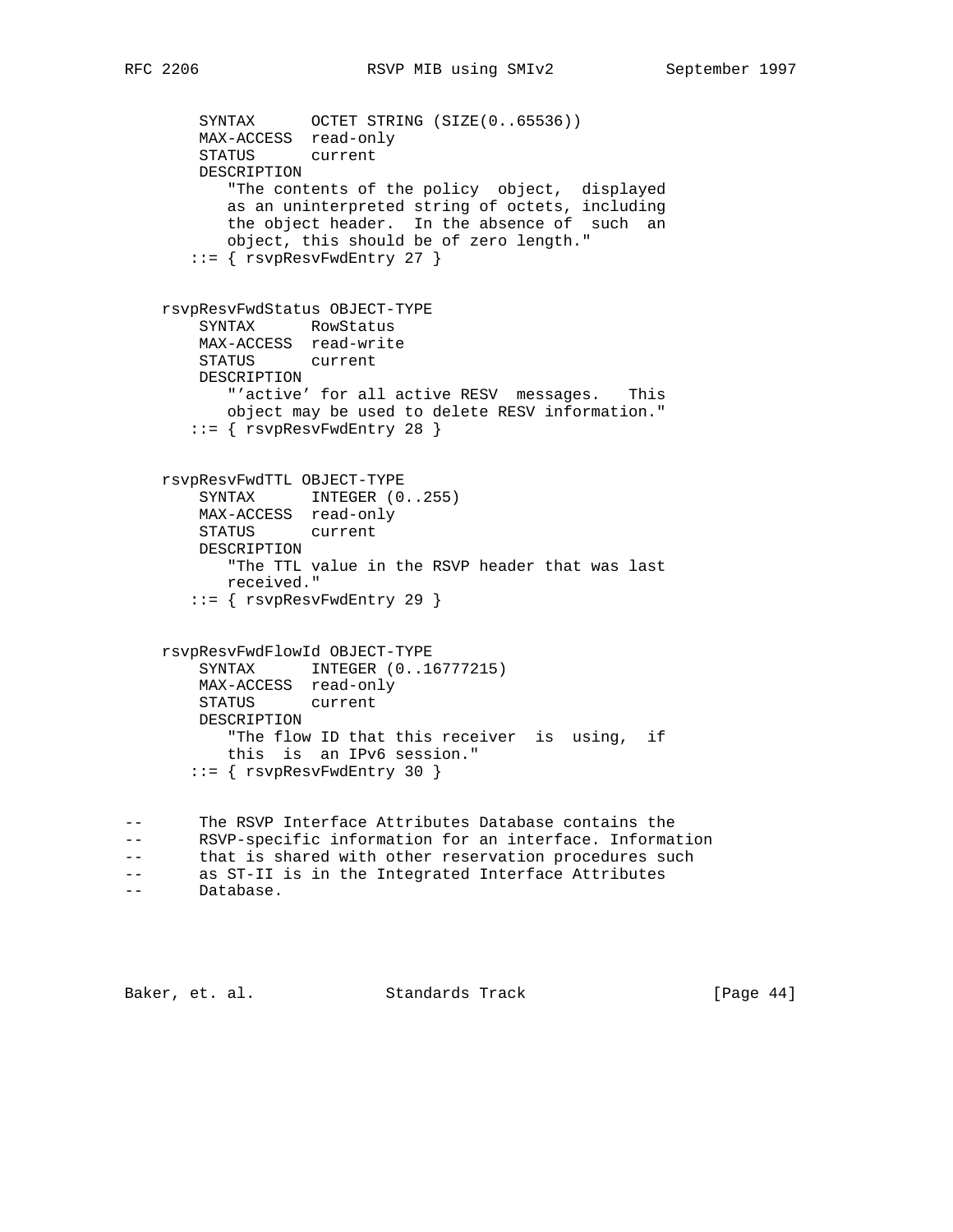```
        SYNTAX      OCTET STRING (SIZE(0..65536))
        MAX-ACCESS  read-only
        STATUS      current
        DESCRIPTION
           "The contents of the policy  object,  displayed
           as an uninterpreted string of octets, including
           the object header.  In the absence of  such  an
           object, this should be of zero length."
       ::= { rsvpResvFwdEntry 27 }


    rsvpResvFwdStatus OBJECT-TYPE
        SYNTAX      RowStatus
        MAX-ACCESS  read-write
        STATUS      current
        DESCRIPTION
           "'active' for all active RESV  messages.   This
           object may be used to delete RESV information."
       ::= { rsvpResvFwdEntry 28 }


    rsvpResvFwdTTL OBJECT-TYPE
        SYNTAX      INTEGER (0..255)
        MAX-ACCESS  read-only
        STATUS      current
        DESCRIPTION
           "The TTL value in the RSVP header that was last
           received."
       ::= { rsvpResvFwdEntry 29 }


    rsvpResvFwdFlowId OBJECT-TYPE
        SYNTAX      INTEGER (0..16777215)
        MAX-ACCESS  read-only
        STATUS      current
        DESCRIPTION
           "The flow ID that this receiver  is  using,  if
           this  is  an IPv6 session."
       ::= { rsvpResvFwdEntry 30 }


--      The RSVP Interface Attributes Database contains the
--      RSVP-specific information for an interface. Information
--      that is shared with other reservation procedures such
--      as ST-II is in the Integrated Interface Attributes
--      Database.
```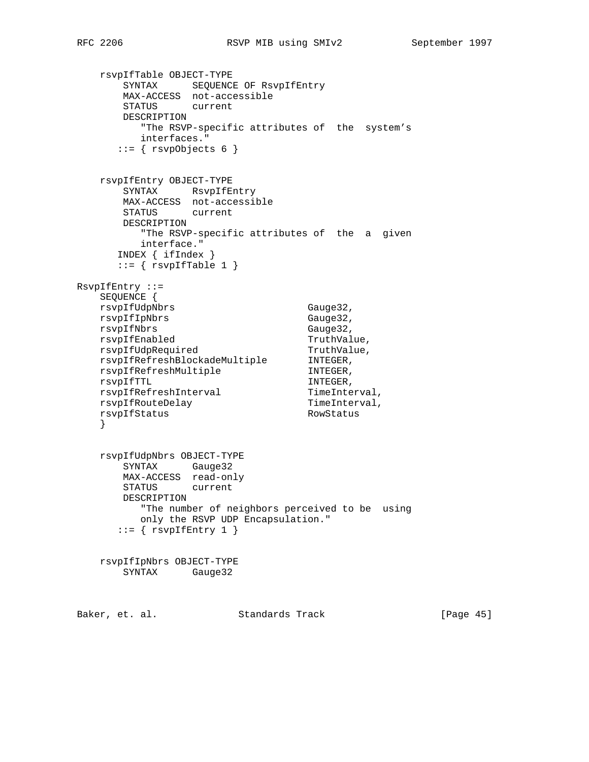```
    rsvpIfTable OBJECT-TYPE
        SYNTAX      SEQUENCE OF RsvpIfEntry
        MAX-ACCESS  not-accessible
        STATUS      current
        DESCRIPTION
           "The RSVP-specific attributes of  the  system's
           interfaces."
       ::= { rsvpObjects 6 }


    rsvpIfEntry OBJECT-TYPE
        SYNTAX      RsvpIfEntry
        MAX-ACCESS  not-accessible
        STATUS      current
        DESCRIPTION
           "The RSVP-specific attributes of  the  a  given
           interface."
       INDEX { ifIndex }
       ::= { rsvpIfTable 1 }

RsvpIfEntry ::=
    SEQUENCE {
    rsvpIfUdpNbrs                     Gauge32,
    rsvpIfIpNbrs                      Gauge32,
    rsvpIfNbrs                        Gauge32,
    rsvpIfEnabled                     TruthValue,
    rsvpIfUdpRequired                 TruthValue,
    rsvpIfRefreshBlockadeMultiple     INTEGER,
    rsvpIfRefreshMultiple             INTEGER,
    rsvpIfTTL                         INTEGER,
    rsvpIfRefreshInterval             TimeInterval,
    rsvpIfRouteDelay                  TimeInterval,
    rsvpIfStatus                      RowStatus
    }


    rsvpIfUdpNbrs OBJECT-TYPE
        SYNTAX      Gauge32
        MAX-ACCESS  read-only
        STATUS      current
        DESCRIPTION
           "The number of neighbors perceived to be  using
           only the RSVP UDP Encapsulation."
       ::= { rsvpIfEntry 1 }


    rsvpIfIpNbrs OBJECT-TYPE
        SYNTAX      Gauge32
```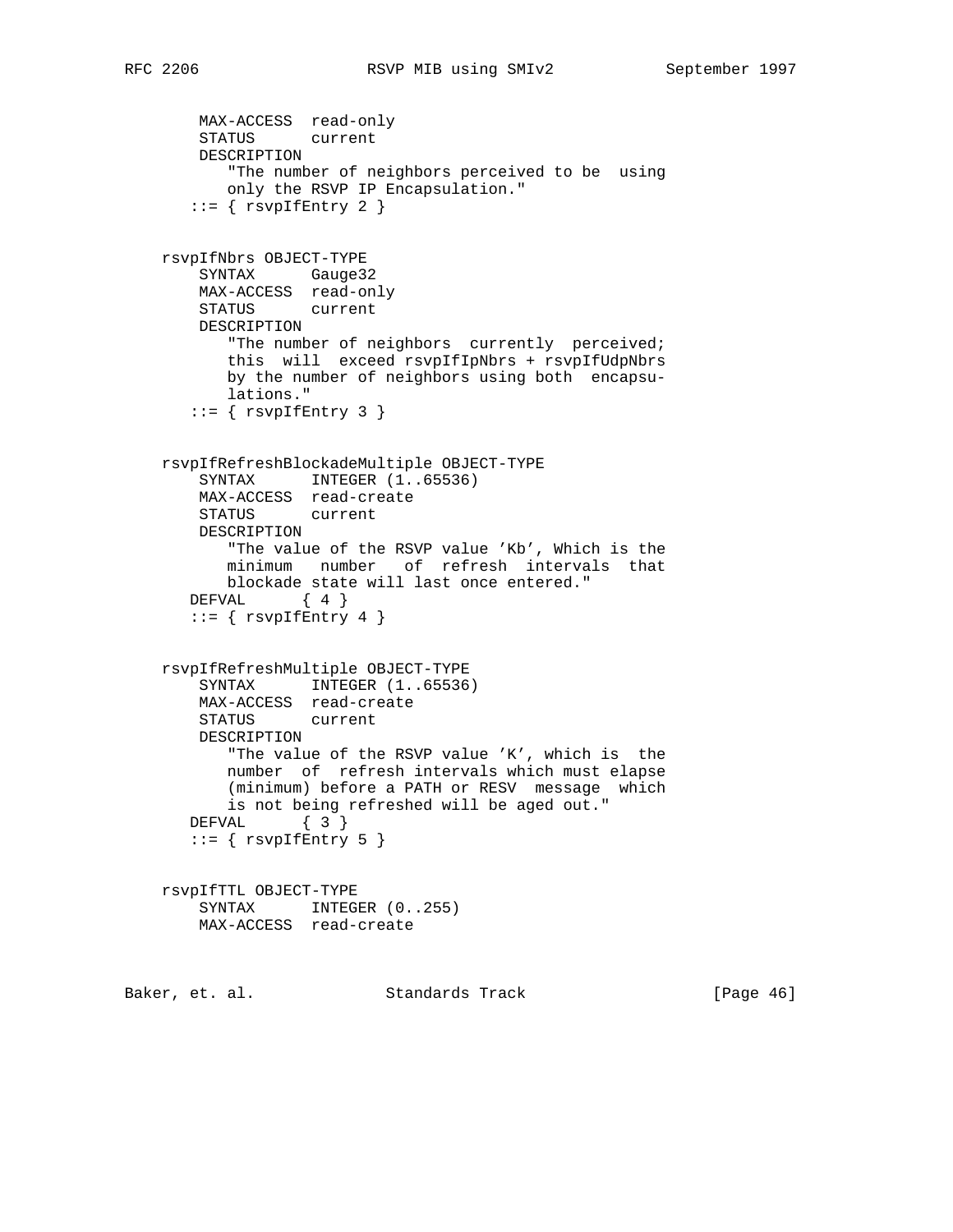```
        MAX-ACCESS  read-only
        STATUS      current
        DESCRIPTION
           "The number of neighbors perceived to be  using
           only the RSVP IP Encapsulation."
       ::= { rsvpIfEntry 2 }


    rsvpIfNbrs OBJECT-TYPE
        SYNTAX      Gauge32
        MAX-ACCESS  read-only
        STATUS      current
        DESCRIPTION
           "The number of neighbors  currently  perceived;
           this  will  exceed rsvpIfIpNbrs + rsvpIfUdpNbrs
           by the number of neighbors using both  encapsu-
           lations."
       ::= { rsvpIfEntry 3 }


    rsvpIfRefreshBlockadeMultiple OBJECT-TYPE
        SYNTAX      INTEGER (1..65536)
        MAX-ACCESS  read-create
        STATUS      current
        DESCRIPTION
           "The value of the RSVP value 'Kb', Which is the
           minimum   number   of  refresh  intervals  that
           blockade state will last once entered."
       DEFVAL      { 4 }
       ::= { rsvpIfEntry 4 }


    rsvpIfRefreshMultiple OBJECT-TYPE
        SYNTAX      INTEGER (1..65536)
        MAX-ACCESS  read-create
        STATUS      current
        DESCRIPTION
           "The value of the RSVP value 'K', which is  the
           number  of  refresh intervals which must elapse
           (minimum) before a PATH or RESV  message  which
           is not being refreshed will be aged out."
       DEFVAL      { 3 }
       ::= { rsvpIfEntry 5 }


    rsvpIfTTL OBJECT-TYPE
        SYNTAX      INTEGER (0..255)
        MAX-ACCESS  read-create
```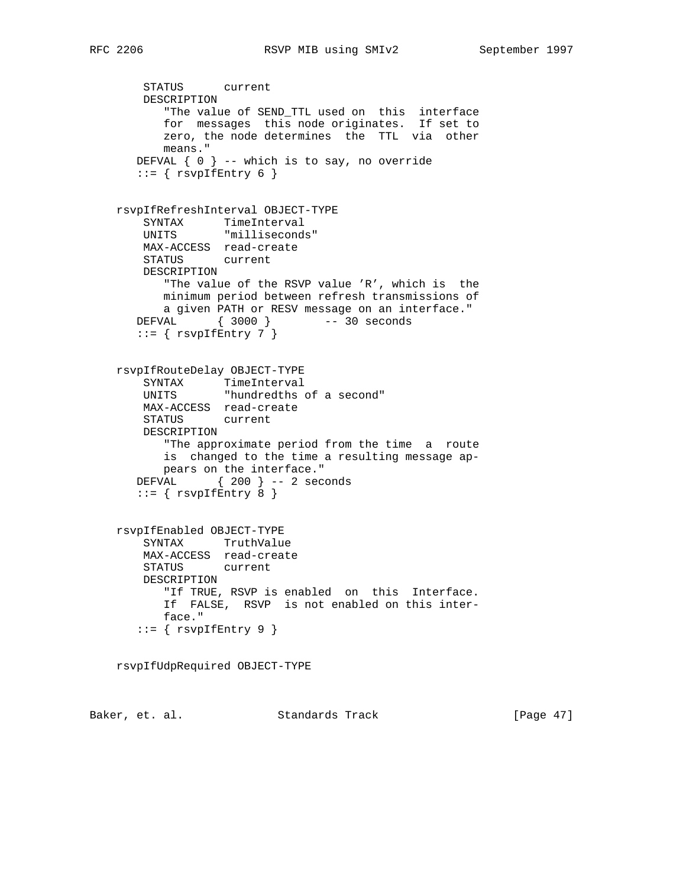```
        STATUS      current
        DESCRIPTION
           "The value of SEND_TTL used on  this  interface
           for  messages  this node originates.  If set to
           zero, the node determines  the  TTL  via  other
           means."
       DEFVAL { 0 } -- which is to say, no override
       ::= { rsvpIfEntry 6 }


    rsvpIfRefreshInterval OBJECT-TYPE
        SYNTAX      TimeInterval
        UNITS       "milliseconds"
        MAX-ACCESS  read-create
        STATUS      current
        DESCRIPTION
           "The value of the RSVP value 'R', which is  the
           minimum period between refresh transmissions of
           a given PATH or RESV message on an interface."
       DEFVAL      { 3000 }        -- 30 seconds
       ::= { rsvpIfEntry 7 }


    rsvpIfRouteDelay OBJECT-TYPE
        SYNTAX      TimeInterval
        UNITS       "hundredths of a second"
        MAX-ACCESS  read-create
        STATUS      current
        DESCRIPTION
           "The approximate period from the time  a  route
           is  changed to the time a resulting message ap-
           pears on the interface."
       DEFVAL      { 200 } -- 2 seconds
       ::= { rsvpIfEntry 8 }


    rsvpIfEnabled OBJECT-TYPE
        SYNTAX      TruthValue
        MAX-ACCESS  read-create
        STATUS      current
        DESCRIPTION
           "If TRUE, RSVP is enabled  on  this  Interface.
           If  FALSE,  RSVP  is not enabled on this inter-
           face."
       ::= { rsvpIfEntry 9 }


    rsvpIfUdpRequired OBJECT-TYPE
```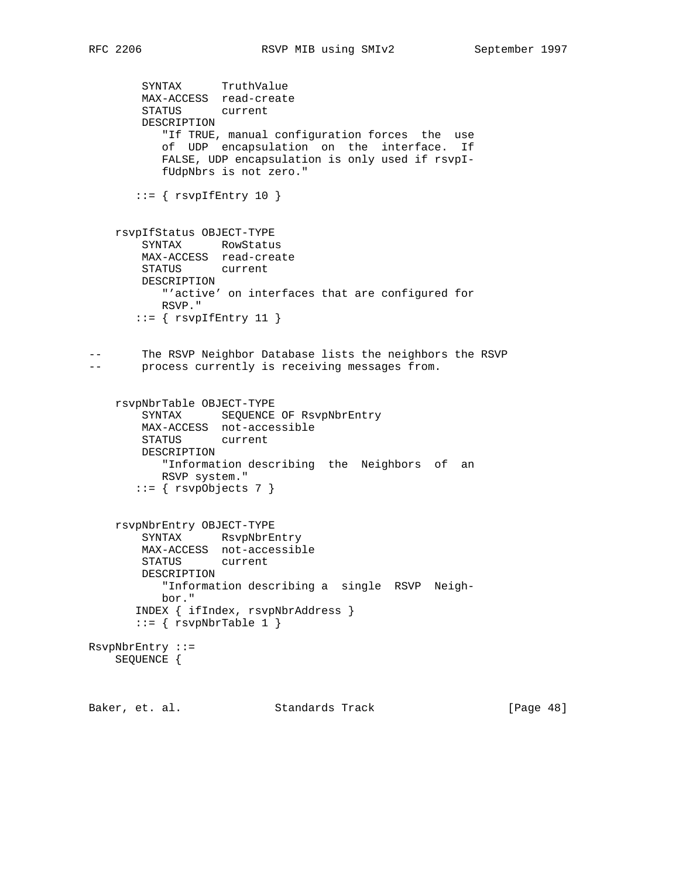```
        SYNTAX      TruthValue
        MAX-ACCESS  read-create
        STATUS      current
        DESCRIPTION
           "If TRUE, manual configuration forces  the  use
           of  UDP  encapsulation  on  the  interface.  If
           FALSE, UDP encapsulation is only used if rsvpI-
           fUdpNbrs is not zero."

       ::= { rsvpIfEntry 10 }


    rsvpIfStatus OBJECT-TYPE
        SYNTAX      RowStatus
        MAX-ACCESS  read-create
        STATUS      current
        DESCRIPTION
           "'active' on interfaces that are configured for
           RSVP."
       ::= { rsvpIfEntry 11 }


--      The RSVP Neighbor Database lists the neighbors the RSVP
--      process currently is receiving messages from.


    rsvpNbrTable OBJECT-TYPE
        SYNTAX      SEQUENCE OF RsvpNbrEntry
        MAX-ACCESS  not-accessible
        STATUS      current
        DESCRIPTION
           "Information describing  the  Neighbors  of  an
           RSVP system."
       ::= { rsvpObjects 7 }


    rsvpNbrEntry OBJECT-TYPE
        SYNTAX      RsvpNbrEntry
        MAX-ACCESS  not-accessible
        STATUS      current
        DESCRIPTION
           "Information describing a  single  RSVP  Neigh-
           bor."
       INDEX { ifIndex, rsvpNbrAddress }
       ::= { rsvpNbrTable 1 }

RsvpNbrEntry ::=
    SEQUENCE {
```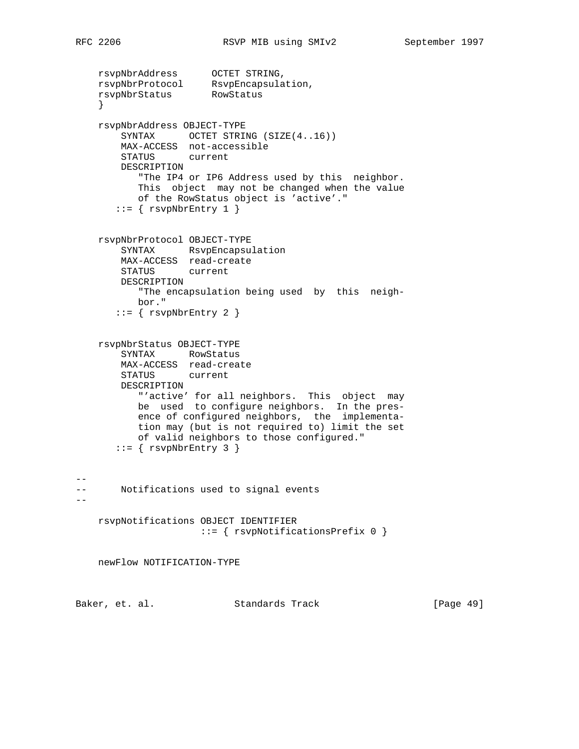```
    rsvpNbrAddress      OCTET STRING,
    rsvpNbrProtocol     RsvpEncapsulation,
    rsvpNbrStatus       RowStatus
    }

    rsvpNbrAddress OBJECT-TYPE
        SYNTAX      OCTET STRING (SIZE(4..16))
        MAX-ACCESS  not-accessible
        STATUS      current
        DESCRIPTION
           "The IP4 or IP6 Address used by this  neighbor.
           This  object  may not be changed when the value
           of the RowStatus object is 'active'."
       ::= { rsvpNbrEntry 1 }


    rsvpNbrProtocol OBJECT-TYPE
        SYNTAX      RsvpEncapsulation
        MAX-ACCESS  read-create
        STATUS      current
        DESCRIPTION
           "The encapsulation being used  by  this  neigh-
           bor."
       ::= { rsvpNbrEntry 2 }


    rsvpNbrStatus OBJECT-TYPE
        SYNTAX      RowStatus
        MAX-ACCESS  read-create
        STATUS      current
        DESCRIPTION
           "'active' for all neighbors.  This  object  may
           be  used  to configure neighbors.  In the pres-
           ence of configured neighbors,  the  implementa-
           tion may (but is not required to) limit the set
           of valid neighbors to those configured."
       ::= { rsvpNbrEntry 3 }


--
--      Notifications used to signal events
--

    rsvpNotifications OBJECT IDENTIFIER
                       ::= { rsvpNotificationsPrefix 0 }


    newFlow NOTIFICATION-TYPE
```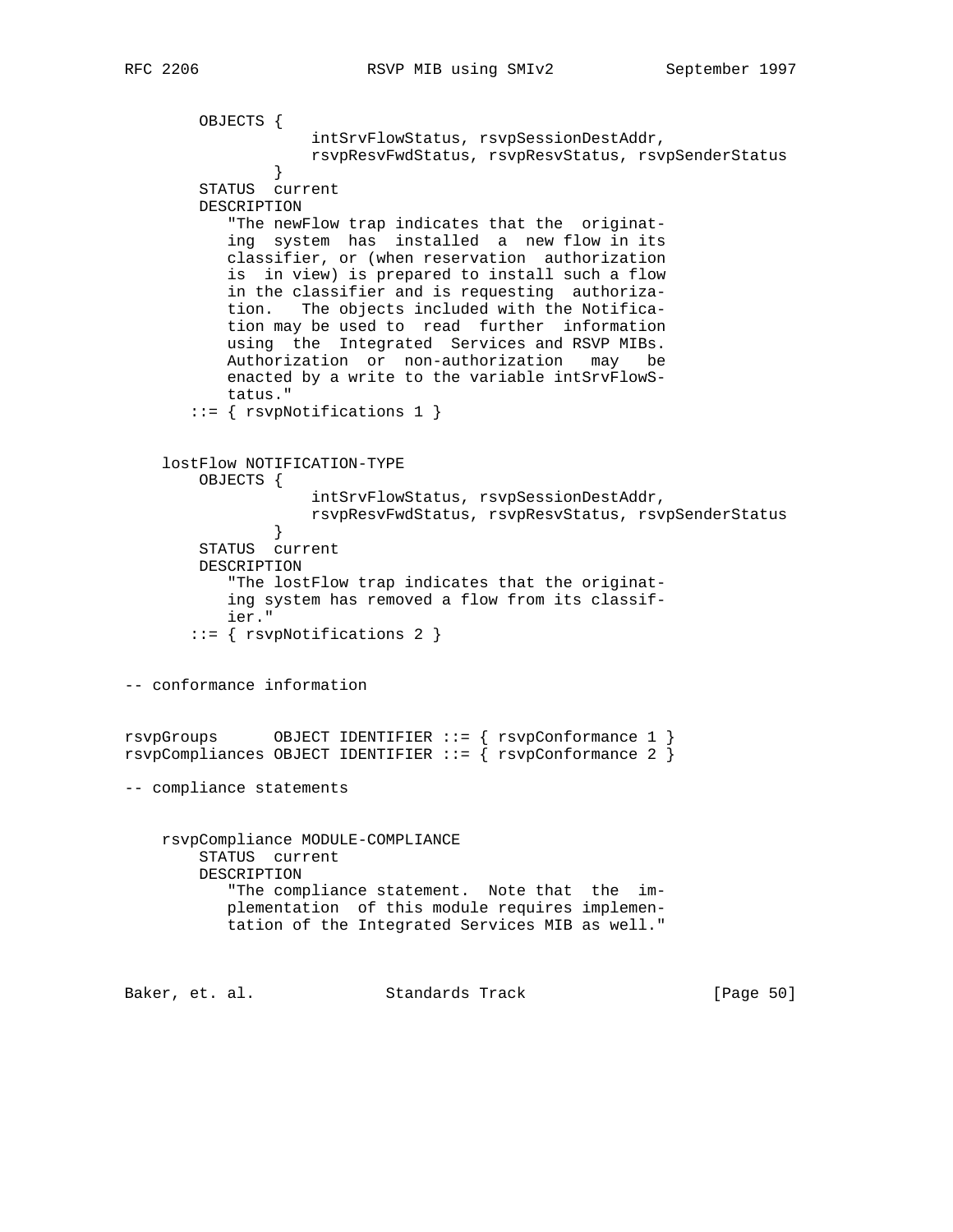```
        OBJECTS {
                    intSrvFlowStatus, rsvpSessionDestAddr,
                    rsvpResvFwdStatus, rsvpResvStatus, rsvpSenderStatus
                }
        STATUS  current
        DESCRIPTION
           "The newFlow trap indicates that the  originat-
           ing  system  has  installed  a  new flow in its
           classifier, or (when reservation  authorization
           is  in view) is prepared to install such a flow
           in the classifier and is requesting  authoriza-
           tion.   The objects included with the Notifica-
           tion may be used to  read  further  information
           using  the  Integrated  Services and RSVP MIBs.
           Authorization  or  non-authorization   may   be
           enacted by a write to the variable intSrvFlowS-
           tatus."
       ::= { rsvpNotifications 1 }


    lostFlow NOTIFICATION-TYPE
        OBJECTS {
                    intSrvFlowStatus, rsvpSessionDestAddr,
                    rsvpResvFwdStatus, rsvpResvStatus, rsvpSenderStatus
                }
        STATUS  current
        DESCRIPTION
           "The lostFlow trap indicates that the originat-
           ing system has removed a flow from its classif-
           ier."
       ::= { rsvpNotifications 2 }


-- conformance information


rsvpGroups      OBJECT IDENTIFIER ::= { rsvpConformance 1 }
rsvpCompliances OBJECT IDENTIFIER ::= { rsvpConformance 2 }

-- compliance statements


    rsvpCompliance MODULE-COMPLIANCE
        STATUS  current
        DESCRIPTION
           "The compliance statement.  Note that  the  im-
           plementation  of this module requires implemen-
           tation of the Integrated Services MIB as well."
```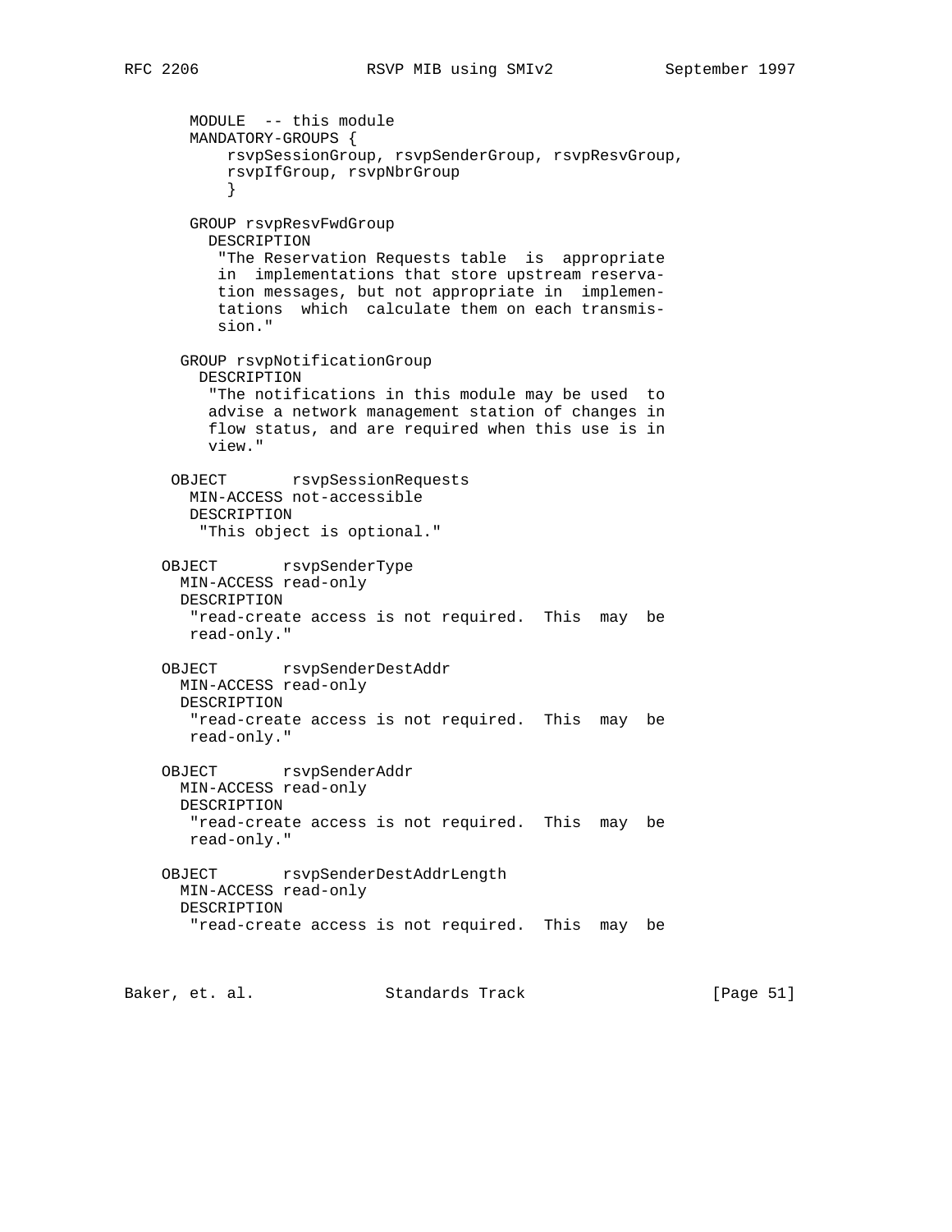```
       MODULE  -- this module
       MANDATORY-GROUPS {
           rsvpSessionGroup, rsvpSenderGroup, rsvpResvGroup,
           rsvpIfGroup, rsvpNbrGroup
           }

       GROUP rsvpResvFwdGroup
         DESCRIPTION
          "The Reservation Requests table  is  appropriate
          in  implementations that store upstream reserva-
          tion messages, but not appropriate in  implemen-
          tations  which  calculate them on each transmis-
          sion."

      GROUP rsvpNotificationGroup
        DESCRIPTION
         "The notifications in this module may be used  to
         advise a network management station of changes in
         flow status, and are required when this use is in
         view."

     OBJECT       rsvpSessionRequests
       MIN-ACCESS not-accessible
       DESCRIPTION
        "This object is optional."

    OBJECT       rsvpSenderType
      MIN-ACCESS read-only
      DESCRIPTION
       "read-create access is not required.  This  may  be
       read-only."

    OBJECT       rsvpSenderDestAddr
      MIN-ACCESS read-only
      DESCRIPTION
       "read-create access is not required.  This  may  be
       read-only."

    OBJECT       rsvpSenderAddr
      MIN-ACCESS read-only
      DESCRIPTION
       "read-create access is not required.  This  may  be
       read-only."

    OBJECT       rsvpSenderDestAddrLength
      MIN-ACCESS read-only
      DESCRIPTION
       "read-create access is not required.  This  may  be
```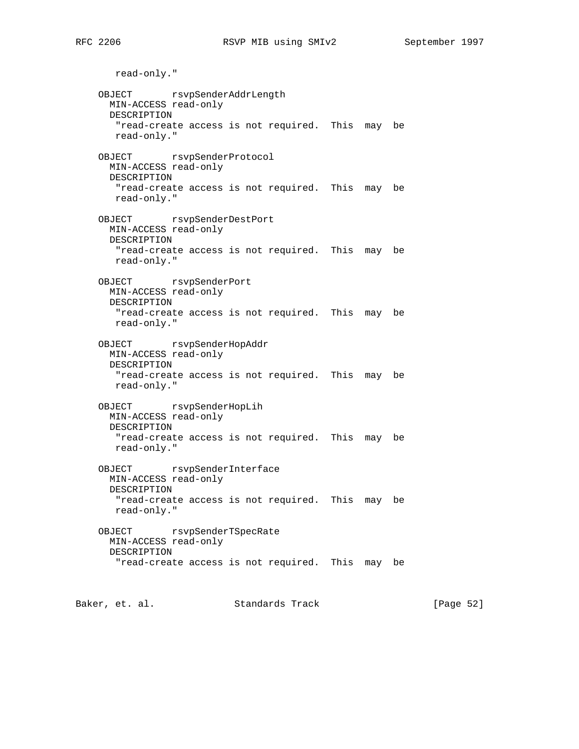```
       read-only."

    OBJECT       rsvpSenderAddrLength
      MIN-ACCESS read-only
      DESCRIPTION
       "read-create access is not required.  This  may  be
       read-only."

    OBJECT       rsvpSenderProtocol
      MIN-ACCESS read-only
      DESCRIPTION
       "read-create access is not required.  This  may  be
       read-only."

    OBJECT       rsvpSenderDestPort
      MIN-ACCESS read-only
      DESCRIPTION
       "read-create access is not required.  This  may  be
       read-only."

    OBJECT       rsvpSenderPort
      MIN-ACCESS read-only
      DESCRIPTION
       "read-create access is not required.  This  may  be
       read-only."

    OBJECT       rsvpSenderHopAddr
      MIN-ACCESS read-only
      DESCRIPTION
       "read-create access is not required.  This  may  be
       read-only."

    OBJECT       rsvpSenderHopLih
      MIN-ACCESS read-only
      DESCRIPTION
       "read-create access is not required.  This  may  be
       read-only."

    OBJECT       rsvpSenderInterface
      MIN-ACCESS read-only
      DESCRIPTION
       "read-create access is not required.  This  may  be
       read-only."

    OBJECT       rsvpSenderTSpecRate
      MIN-ACCESS read-only
      DESCRIPTION
       "read-create access is not required.  This  may  be
```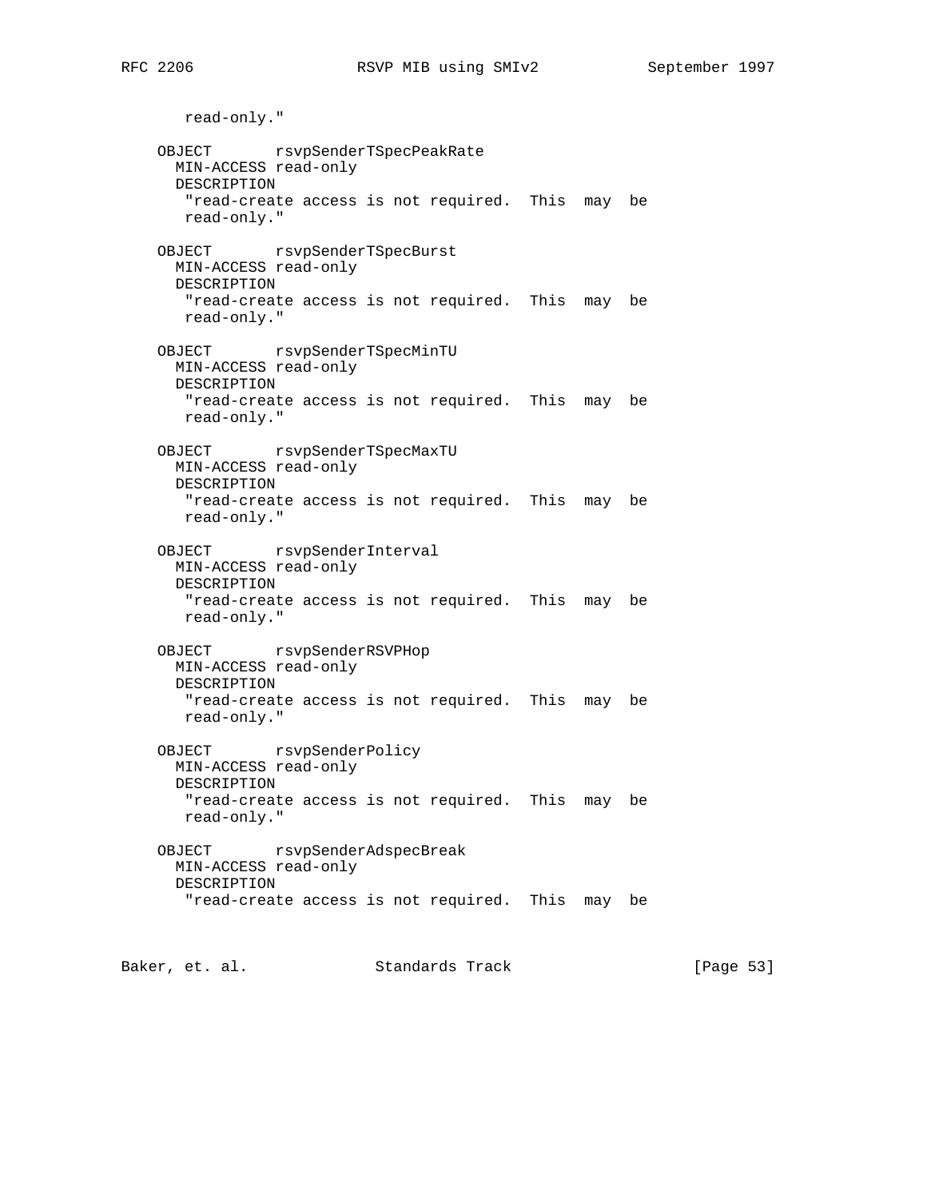```
       read-only."

     OBJECT       rsvpSenderTSpecPeakRate
       MIN-ACCESS read-only
       DESCRIPTION
        "read-create access is not required.  This  may  be
        read-only."

     OBJECT       rsvpSenderTSpecBurst
       MIN-ACCESS read-only
       DESCRIPTION
        "read-create access is not required.  This  may  be
        read-only."

     OBJECT       rsvpSenderTSpecMinTU
       MIN-ACCESS read-only
       DESCRIPTION
        "read-create access is not required.  This  may  be
        read-only."

     OBJECT       rsvpSenderTSpecMaxTU
       MIN-ACCESS read-only
       DESCRIPTION
        "read-create access is not required.  This  may  be
        read-only."

     OBJECT       rsvpSenderInterval
       MIN-ACCESS read-only
       DESCRIPTION
        "read-create access is not required.  This  may  be
        read-only."

     OBJECT       rsvpSenderRSVPHop
       MIN-ACCESS read-only
       DESCRIPTION
        "read-create access is not required.  This  may  be
        read-only."

     OBJECT       rsvpSenderPolicy
       MIN-ACCESS read-only
       DESCRIPTION
        "read-create access is not required.  This  may  be
        read-only."

     OBJECT       rsvpSenderAdspecBreak
       MIN-ACCESS read-only
       DESCRIPTION
        "read-create access is not required.  This  may  be
```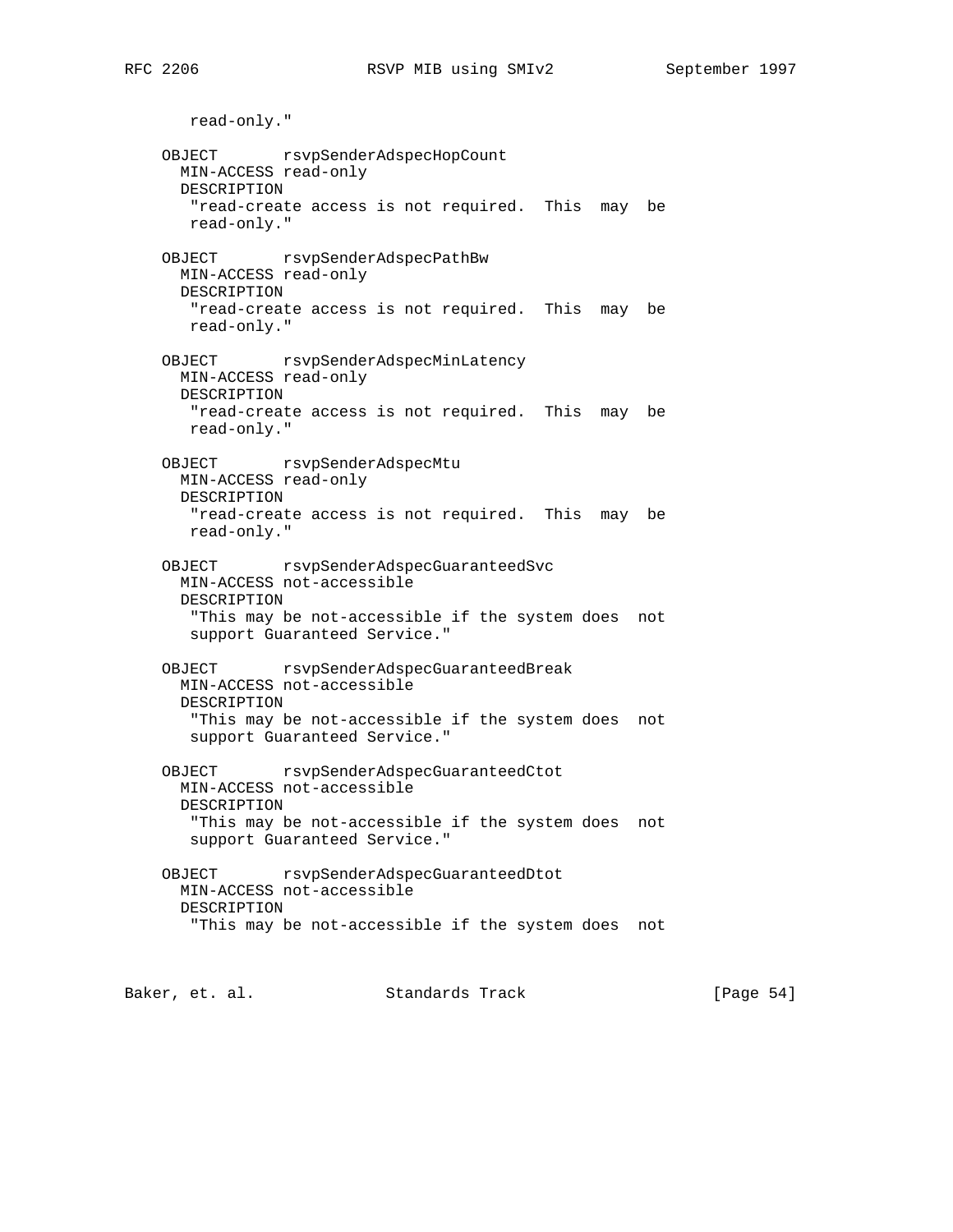```
       read-only."

    OBJECT       rsvpSenderAdspecHopCount
      MIN-ACCESS read-only
      DESCRIPTION
       "read-create access is not required.  This  may  be
       read-only."

    OBJECT       rsvpSenderAdspecPathBw
      MIN-ACCESS read-only
      DESCRIPTION
       "read-create access is not required.  This  may  be
       read-only."

    OBJECT       rsvpSenderAdspecMinLatency
      MIN-ACCESS read-only
      DESCRIPTION
       "read-create access is not required.  This  may  be
       read-only."

    OBJECT       rsvpSenderAdspecMtu
      MIN-ACCESS read-only
      DESCRIPTION
       "read-create access is not required.  This  may  be
       read-only."

    OBJECT       rsvpSenderAdspecGuaranteedSvc
      MIN-ACCESS not-accessible
      DESCRIPTION
       "This may be not-accessible if the system does  not
       support Guaranteed Service."

    OBJECT       rsvpSenderAdspecGuaranteedBreak
      MIN-ACCESS not-accessible
      DESCRIPTION
       "This may be not-accessible if the system does  not
       support Guaranteed Service."

    OBJECT       rsvpSenderAdspecGuaranteedCtot
      MIN-ACCESS not-accessible
      DESCRIPTION
       "This may be not-accessible if the system does  not
       support Guaranteed Service."

    OBJECT       rsvpSenderAdspecGuaranteedDtot
      MIN-ACCESS not-accessible
      DESCRIPTION
       "This may be not-accessible if the system does  not
```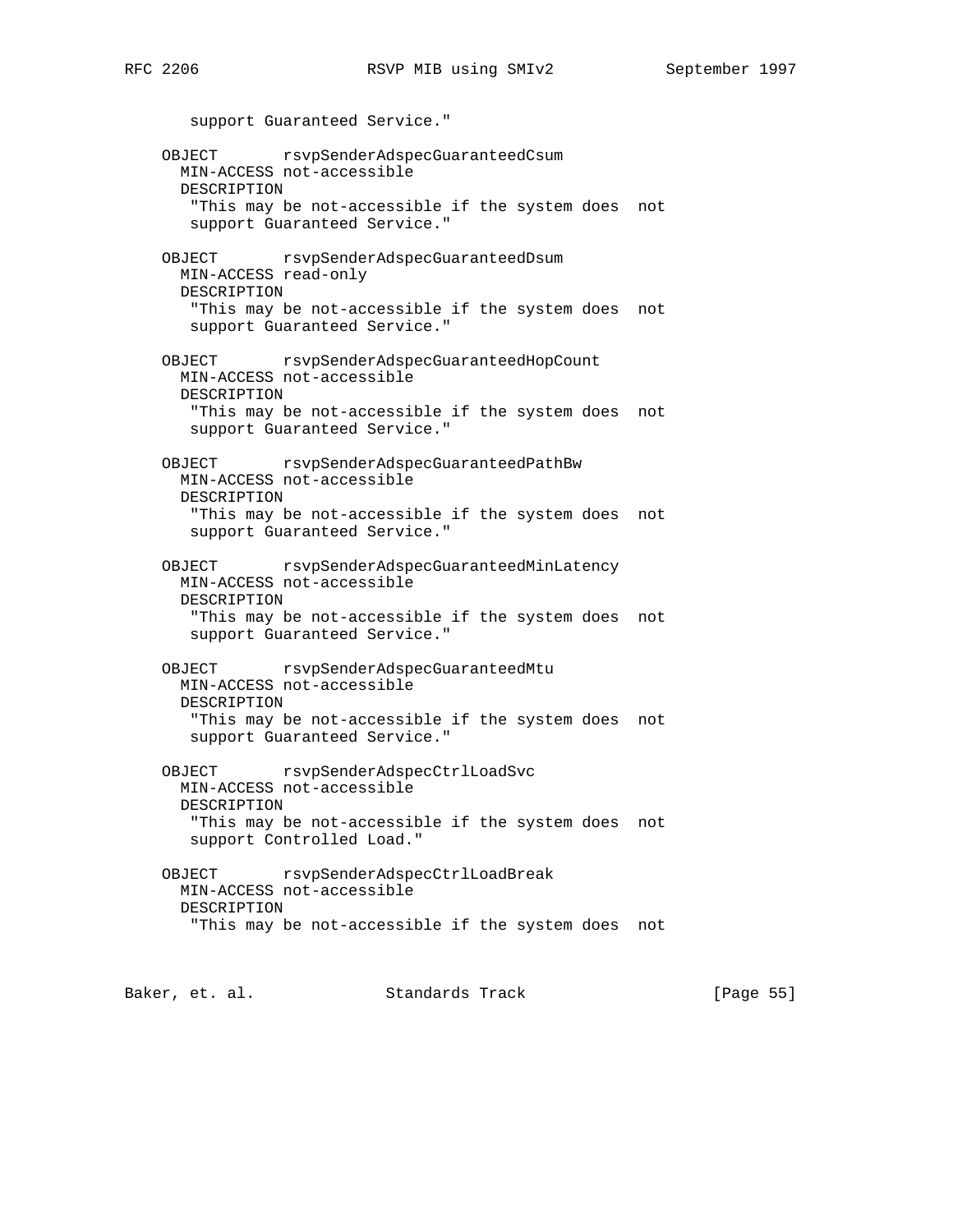```
       support Guaranteed Service."

     OBJECT       rsvpSenderAdspecGuaranteedCsum
       MIN-ACCESS not-accessible
       DESCRIPTION
        "This may be not-accessible if the system does  not
        support Guaranteed Service."

     OBJECT       rsvpSenderAdspecGuaranteedDsum
       MIN-ACCESS read-only
       DESCRIPTION
        "This may be not-accessible if the system does  not
        support Guaranteed Service."

     OBJECT       rsvpSenderAdspecGuaranteedHopCount
       MIN-ACCESS not-accessible
       DESCRIPTION
        "This may be not-accessible if the system does  not
        support Guaranteed Service."

     OBJECT       rsvpSenderAdspecGuaranteedPathBw
       MIN-ACCESS not-accessible
       DESCRIPTION
        "This may be not-accessible if the system does  not
        support Guaranteed Service."

     OBJECT       rsvpSenderAdspecGuaranteedMinLatency
       MIN-ACCESS not-accessible
       DESCRIPTION
        "This may be not-accessible if the system does  not
        support Guaranteed Service."

     OBJECT       rsvpSenderAdspecGuaranteedMtu
       MIN-ACCESS not-accessible
       DESCRIPTION
        "This may be not-accessible if the system does  not
        support Guaranteed Service."

     OBJECT       rsvpSenderAdspecCtrlLoadSvc
       MIN-ACCESS not-accessible
       DESCRIPTION
        "This may be not-accessible if the system does  not
        support Controlled Load."

     OBJECT       rsvpSenderAdspecCtrlLoadBreak
       MIN-ACCESS not-accessible
       DESCRIPTION
        "This may be not-accessible if the system does  not
```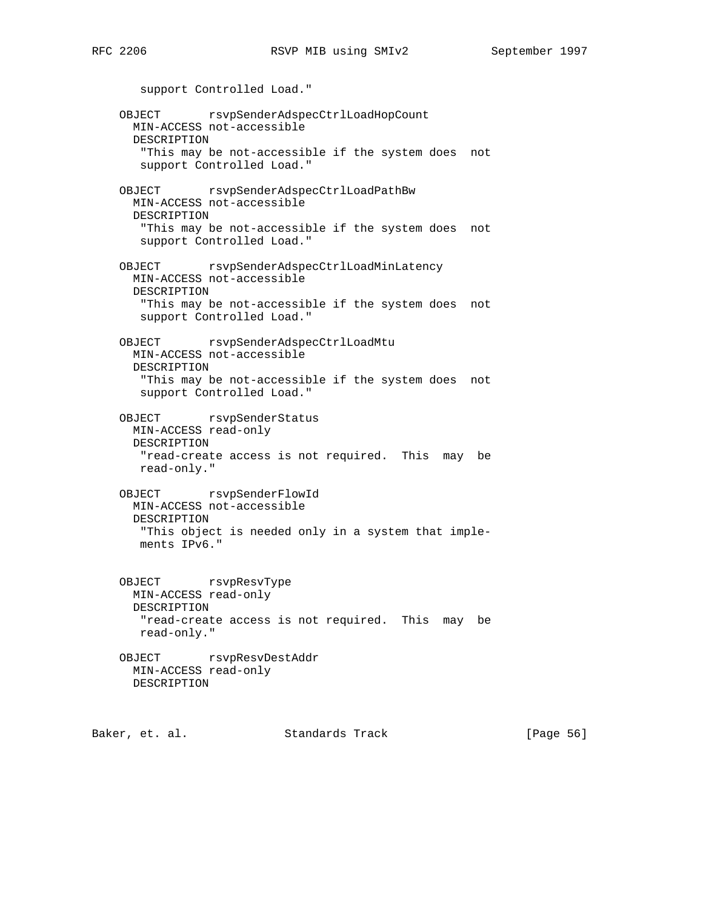```
       support Controlled Load."

    OBJECT       rsvpSenderAdspecCtrlLoadHopCount
      MIN-ACCESS not-accessible
      DESCRIPTION
       "This may be not-accessible if the system does  not
       support Controlled Load."

    OBJECT       rsvpSenderAdspecCtrlLoadPathBw
      MIN-ACCESS not-accessible
      DESCRIPTION
       "This may be not-accessible if the system does  not
       support Controlled Load."

    OBJECT       rsvpSenderAdspecCtrlLoadMinLatency
      MIN-ACCESS not-accessible
      DESCRIPTION
       "This may be not-accessible if the system does  not
       support Controlled Load."

    OBJECT       rsvpSenderAdspecCtrlLoadMtu
      MIN-ACCESS not-accessible
      DESCRIPTION
       "This may be not-accessible if the system does  not
       support Controlled Load."

    OBJECT       rsvpSenderStatus
      MIN-ACCESS read-only
      DESCRIPTION
       "read-create access is not required.  This  may  be
       read-only."

    OBJECT       rsvpSenderFlowId
      MIN-ACCESS not-accessible
      DESCRIPTION
       "This object is needed only in a system that imple-
       ments IPv6."


    OBJECT       rsvpResvType
      MIN-ACCESS read-only
      DESCRIPTION
       "read-create access is not required.  This  may  be
       read-only."

    OBJECT       rsvpResvDestAddr
      MIN-ACCESS read-only
      DESCRIPTION
```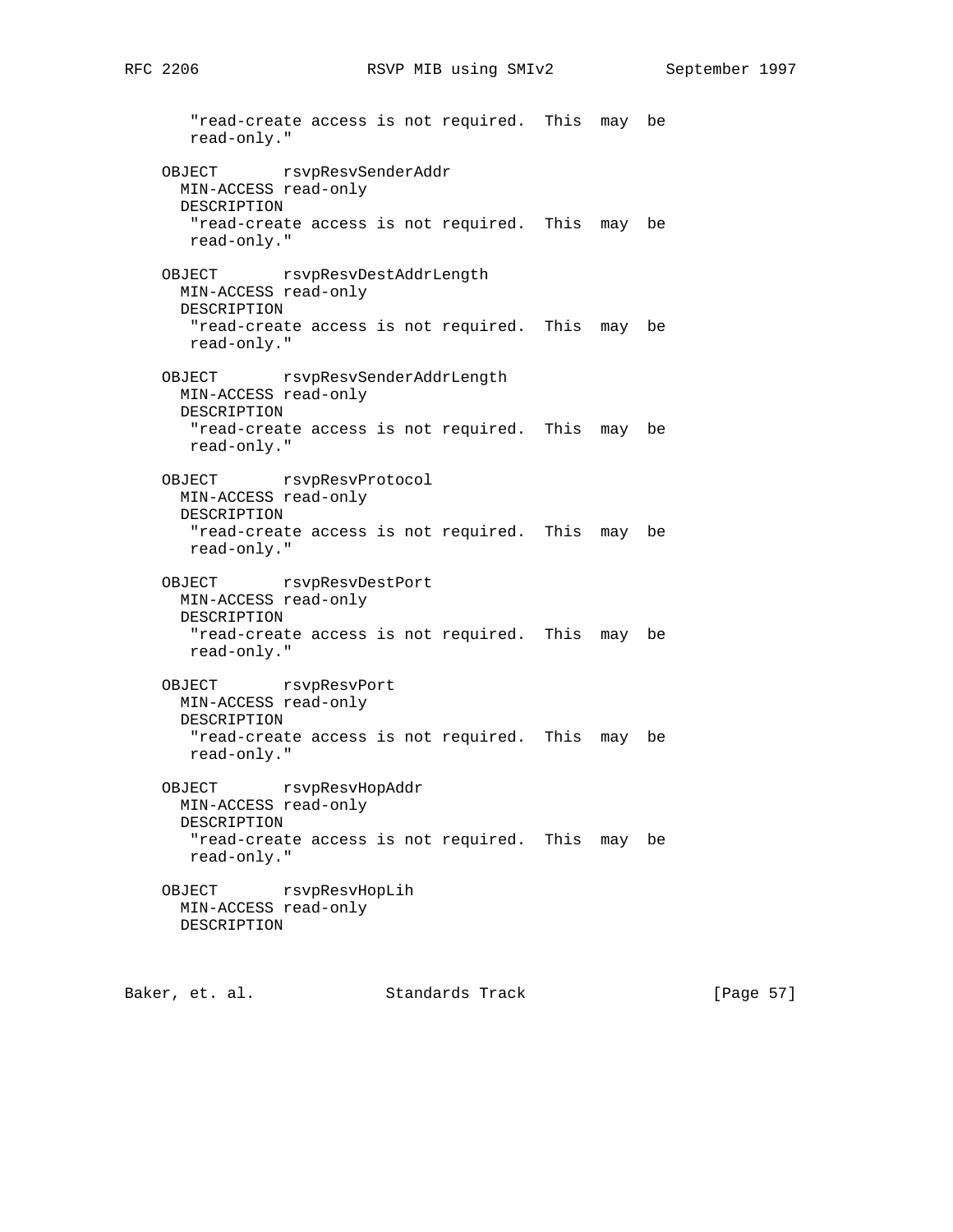```
       "read-create access is not required.  This  may  be
       read-only."

    OBJECT       rsvpResvSenderAddr
      MIN-ACCESS read-only
      DESCRIPTION
       "read-create access is not required.  This  may  be
       read-only."

    OBJECT       rsvpResvDestAddrLength
      MIN-ACCESS read-only
      DESCRIPTION
       "read-create access is not required.  This  may  be
       read-only."

    OBJECT       rsvpResvSenderAddrLength
      MIN-ACCESS read-only
      DESCRIPTION
       "read-create access is not required.  This  may  be
       read-only."

    OBJECT       rsvpResvProtocol
      MIN-ACCESS read-only
      DESCRIPTION
       "read-create access is not required.  This  may  be
       read-only."

    OBJECT       rsvpResvDestPort
      MIN-ACCESS read-only
      DESCRIPTION
       "read-create access is not required.  This  may  be
       read-only."

    OBJECT       rsvpResvPort
      MIN-ACCESS read-only
      DESCRIPTION
       "read-create access is not required.  This  may  be
       read-only."

    OBJECT       rsvpResvHopAddr
      MIN-ACCESS read-only
      DESCRIPTION
       "read-create access is not required.  This  may  be
       read-only."

    OBJECT       rsvpResvHopLih
      MIN-ACCESS read-only
      DESCRIPTION
```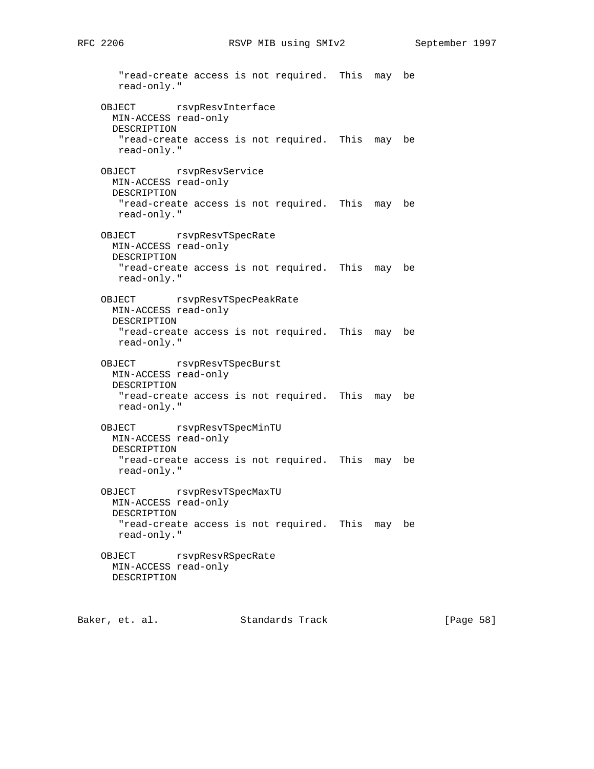```
       "read-create access is not required.  This  may  be
       read-only."

    OBJECT       rsvpResvInterface
      MIN-ACCESS read-only
      DESCRIPTION
       "read-create access is not required.  This  may  be
       read-only."

    OBJECT       rsvpResvService
      MIN-ACCESS read-only
      DESCRIPTION
       "read-create access is not required.  This  may  be
       read-only."

    OBJECT       rsvpResvTSpecRate
      MIN-ACCESS read-only
      DESCRIPTION
       "read-create access is not required.  This  may  be
       read-only."

    OBJECT       rsvpResvTSpecPeakRate
      MIN-ACCESS read-only
      DESCRIPTION
       "read-create access is not required.  This  may  be
       read-only."

    OBJECT       rsvpResvTSpecBurst
      MIN-ACCESS read-only
      DESCRIPTION
       "read-create access is not required.  This  may  be
       read-only."

    OBJECT       rsvpResvTSpecMinTU
      MIN-ACCESS read-only
      DESCRIPTION
       "read-create access is not required.  This  may  be
       read-only."

    OBJECT       rsvpResvTSpecMaxTU
      MIN-ACCESS read-only
      DESCRIPTION
       "read-create access is not required.  This  may  be
       read-only."

    OBJECT       rsvpResvRSpecRate
      MIN-ACCESS read-only
      DESCRIPTION
```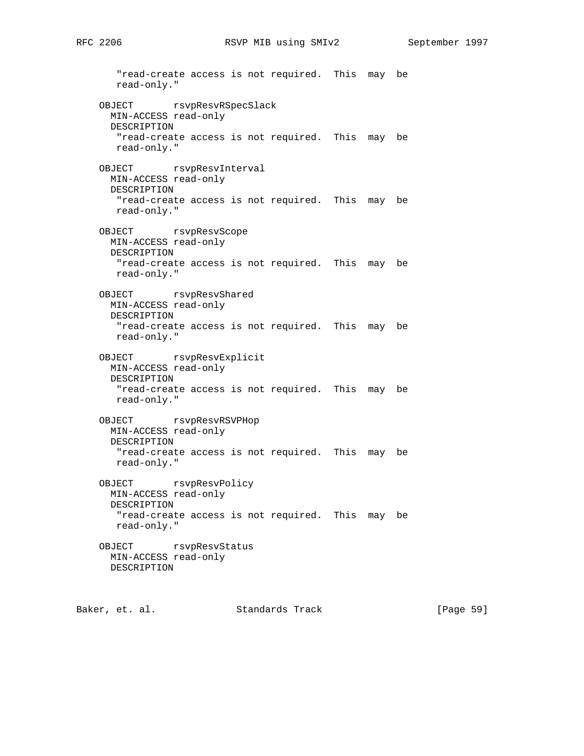```
       "read-create access is not required.  This  may  be
       read-only."

    OBJECT       rsvpResvRSpecSlack
      MIN-ACCESS read-only
      DESCRIPTION
       "read-create access is not required.  This  may  be
       read-only."

    OBJECT       rsvpResvInterval
      MIN-ACCESS read-only
      DESCRIPTION
       "read-create access is not required.  This  may  be
       read-only."

    OBJECT       rsvpResvScope
      MIN-ACCESS read-only
      DESCRIPTION
       "read-create access is not required.  This  may  be
       read-only."

    OBJECT       rsvpResvShared
      MIN-ACCESS read-only
      DESCRIPTION
       "read-create access is not required.  This  may  be
       read-only."

    OBJECT       rsvpResvExplicit
      MIN-ACCESS read-only
      DESCRIPTION
       "read-create access is not required.  This  may  be
       read-only."

    OBJECT       rsvpResvRSVPHop
      MIN-ACCESS read-only
      DESCRIPTION
       "read-create access is not required.  This  may  be
       read-only."

    OBJECT       rsvpResvPolicy
      MIN-ACCESS read-only
      DESCRIPTION
       "read-create access is not required.  This  may  be
       read-only."

    OBJECT       rsvpResvStatus
      MIN-ACCESS read-only
      DESCRIPTION
```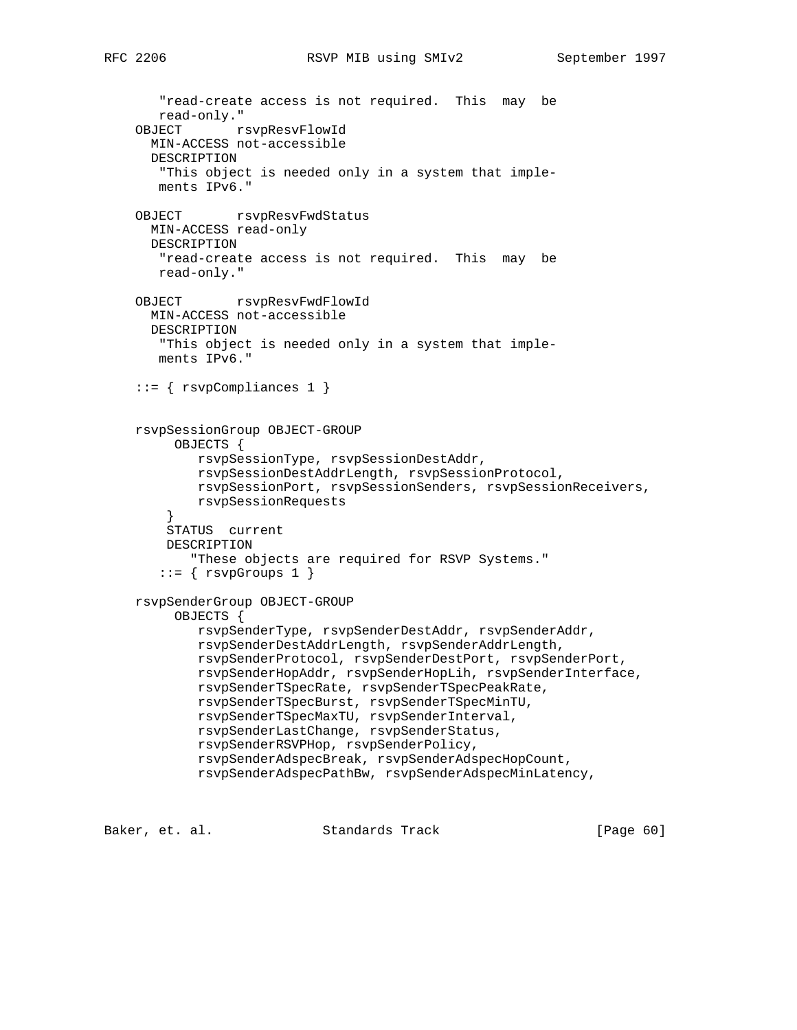```
       "read-create access is not required.  This  may  be
       read-only."
    OBJECT       rsvpResvFlowId
      MIN-ACCESS not-accessible
      DESCRIPTION
       "This object is needed only in a system that imple-
       ments IPv6."

    OBJECT       rsvpResvFwdStatus
      MIN-ACCESS read-only
      DESCRIPTION
       "read-create access is not required.  This  may  be
       read-only."

    OBJECT       rsvpResvFwdFlowId
      MIN-ACCESS not-accessible
      DESCRIPTION
       "This object is needed only in a system that imple-
       ments IPv6."

    ::= { rsvpCompliances 1 }


    rsvpSessionGroup OBJECT-GROUP
         OBJECTS {
            rsvpSessionType, rsvpSessionDestAddr,
            rsvpSessionDestAddrLength, rsvpSessionProtocol,
            rsvpSessionPort, rsvpSessionSenders, rsvpSessionReceivers,
            rsvpSessionRequests
        }
        STATUS  current
        DESCRIPTION
           "These objects are required for RSVP Systems."
       ::= { rsvpGroups 1 }

    rsvpSenderGroup OBJECT-GROUP
         OBJECTS {
            rsvpSenderType, rsvpSenderDestAddr, rsvpSenderAddr,
            rsvpSenderDestAddrLength, rsvpSenderAddrLength,
            rsvpSenderProtocol, rsvpSenderDestPort, rsvpSenderPort,
            rsvpSenderHopAddr, rsvpSenderHopLih, rsvpSenderInterface,
            rsvpSenderTSpecRate, rsvpSenderTSpecPeakRate,
            rsvpSenderTSpecBurst, rsvpSenderTSpecMinTU,
            rsvpSenderTSpecMaxTU, rsvpSenderInterval,
            rsvpSenderLastChange, rsvpSenderStatus,
            rsvpSenderRSVPHop, rsvpSenderPolicy,
            rsvpSenderAdspecBreak, rsvpSenderAdspecHopCount,
            rsvpSenderAdspecPathBw, rsvpSenderAdspecMinLatency,
```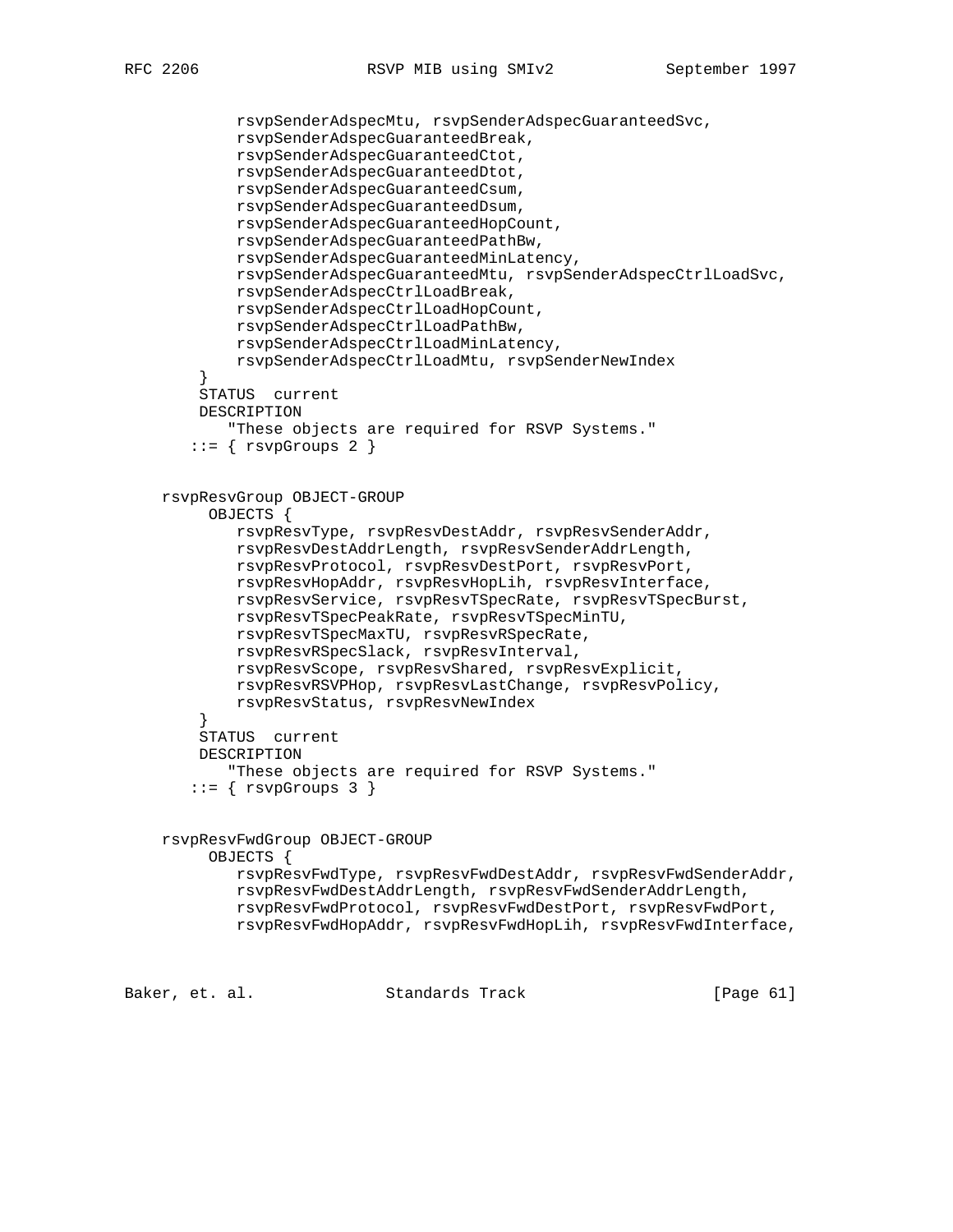```
           rsvpSenderAdspecMtu, rsvpSenderAdspecGuaranteedSvc,
           rsvpSenderAdspecGuaranteedBreak,
           rsvpSenderAdspecGuaranteedCtot,
           rsvpSenderAdspecGuaranteedDtot,
           rsvpSenderAdspecGuaranteedCsum,
           rsvpSenderAdspecGuaranteedDsum,
           rsvpSenderAdspecGuaranteedHopCount,
           rsvpSenderAdspecGuaranteedPathBw,
           rsvpSenderAdspecGuaranteedMinLatency,
           rsvpSenderAdspecGuaranteedMtu, rsvpSenderAdspecCtrlLoadSvc,
           rsvpSenderAdspecCtrlLoadBreak,
           rsvpSenderAdspecCtrlLoadHopCount,
           rsvpSenderAdspecCtrlLoadPathBw,
           rsvpSenderAdspecCtrlLoadMinLatency,
           rsvpSenderAdspecCtrlLoadMtu, rsvpSenderNewIndex
       }
       STATUS  current
       DESCRIPTION
          "These objects are required for RSVP Systems."
      ::= { rsvpGroups 2 }


   rsvpResvGroup OBJECT-GROUP
        OBJECTS {
           rsvpResvType, rsvpResvDestAddr, rsvpResvSenderAddr,
           rsvpResvDestAddrLength, rsvpResvSenderAddrLength,
           rsvpResvProtocol, rsvpResvDestPort, rsvpResvPort,
           rsvpResvHopAddr, rsvpResvHopLih, rsvpResvInterface,
           rsvpResvService, rsvpResvTSpecRate, rsvpResvTSpecBurst,
           rsvpResvTSpecPeakRate, rsvpResvTSpecMinTU,
           rsvpResvTSpecMaxTU, rsvpResvRSpecRate,
           rsvpResvRSpecSlack, rsvpResvInterval,
           rsvpResvScope, rsvpResvShared, rsvpResvExplicit,
           rsvpResvRSVPHop, rsvpResvLastChange, rsvpResvPolicy,
           rsvpResvStatus, rsvpResvNewIndex
       }
       STATUS  current
       DESCRIPTION
          "These objects are required for RSVP Systems."
      ::= { rsvpGroups 3 }


   rsvpResvFwdGroup OBJECT-GROUP
        OBJECTS {
           rsvpResvFwdType, rsvpResvFwdDestAddr, rsvpResvFwdSenderAddr,
           rsvpResvFwdDestAddrLength, rsvpResvFwdSenderAddrLength,
           rsvpResvFwdProtocol, rsvpResvFwdDestPort, rsvpResvFwdPort,
           rsvpResvFwdHopAddr, rsvpResvFwdHopLih, rsvpResvFwdInterface,
```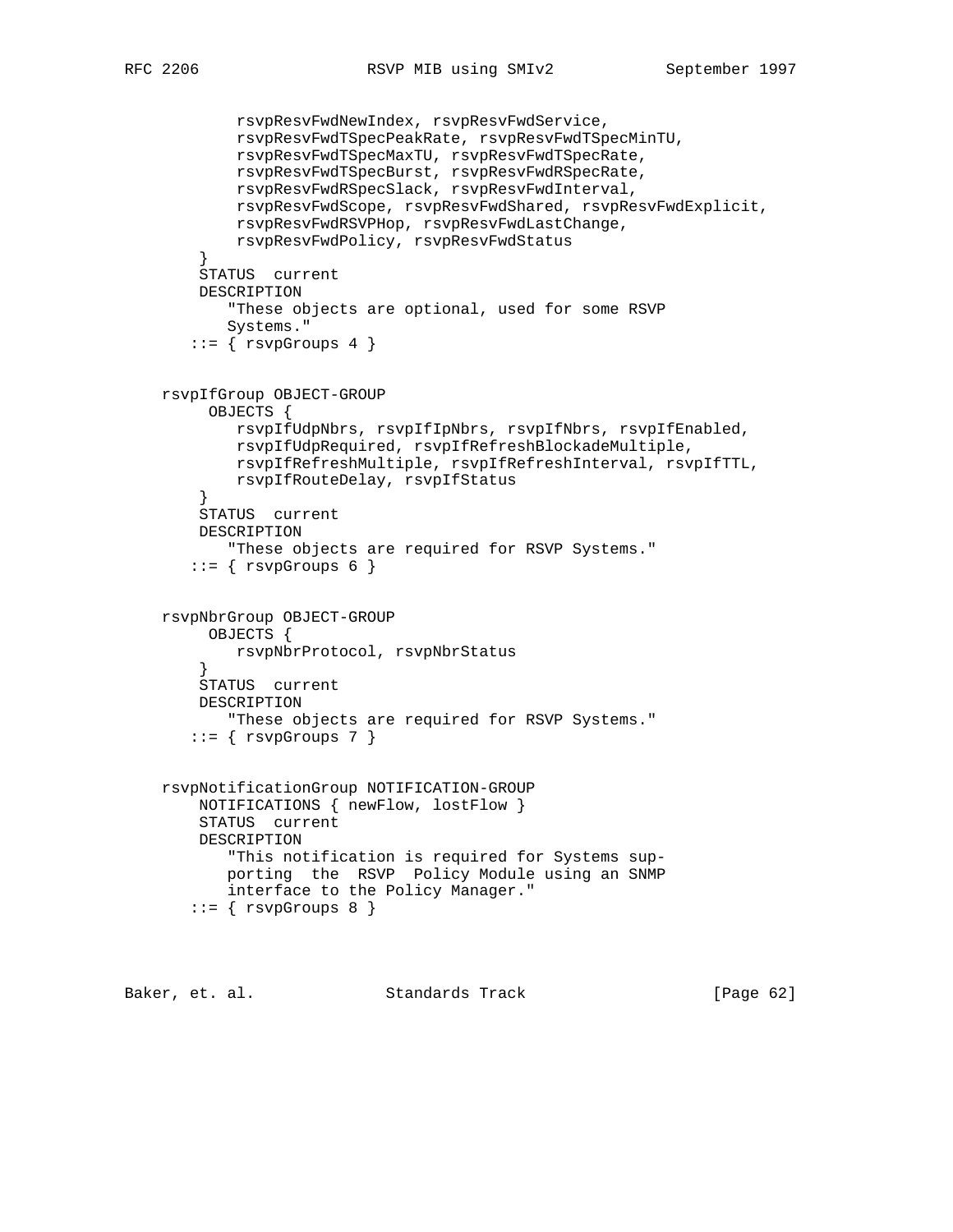```
          rsvpResvFwdNewIndex, rsvpResvFwdService,
          rsvpResvFwdTSpecPeakRate, rsvpResvFwdTSpecMinTU,
          rsvpResvFwdTSpecMaxTU, rsvpResvFwdTSpecRate,
          rsvpResvFwdTSpecBurst, rsvpResvFwdRSpecRate,
          rsvpResvFwdRSpecSlack, rsvpResvFwdInterval,
          rsvpResvFwdScope, rsvpResvFwdShared, rsvpResvFwdExplicit,
          rsvpResvFwdRSVPHop, rsvpResvFwdLastChange,
          rsvpResvFwdPolicy, rsvpResvFwdStatus
      }
      STATUS  current
      DESCRIPTION
         "These objects are optional, used for some RSVP
         Systems."
     ::= { rsvpGroups 4 }


  rsvpIfGroup OBJECT-GROUP
       OBJECTS {
          rsvpIfUdpNbrs, rsvpIfIpNbrs, rsvpIfNbrs, rsvpIfEnabled,
          rsvpIfUdpRequired, rsvpIfRefreshBlockadeMultiple,
          rsvpIfRefreshMultiple, rsvpIfRefreshInterval, rsvpIfTTL,
          rsvpIfRouteDelay, rsvpIfStatus
      }
      STATUS  current
      DESCRIPTION
         "These objects are required for RSVP Systems."
     ::= { rsvpGroups 6 }


  rsvpNbrGroup OBJECT-GROUP
       OBJECTS {
          rsvpNbrProtocol, rsvpNbrStatus
      }
      STATUS  current
      DESCRIPTION
         "These objects are required for RSVP Systems."
     ::= { rsvpGroups 7 }


  rsvpNotificationGroup NOTIFICATION-GROUP
      NOTIFICATIONS { newFlow, lostFlow }
      STATUS  current
      DESCRIPTION
         "This notification is required for Systems sup-
         porting  the  RSVP  Policy Module using an SNMP
         interface to the Policy Manager."
     ::= { rsvpGroups 8 }
```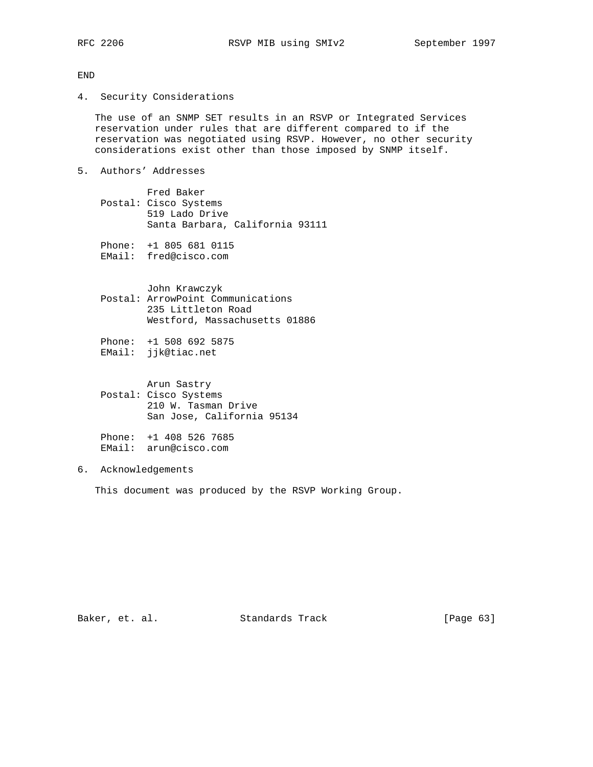END

## 4. Security Considerations

The use of an SNMP SET results in an RSVP or Integrated Services reservation under rules that are different compared to if the reservation was negotiated using RSVP. However, no other security considerations exist other than those imposed by SNMP itself.

## 5. Authors' Addresses

```
        Fred Baker
Postal: Cisco Systems
        519 Lado Drive
        Santa Barbara, California 93111

Phone:  +1 805 681 0115
EMail:  fred@cisco.com


        John Krawczyk
Postal: ArrowPoint Communications
        235 Littleton Road
        Westford, Massachusetts 01886

Phone:  +1 508 692 5875
EMail:  jjk@tiac.net


        Arun Sastry
Postal: Cisco Systems
        210 W. Tasman Drive
        San Jose, California 95134

Phone:  +1 408 526 7685
EMail:  arun@cisco.com
```

## 6. Acknowledgements

This document was produced by the RSVP Working Group.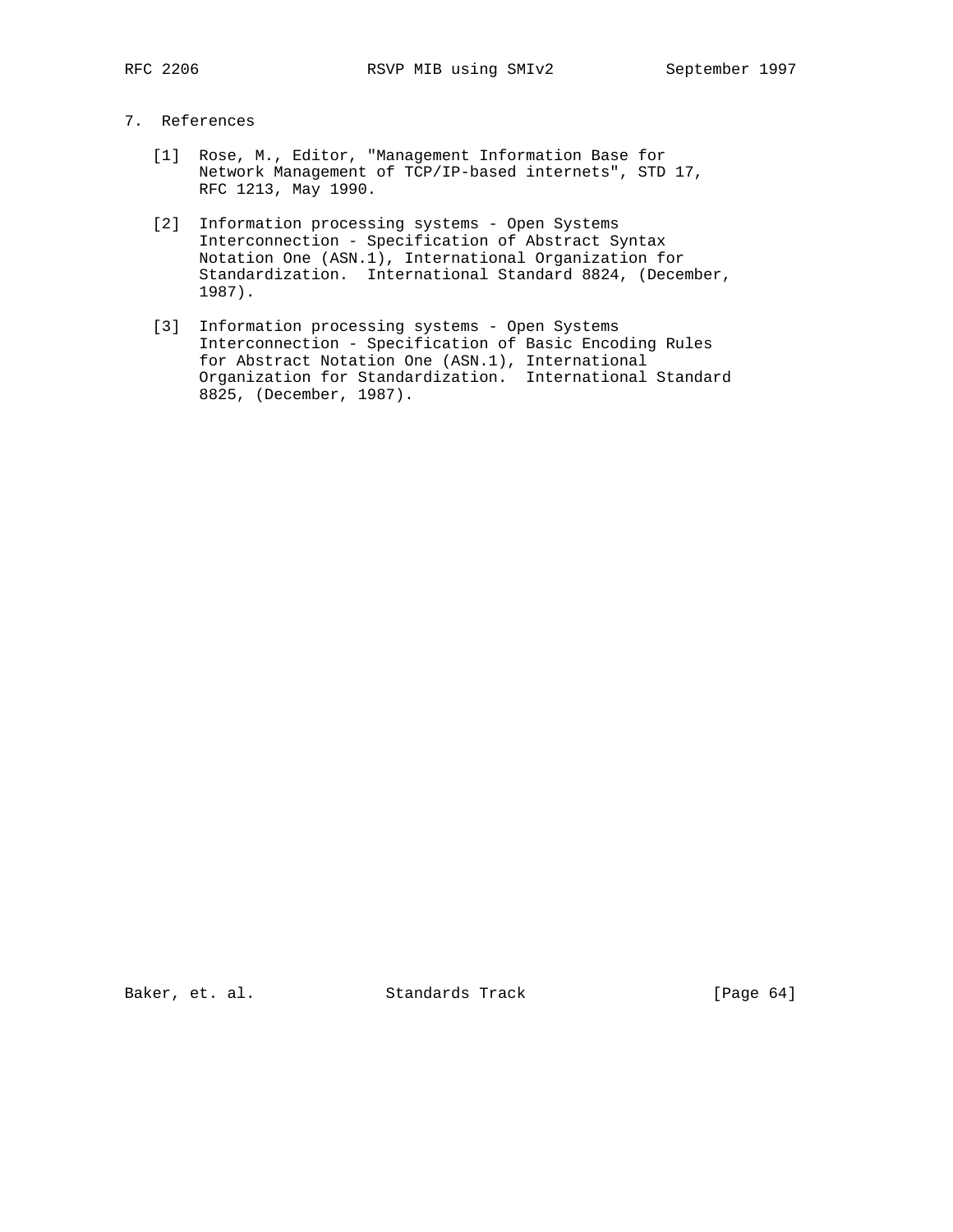## 7. References

[1] Rose, M., Editor, "Management Information Base for Network Management of TCP/IP-based internets", STD 17, RFC 1213, May 1990.

[2] Information processing systems - Open Systems Interconnection - Specification of Abstract Syntax Notation One (ASN.1), International Organization for Standardization. International Standard 8824, (December, 1987).

[3] Information processing systems - Open Systems Interconnection - Specification of Basic Encoding Rules for Abstract Notation One (ASN.1), International Organization for Standardization. International Standard 8825, (December, 1987).